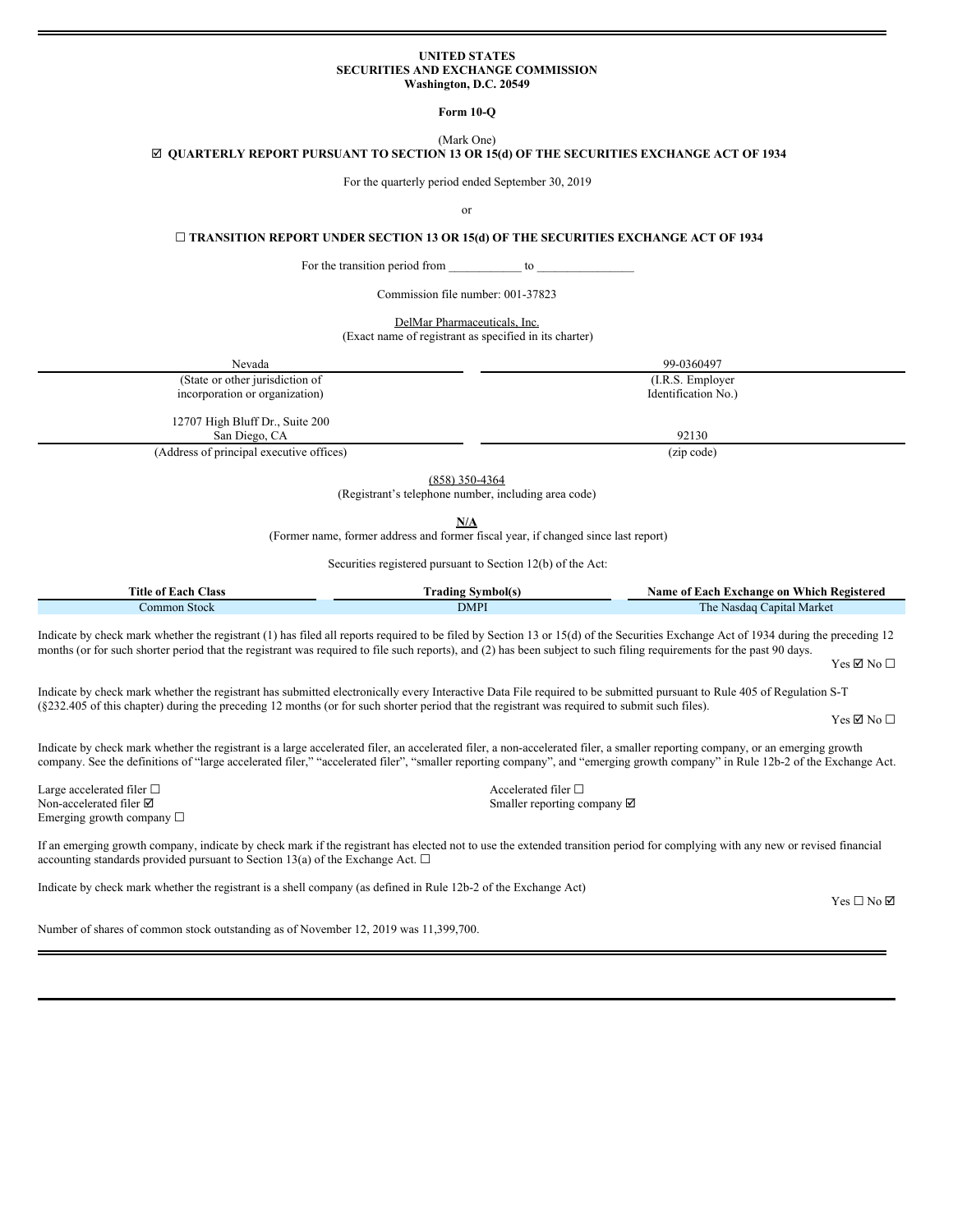**UNITED STATES**
**SECURITIES AND EXCHANGE COMMISSION**
**Washington, D.C. 20549**

**Form 10-Q**

(Mark One)

☑ **QUARTERLY REPORT PURSUANT TO SECTION 13 OR 15(d) OF THE SECURITIES EXCHANGE ACT OF 1934**

For the quarterly period ended September 30, 2019

or

☐ **TRANSITION REPORT UNDER SECTION 13 OR 15(d) OF THE SECURITIES EXCHANGE ACT OF 1934**

For the transition period from ___________ to _______________

Commission file number: 001-37823

DelMar Pharmaceuticals, Inc.
(Exact name of registrant as specified in its charter)

| Nevada | 99-0360497 |
|---|---|
| (State or other jurisdiction of incorporation or organization) | (I.R.S. Employer Identification No.) |
| 12707 High Bluff Dr., Suite 200 San Diego, CA | 92130 |
| (Address of principal executive offices) | (zip code) |

(858) 350-4364
(Registrant's telephone number, including area code)

**N/A**
(Former name, former address and former fiscal year, if changed since last report)

Securities registered pursuant to Section 12(b) of the Act:

| Title of Each Class | Trading Symbol(s) | Name of Each Exchange on Which Registered |
|---|---|---|
| Common Stock | DMPI | The Nasdaq Capital Market |

Indicate by check mark whether the registrant (1) has filed all reports required to be filed by Section 13 or 15(d) of the Securities Exchange Act of 1934 during the preceding 12 months (or for such shorter period that the registrant was required to file such reports), and (2) has been subject to such filing requirements for the past 90 days.
Yes ☑ No ☐

Indicate by check mark whether the registrant has submitted electronically every Interactive Data File required to be submitted pursuant to Rule 405 of Regulation S-T (§232.405 of this chapter) during the preceding 12 months (or for such shorter period that the registrant was required to submit such files).
Yes ☑ No ☐

Indicate by check mark whether the registrant is a large accelerated filer, an accelerated filer, a non-accelerated filer, a smaller reporting company, or an emerging growth company. See the definitions of "large accelerated filer," "accelerated filer", "smaller reporting company", and "emerging growth company" in Rule 12b-2 of the Exchange Act.

| | |
|---|---|
| Large accelerated filer ☐ | Accelerated filer ☐ |
| Non-accelerated filer ☑ | Smaller reporting company ☑ |
| Emerging growth company ☐ | |

If an emerging growth company, indicate by check mark if the registrant has elected not to use the extended transition period for complying with any new or revised financial accounting standards provided pursuant to Section 13(a) of the Exchange Act. ☐

Indicate by check mark whether the registrant is a shell company (as defined in Rule 12b-2 of the Exchange Act)
Yes ☐ No ☑

Number of shares of common stock outstanding as of November 12, 2019 was 11,399,700.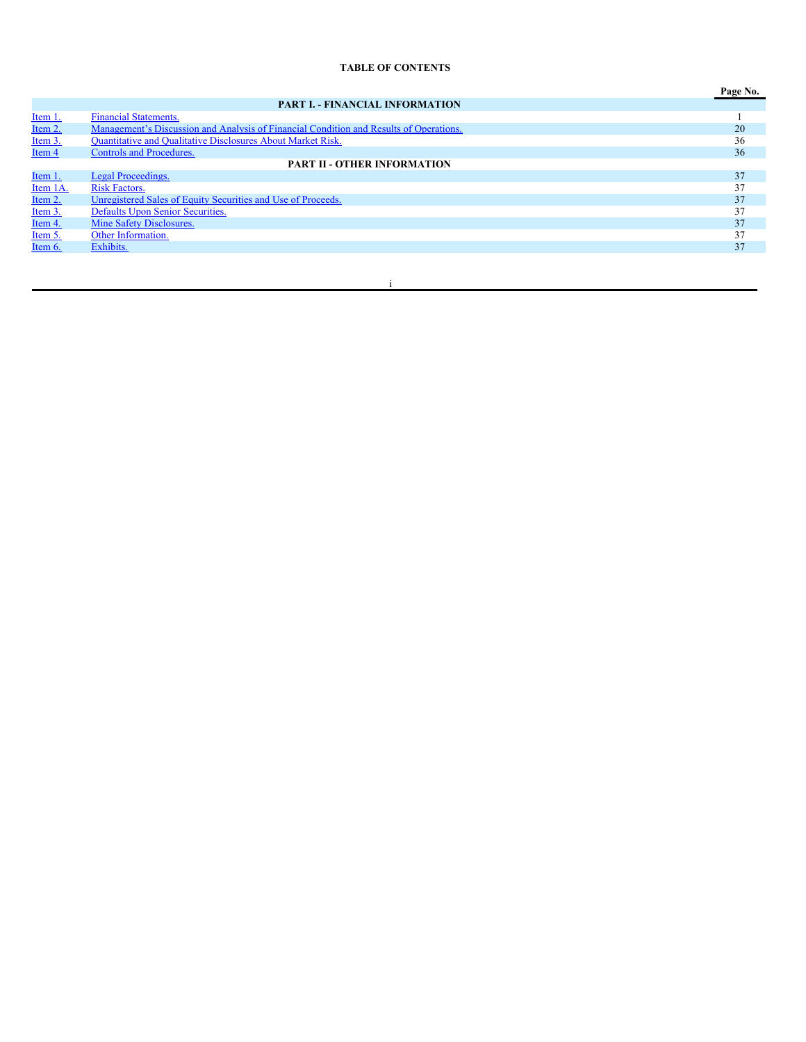**TABLE OF CONTENTS**

| | | Page No. |
|---|---|---|
| | **PART I. - FINANCIAL INFORMATION** | |
| Item 1. | Financial Statements. | 1 |
| Item 2. | Management's Discussion and Analysis of Financial Condition and Results of Operations. | 20 |
| Item 3. | Quantitative and Qualitative Disclosures About Market Risk. | 36 |
| Item 4 | Controls and Procedures. | 36 |
| | **PART II - OTHER INFORMATION** | |
| Item 1. | Legal Proceedings. | 37 |
| Item 1A. | Risk Factors. | 37 |
| Item 2. | Unregistered Sales of Equity Securities and Use of Proceeds. | 37 |
| Item 3. | Defaults Upon Senior Securities. | 37 |
| Item 4. | Mine Safety Disclosures. | 37 |
| Item 5. | Other Information. | 37 |
| Item 6. | Exhibits. | 37 |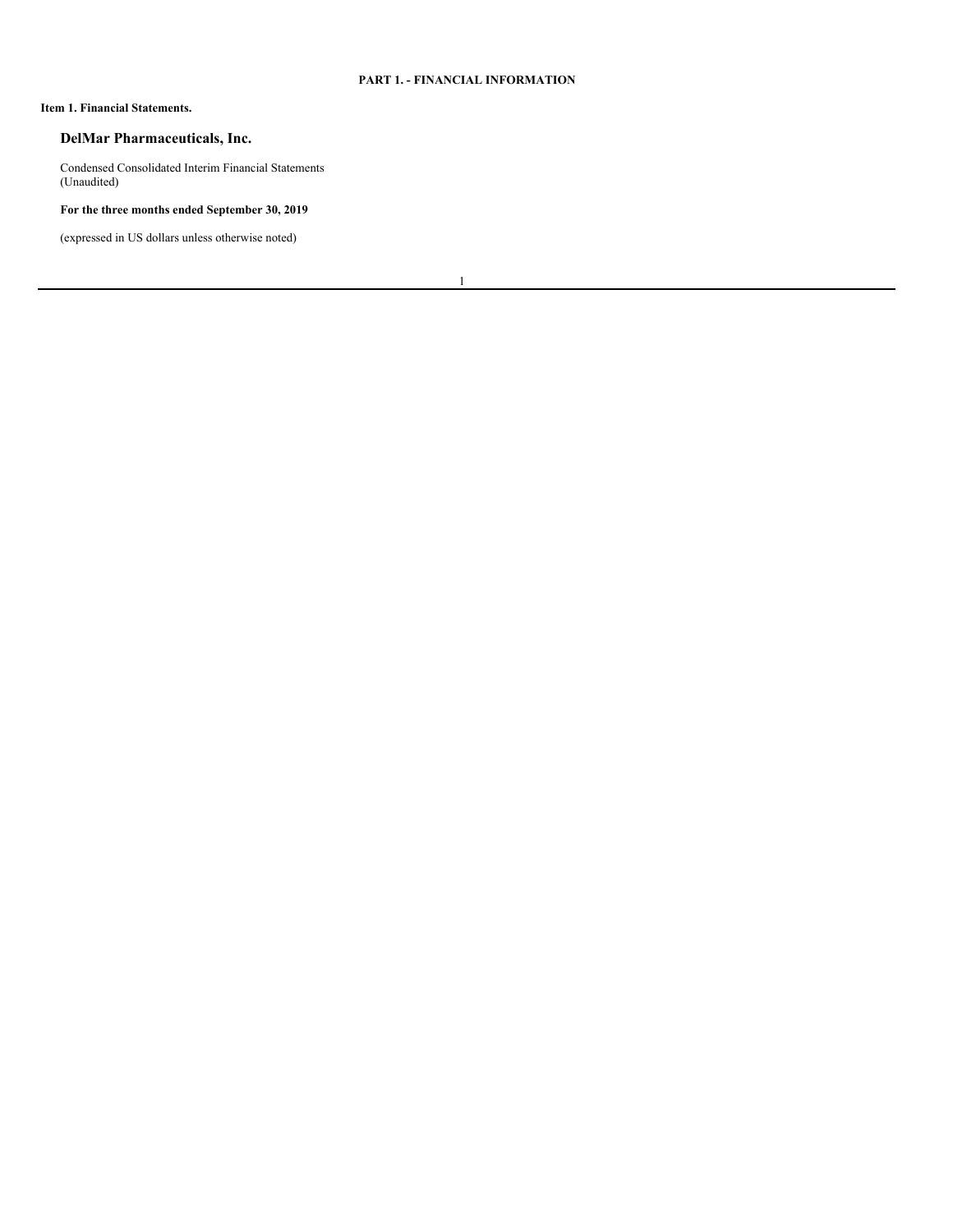# PART 1. - FINANCIAL INFORMATION

## Item 1. Financial Statements.

## DelMar Pharmaceuticals, Inc.

Condensed Consolidated Interim Financial Statements
(Unaudited)

**For the three months ended September 30, 2019**

(expressed in US dollars unless otherwise noted)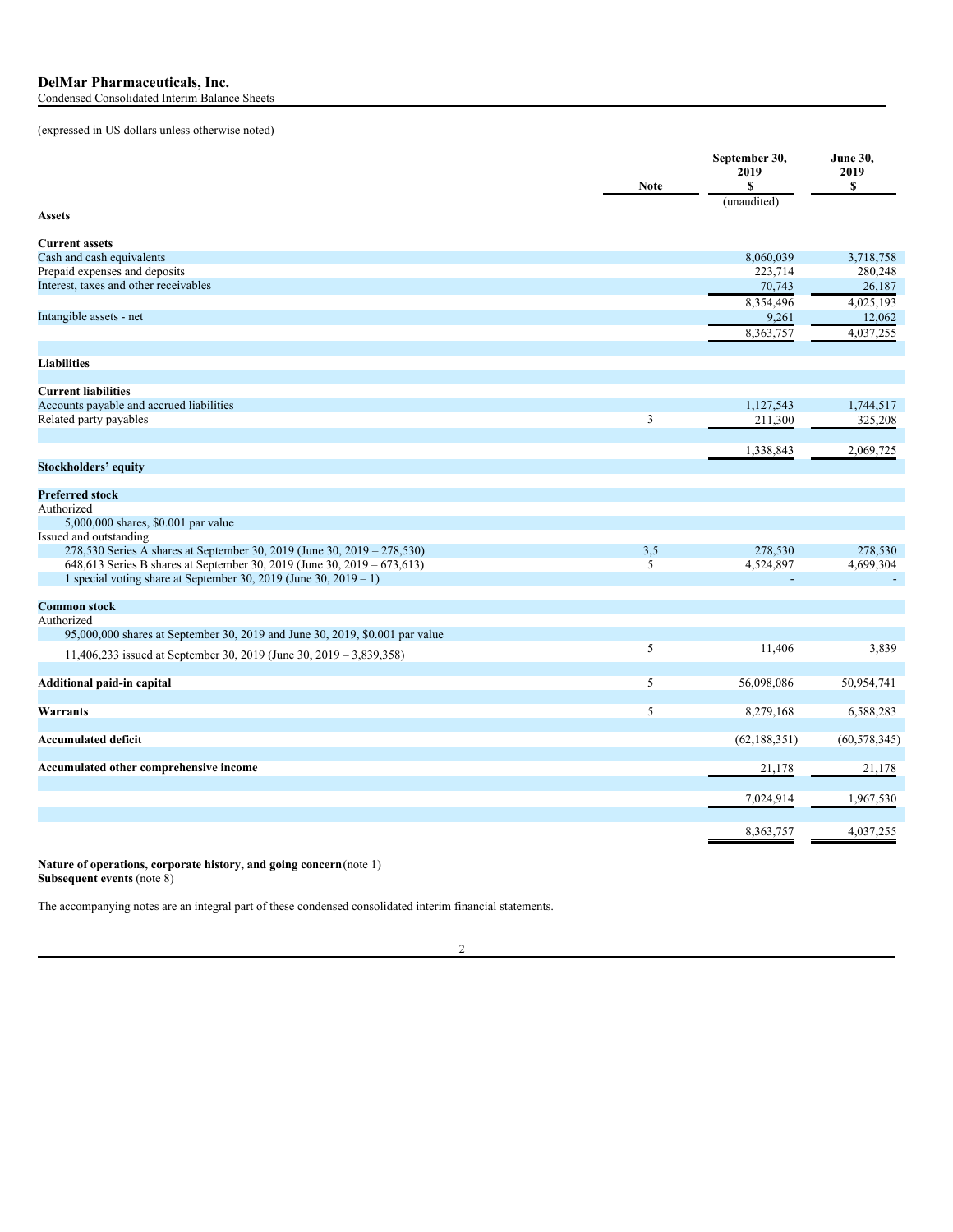# DelMar Pharmaceuticals, Inc.

Condensed Consolidated Interim Balance Sheets

(expressed in US dollars unless otherwise noted)

| | Note | September 30, 2019 $ (unaudited) | June 30, 2019 $ |
|---|---|---|---|
| **Assets** | | | |
| **Current assets** | | | |
| Cash and cash equivalents | | 8,060,039 | 3,718,758 |
| Prepaid expenses and deposits | | 223,714 | 280,248 |
| Interest, taxes and other receivables | | 70,743 | 26,187 |
| | | 8,354,496 | 4,025,193 |
| Intangible assets - net | | 9,261 | 12,062 |
| | | 8,363,757 | 4,037,255 |
| **Liabilities** | | | |
| **Current liabilities** | | | |
| Accounts payable and accrued liabilities | | 1,127,543 | 1,744,517 |
| Related party payables | 3 | 211,300 | 325,208 |
| | | 1,338,843 | 2,069,725 |
| **Stockholders' equity** | | | |
| **Preferred stock** | | | |
| Authorized | | | |
| 5,000,000 shares, $0.001 par value | | | |
| Issued and outstanding | | | |
| 278,530 Series A shares at September 30, 2019 (June 30, 2019 – 278,530) | 3,5 | 278,530 | 278,530 |
| 648,613 Series B shares at September 30, 2019 (June 30, 2019 – 673,613) | 5 | 4,524,897 | 4,699,304 |
| 1 special voting share at September 30, 2019 (June 30, 2019 – 1) | | - | - |
| **Common stock** | | | |
| Authorized | | | |
| 95,000,000 shares at September 30, 2019 and June 30, 2019, $0.001 par value | | | |
| 11,406,233 issued at September 30, 2019 (June 30, 2019 – 3,839,358) | 5 | 11,406 | 3,839 |
| **Additional paid-in capital** | 5 | 56,098,086 | 50,954,741 |
| **Warrants** | 5 | 8,279,168 | 6,588,283 |
| **Accumulated deficit** | | (62,188,351) | (60,578,345) |
| **Accumulated other comprehensive income** | | 21,178 | 21,178 |
| | | 7,024,914 | 1,967,530 |
| | | 8,363,757 | 4,037,255 |

**Nature of operations, corporate history, and going concern** (note 1)
**Subsequent events** (note 8)

The accompanying notes are an integral part of these condensed consolidated interim financial statements.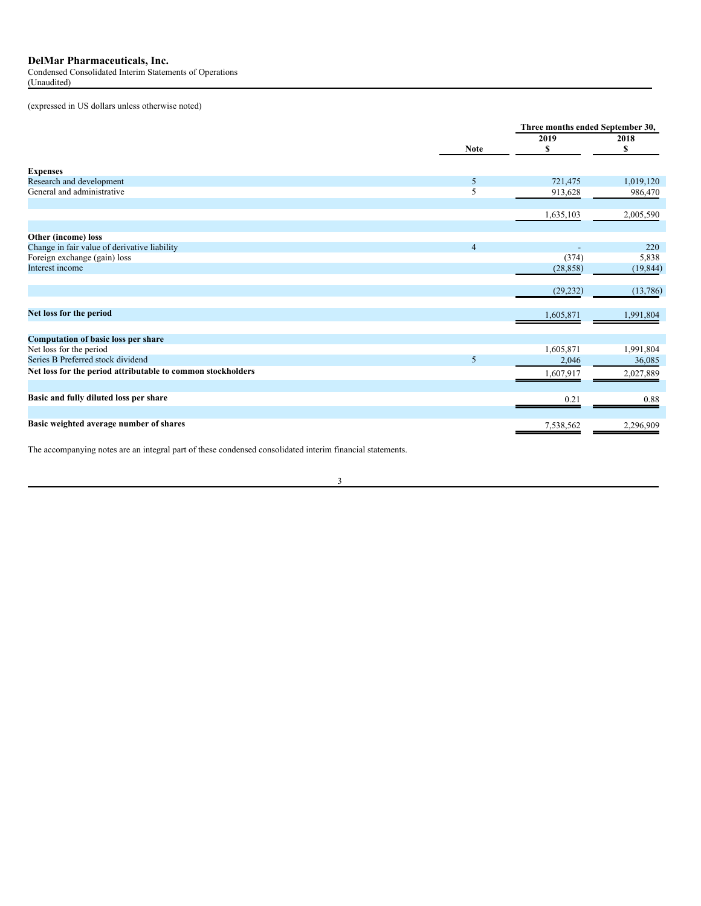# DelMar Pharmaceuticals, Inc.

Condensed Consolidated Interim Statements of Operations
(Unaudited)

(expressed in US dollars unless otherwise noted)

| | Note | Three months ended September 30, 2019 $ | Three months ended September 30, 2018 $ |
|---|---|---|---|
| **Expenses** | | | |
| Research and development | 5 | 721,475 | 1,019,120 |
| General and administrative | 5 | 913,628 | 986,470 |
| | | 1,635,103 | 2,005,590 |
| **Other (income) loss** | | | |
| Change in fair value of derivative liability | 4 | - | 220 |
| Foreign exchange (gain) loss | | (374) | 5,838 |
| Interest income | | (28,858) | (19,844) |
| | | (29,232) | (13,786) |
| **Net loss for the period** | | 1,605,871 | 1,991,804 |
| **Computation of basic loss per share** | | | |
| Net loss for the period | | 1,605,871 | 1,991,804 |
| Series B Preferred stock dividend | 5 | 2,046 | 36,085 |
| **Net loss for the period attributable to common stockholders** | | 1,607,917 | 2,027,889 |
| **Basic and fully diluted loss per share** | | 0.21 | 0.88 |
| **Basic weighted average number of shares** | | 7,538,562 | 2,296,909 |

The accompanying notes are an integral part of these condensed consolidated interim financial statements.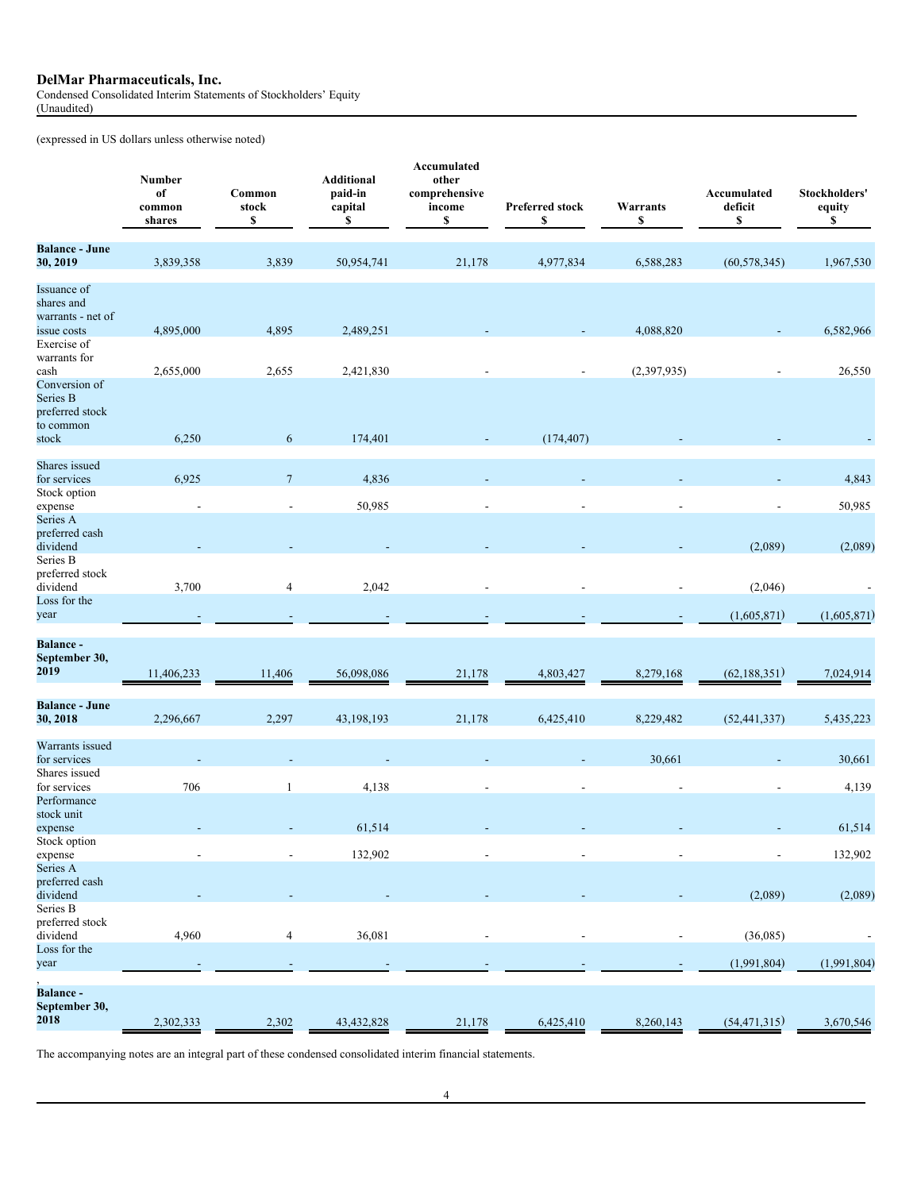# DelMar Pharmaceuticals, Inc.

Condensed Consolidated Interim Statements of Stockholders' Equity
(Unaudited)

(expressed in US dollars unless otherwise noted)

| | Number of common shares | Common stock $ | Additional paid-in capital $ | Accumulated other comprehensive income $ | Preferred stock $ | Warrants $ | Accumulated deficit $ | Stockholders' equity $ |
|---|---|---|---|---|---|---|---|---|
| **Balance - June 30, 2019** | 3,839,358 | 3,839 | 50,954,741 | 21,178 | 4,977,834 | 6,588,283 | (60,578,345) | 1,967,530 |
| Issuance of shares and warrants - net of issue costs | 4,895,000 | 4,895 | 2,489,251 | - | - | 4,088,820 | - | 6,582,966 |
| Exercise of warrants for cash | 2,655,000 | 2,655 | 2,421,830 | - | - | (2,397,935) | - | 26,550 |
| Conversion of Series B preferred stock to common stock | 6,250 | 6 | 174,401 | - | (174,407) | - | - | - |
| Shares issued for services | 6,925 | 7 | 4,836 | - | - | - | - | 4,843 |
| Stock option expense | - | - | 50,985 | - | - | - | - | 50,985 |
| Series A preferred cash dividend | - | - | - | - | - | - | (2,089) | (2,089) |
| Series B preferred stock dividend | 3,700 | 4 | 2,042 | - | - | - | (2,046) | - |
| Loss for the year | - | - | - | - | - | - | (1,605,871) | (1,605,871) |
| **Balance - September 30, 2019** | 11,406,233 | 11,406 | 56,098,086 | 21,178 | 4,803,427 | 8,279,168 | (62,188,351) | 7,024,914 |
| **Balance - June 30, 2018** | 2,296,667 | 2,297 | 43,198,193 | 21,178 | 6,425,410 | 8,229,482 | (52,441,337) | 5,435,223 |
| Warrants issued for services | - | - | - | - | - | 30,661 | - | 30,661 |
| Shares issued for services | 706 | 1 | 4,138 | - | - | - | - | 4,139 |
| Performance stock unit expense | - | - | 61,514 | - | - | - | - | 61,514 |
| Stock option expense | - | - | 132,902 | - | - | - | - | 132,902 |
| Series A preferred cash dividend | - | - | - | - | - | - | (2,089) | (2,089) |
| Series B preferred stock dividend | 4,960 | 4 | 36,081 | - | - | - | (36,085) | - |
| Loss for the year | - | - | - | - | - | - | (1,991,804) | (1,991,804) |
| **Balance - September 30, 2018** | 2,302,333 | 2,302 | 43,432,828 | 21,178 | 6,425,410 | 8,260,143 | (54,471,315) | 3,670,546 |

The accompanying notes are an integral part of these condensed consolidated interim financial statements.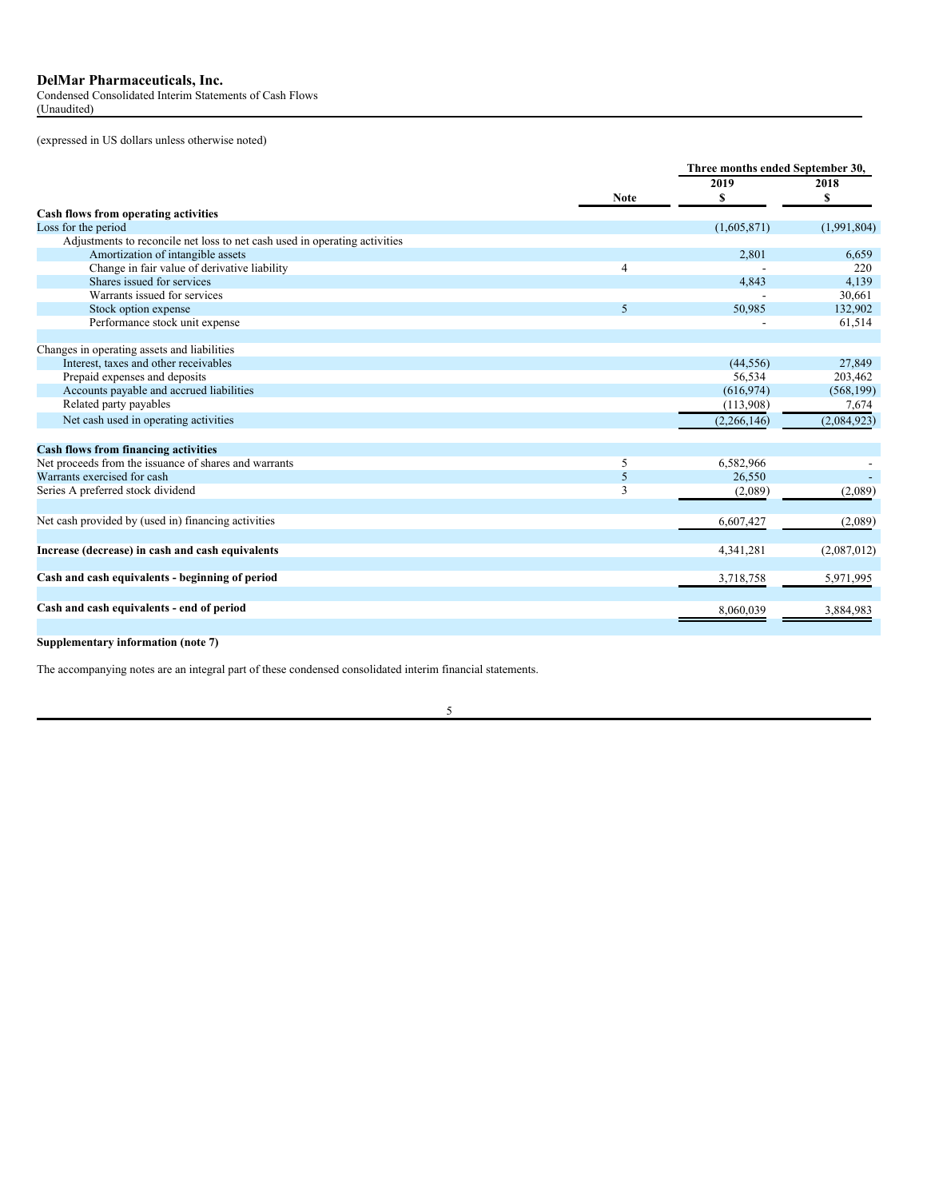# DelMar Pharmaceuticals, Inc.

Condensed Consolidated Interim Statements of Cash Flows
(Unaudited)

(expressed in US dollars unless otherwise noted)

| | Note | Three months ended September 30, 2019 $ | 2018 $ |
|---|---|---|---|
| **Cash flows from operating activities** | | | |
| Loss for the period | | (1,605,871) | (1,991,804) |
| Adjustments to reconcile net loss to net cash used in operating activities | | | |
| Amortization of intangible assets | | 2,801 | 6,659 |
| Change in fair value of derivative liability | 4 | - | 220 |
| Shares issued for services | | 4,843 | 4,139 |
| Warrants issued for services | | - | 30,661 |
| Stock option expense | 5 | 50,985 | 132,902 |
| Performance stock unit expense | | - | 61,514 |
| | | | |
| Changes in operating assets and liabilities | | | |
| Interest, taxes and other receivables | | (44,556) | 27,849 |
| Prepaid expenses and deposits | | 56,534 | 203,462 |
| Accounts payable and accrued liabilities | | (616,974) | (568,199) |
| Related party payables | | (113,908) | 7,674 |
| Net cash used in operating activities | | (2,266,146) | (2,084,923) |
| | | | |
| **Cash flows from financing activities** | | | |
| Net proceeds from the issuance of shares and warrants | 5 | 6,582,966 | - |
| Warrants exercised for cash | 5 | 26,550 | - |
| Series A preferred stock dividend | 3 | (2,089) | (2,089) |
| | | | |
| Net cash provided by (used in) financing activities | | 6,607,427 | (2,089) |
| | | | |
| **Increase (decrease) in cash and cash equivalents** | | 4,341,281 | (2,087,012) |
| | | | |
| **Cash and cash equivalents - beginning of period** | | 3,718,758 | 5,971,995 |
| | | | |
| **Cash and cash equivalents - end of period** | | 8,060,039 | 3,884,983 |

**Supplementary information (note 7)**

The accompanying notes are an integral part of these condensed consolidated interim financial statements.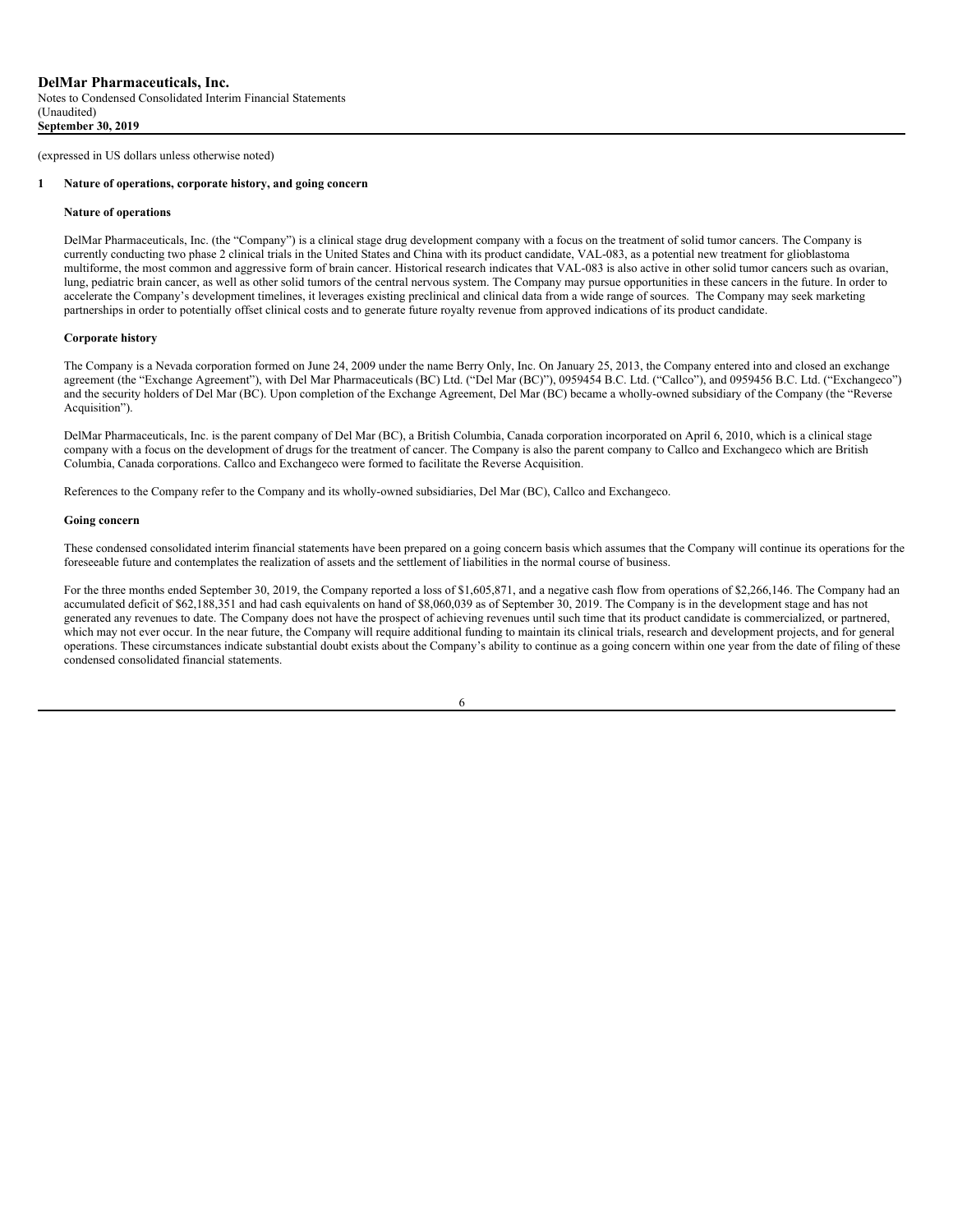**DelMar Pharmaceuticals, Inc.**
Notes to Condensed Consolidated Interim Financial Statements
(Unaudited)
**September 30, 2019**

(expressed in US dollars unless otherwise noted)

## 1 Nature of operations, corporate history, and going concern

### Nature of operations

DelMar Pharmaceuticals, Inc. (the "Company") is a clinical stage drug development company with a focus on the treatment of solid tumor cancers. The Company is currently conducting two phase 2 clinical trials in the United States and China with its product candidate, VAL-083, as a potential new treatment for glioblastoma multiforme, the most common and aggressive form of brain cancer. Historical research indicates that VAL-083 is also active in other solid tumor cancers such as ovarian, lung, pediatric brain cancer, as well as other solid tumors of the central nervous system. The Company may pursue opportunities in these cancers in the future. In order to accelerate the Company's development timelines, it leverages existing preclinical and clinical data from a wide range of sources. The Company may seek marketing partnerships in order to potentially offset clinical costs and to generate future royalty revenue from approved indications of its product candidate.

### Corporate history

The Company is a Nevada corporation formed on June 24, 2009 under the name Berry Only, Inc. On January 25, 2013, the Company entered into and closed an exchange agreement (the "Exchange Agreement"), with Del Mar Pharmaceuticals (BC) Ltd. ("Del Mar (BC)"), 0959454 B.C. Ltd. ("Callco"), and 0959456 B.C. Ltd. ("Exchangeco") and the security holders of Del Mar (BC). Upon completion of the Exchange Agreement, Del Mar (BC) became a wholly-owned subsidiary of the Company (the "Reverse Acquisition").

DelMar Pharmaceuticals, Inc. is the parent company of Del Mar (BC), a British Columbia, Canada corporation incorporated on April 6, 2010, which is a clinical stage company with a focus on the development of drugs for the treatment of cancer. The Company is also the parent company to Callco and Exchangeco which are British Columbia, Canada corporations. Callco and Exchangeco were formed to facilitate the Reverse Acquisition.

References to the Company refer to the Company and its wholly-owned subsidiaries, Del Mar (BC), Callco and Exchangeco.

### Going concern

These condensed consolidated interim financial statements have been prepared on a going concern basis which assumes that the Company will continue its operations for the foreseeable future and contemplates the realization of assets and the settlement of liabilities in the normal course of business.

For the three months ended September 30, 2019, the Company reported a loss of $1,605,871, and a negative cash flow from operations of $2,266,146. The Company had an accumulated deficit of $62,188,351 and had cash equivalents on hand of $8,060,039 as of September 30, 2019. The Company is in the development stage and has not generated any revenues to date. The Company does not have the prospect of achieving revenues until such time that its product candidate is commercialized, or partnered, which may not ever occur. In the near future, the Company will require additional funding to maintain its clinical trials, research and development projects, and for general operations. These circumstances indicate substantial doubt exists about the Company's ability to continue as a going concern within one year from the date of filing of these condensed consolidated financial statements.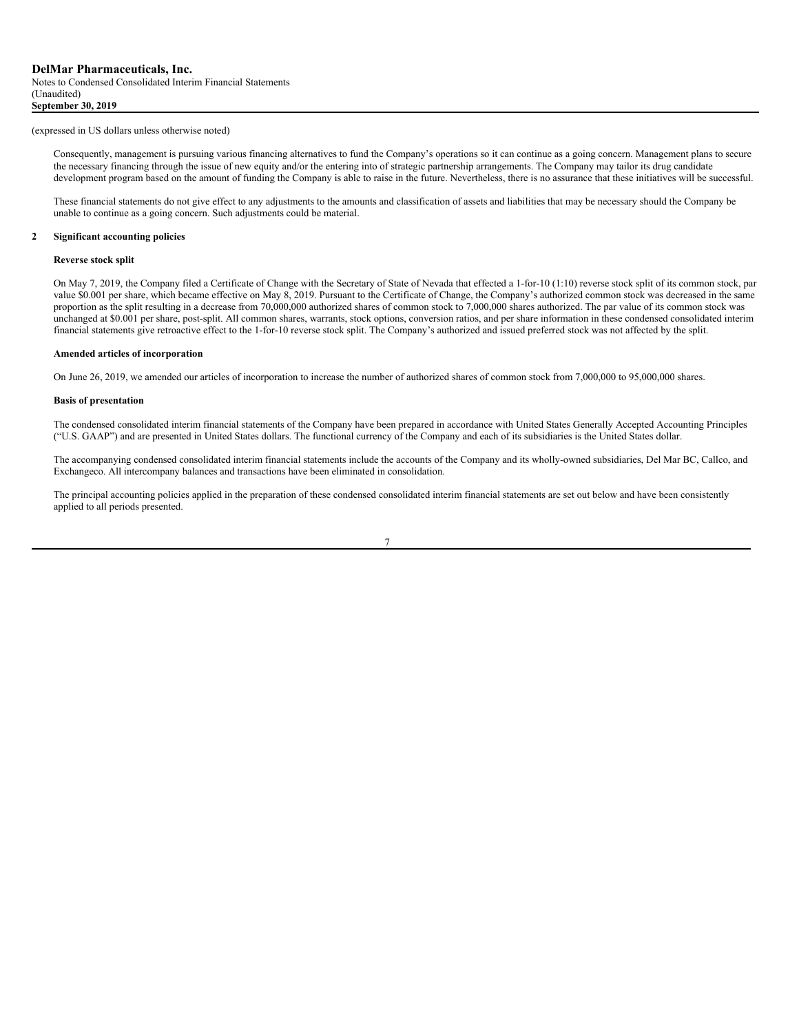(expressed in US dollars unless otherwise noted)

Consequently, management is pursuing various financing alternatives to fund the Company's operations so it can continue as a going concern. Management plans to secure the necessary financing through the issue of new equity and/or the entering into of strategic partnership arrangements. The Company may tailor its drug candidate development program based on the amount of funding the Company is able to raise in the future. Nevertheless, there is no assurance that these initiatives will be successful.

These financial statements do not give effect to any adjustments to the amounts and classification of assets and liabilities that may be necessary should the Company be unable to continue as a going concern. Such adjustments could be material.

## 2 Significant accounting policies

**Reverse stock split**

On May 7, 2019, the Company filed a Certificate of Change with the Secretary of State of Nevada that effected a 1-for-10 (1:10) reverse stock split of its common stock, par value $0.001 per share, which became effective on May 8, 2019. Pursuant to the Certificate of Change, the Company's authorized common stock was decreased in the same proportion as the split resulting in a decrease from 70,000,000 authorized shares of common stock to 7,000,000 shares authorized. The par value of its common stock was unchanged at $0.001 per share, post-split. All common shares, warrants, stock options, conversion ratios, and per share information in these condensed consolidated interim financial statements give retroactive effect to the 1-for-10 reverse stock split. The Company's authorized and issued preferred stock was not affected by the split.

**Amended articles of incorporation**

On June 26, 2019, we amended our articles of incorporation to increase the number of authorized shares of common stock from 7,000,000 to 95,000,000 shares.

**Basis of presentation**

The condensed consolidated interim financial statements of the Company have been prepared in accordance with United States Generally Accepted Accounting Principles ("U.S. GAAP") and are presented in United States dollars. The functional currency of the Company and each of its subsidiaries is the United States dollar.

The accompanying condensed consolidated interim financial statements include the accounts of the Company and its wholly-owned subsidiaries, Del Mar BC, Callco, and Exchangeco. All intercompany balances and transactions have been eliminated in consolidation.

The principal accounting policies applied in the preparation of these condensed consolidated interim financial statements are set out below and have been consistently applied to all periods presented.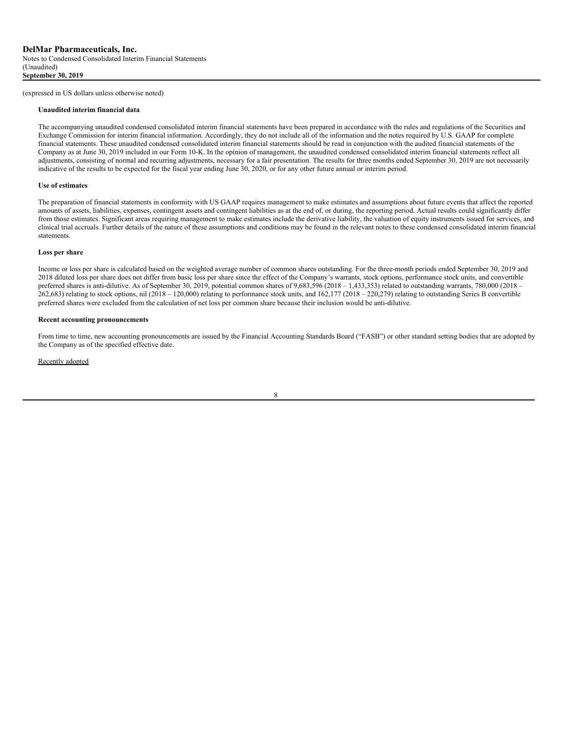(expressed in US dollars unless otherwise noted)

**Unaudited interim financial data**

The accompanying unaudited condensed consolidated interim financial statements have been prepared in accordance with the rules and regulations of the Securities and Exchange Commission for interim financial information. Accordingly, they do not include all of the information and the notes required by U.S. GAAP for complete financial statements. These unaudited condensed consolidated interim financial statements should be read in conjunction with the audited financial statements of the Company as at June 30, 2019 included in our Form 10-K. In the opinion of management, the unaudited condensed consolidated interim financial statements reflect all adjustments, consisting of normal and recurring adjustments, necessary for a fair presentation. The results for three months ended September 30, 2019 are not necessarily indicative of the results to be expected for the fiscal year ending June 30, 2020, or for any other future annual or interim period.

**Use of estimates**

The preparation of financial statements in conformity with US GAAP requires management to make estimates and assumptions about future events that affect the reported amounts of assets, liabilities, expenses, contingent assets and contingent liabilities as at the end of, or during, the reporting period. Actual results could significantly differ from those estimates. Significant areas requiring management to make estimates include the derivative liability, the valuation of equity instruments issued for services, and clinical trial accruals. Further details of the nature of these assumptions and conditions may be found in the relevant notes to these condensed consolidated interim financial statements.

**Loss per share**

Income or loss per share is calculated based on the weighted average number of common shares outstanding. For the three-month periods ended September 30, 2019 and 2018 diluted loss per share does not differ from basic loss per share since the effect of the Company's warrants, stock options, performance stock units, and convertible preferred shares is anti-dilutive. As of September 30, 2019, potential common shares of 9,683,596 (2018 – 1,433,353) related to outstanding warrants, 780,000 (2018 – 262,683) relating to stock options, nil (2018 – 120,000) relating to performance stock units, and 162,177 (2018 – 220,279) relating to outstanding Series B convertible preferred shares were excluded from the calculation of net loss per common share because their inclusion would be anti-dilutive.

**Recent accounting pronouncements**

From time to time, new accounting pronouncements are issued by the Financial Accounting Standards Board ("FASB") or other standard setting bodies that are adopted by the Company as of the specified effective date.

Recently adopted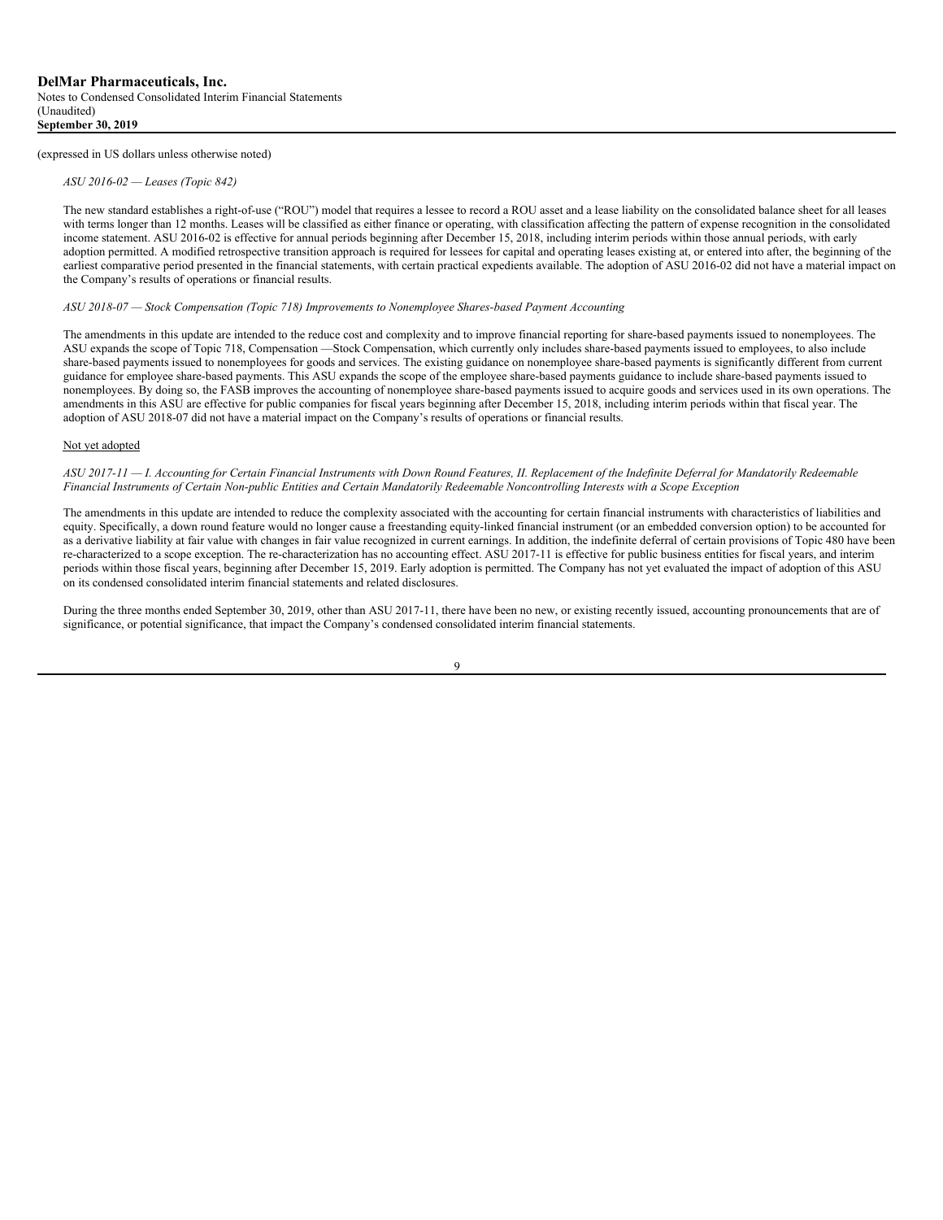(expressed in US dollars unless otherwise noted)

*ASU 2016-02 — Leases (Topic 842)*

The new standard establishes a right-of-use ("ROU") model that requires a lessee to record a ROU asset and a lease liability on the consolidated balance sheet for all leases with terms longer than 12 months. Leases will be classified as either finance or operating, with classification affecting the pattern of expense recognition in the consolidated income statement. ASU 2016-02 is effective for annual periods beginning after December 15, 2018, including interim periods within those annual periods, with early adoption permitted. A modified retrospective transition approach is required for lessees for capital and operating leases existing at, or entered into after, the beginning of the earliest comparative period presented in the financial statements, with certain practical expedients available. The adoption of ASU 2016-02 did not have a material impact on the Company's results of operations or financial results.

*ASU 2018-07 — Stock Compensation (Topic 718) Improvements to Nonemployee Shares-based Payment Accounting*

The amendments in this update are intended to the reduce cost and complexity and to improve financial reporting for share-based payments issued to nonemployees. The ASU expands the scope of Topic 718, Compensation —Stock Compensation, which currently only includes share-based payments issued to employees, to also include share-based payments issued to nonemployees for goods and services. The existing guidance on nonemployee share-based payments is significantly different from current guidance for employee share-based payments. This ASU expands the scope of the employee share-based payments guidance to include share-based payments issued to nonemployees. By doing so, the FASB improves the accounting of nonemployee share-based payments issued to acquire goods and services used in its own operations. The amendments in this ASU are effective for public companies for fiscal years beginning after December 15, 2018, including interim periods within that fiscal year. The adoption of ASU 2018-07 did not have a material impact on the Company's results of operations or financial results.

Not yet adopted

*ASU 2017-11 — I. Accounting for Certain Financial Instruments with Down Round Features, II. Replacement of the Indefinite Deferral for Mandatorily Redeemable Financial Instruments of Certain Non-public Entities and Certain Mandatorily Redeemable Noncontrolling Interests with a Scope Exception*

The amendments in this update are intended to reduce the complexity associated with the accounting for certain financial instruments with characteristics of liabilities and equity. Specifically, a down round feature would no longer cause a freestanding equity-linked financial instrument (or an embedded conversion option) to be accounted for as a derivative liability at fair value with changes in fair value recognized in current earnings. In addition, the indefinite deferral of certain provisions of Topic 480 have been re-characterized to a scope exception. The re-characterization has no accounting effect. ASU 2017-11 is effective for public business entities for fiscal years, and interim periods within those fiscal years, beginning after December 15, 2019. Early adoption is permitted. The Company has not yet evaluated the impact of adoption of this ASU on its condensed consolidated interim financial statements and related disclosures.

During the three months ended September 30, 2019, other than ASU 2017-11, there have been no new, or existing recently issued, accounting pronouncements that are of significance, or potential significance, that impact the Company's condensed consolidated interim financial statements.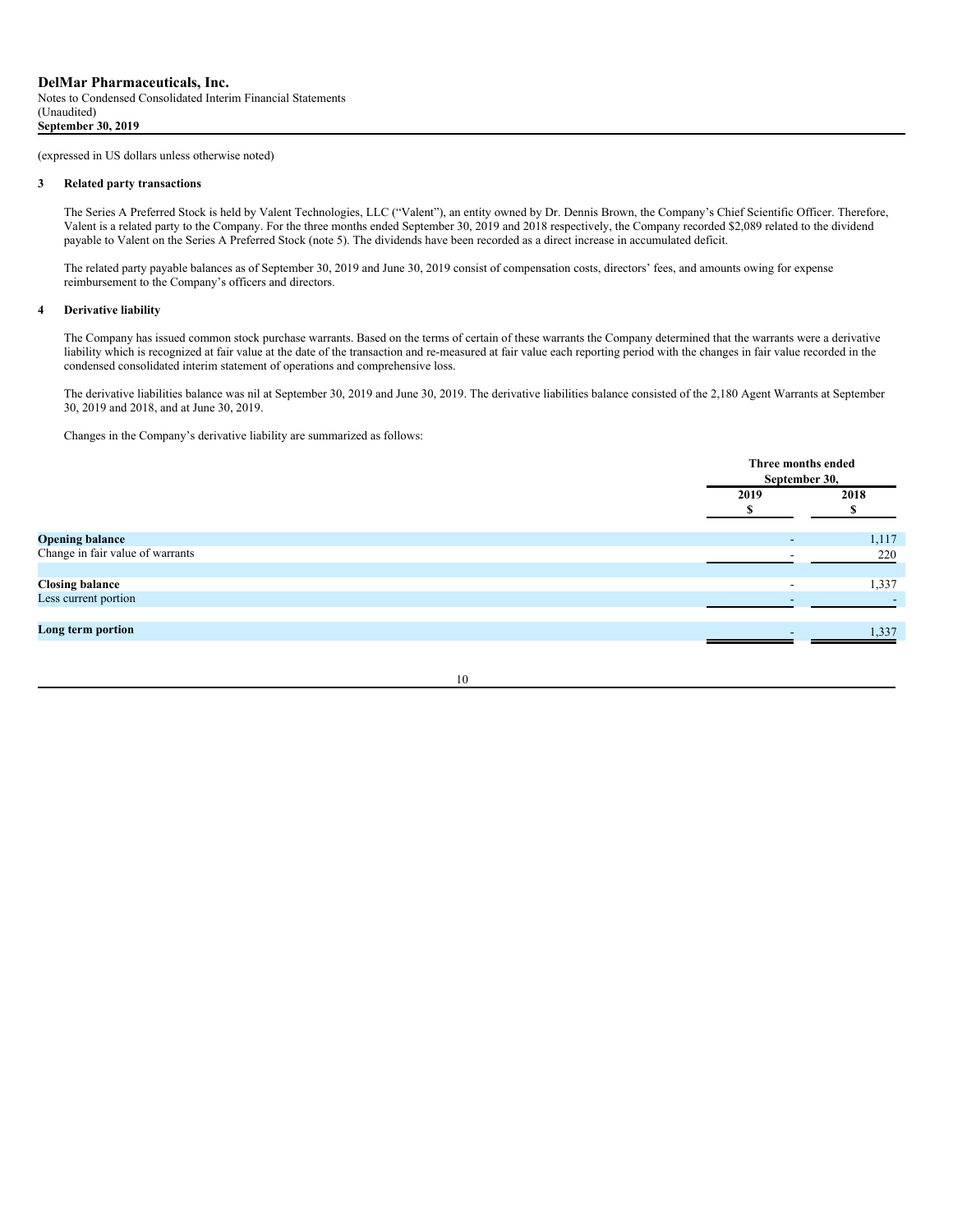**DelMar Pharmaceuticals, Inc.**
Notes to Condensed Consolidated Interim Financial Statements
(Unaudited)
**September 30, 2019**

(expressed in US dollars unless otherwise noted)

## 3 Related party transactions

The Series A Preferred Stock is held by Valent Technologies, LLC ("Valent"), an entity owned by Dr. Dennis Brown, the Company's Chief Scientific Officer. Therefore, Valent is a related party to the Company. For the three months ended September 30, 2019 and 2018 respectively, the Company recorded $2,089 related to the dividend payable to Valent on the Series A Preferred Stock (note 5). The dividends have been recorded as a direct increase in accumulated deficit.

The related party payable balances as of September 30, 2019 and June 30, 2019 consist of compensation costs, directors' fees, and amounts owing for expense reimbursement to the Company's officers and directors.

## 4 Derivative liability

The Company has issued common stock purchase warrants. Based on the terms of certain of these warrants the Company determined that the warrants were a derivative liability which is recognized at fair value at the date of the transaction and re-measured at fair value each reporting period with the changes in fair value recorded in the condensed consolidated interim statement of operations and comprehensive loss.

The derivative liabilities balance was nil at September 30, 2019 and June 30, 2019. The derivative liabilities balance consisted of the 2,180 Agent Warrants at September 30, 2019 and 2018, and at June 30, 2019.

Changes in the Company's derivative liability are summarized as follows:

| | Three months ended September 30, | |
|---|---|---|
| | 2019 $ | 2018 $ |
| **Opening balance** | - | 1,117 |
| Change in fair value of warrants | - | 220 |
| **Closing balance** | - | 1,337 |
| Less current portion | - | - |
| **Long term portion** | - | 1,337 |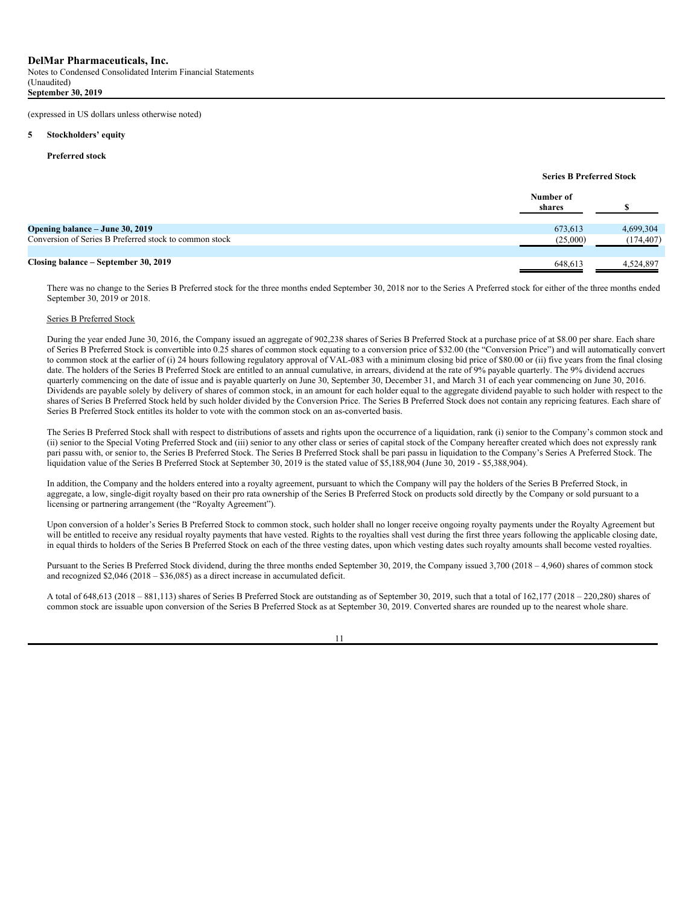(expressed in US dollars unless otherwise noted)

**5 Stockholders' equity**

**Preferred stock**

| | Series B Preferred Stock | |
|---|---|---|
| | Number of shares | $ |
| **Opening balance – June 30, 2019** | 673,613 | 4,699,304 |
| Conversion of Series B Preferred stock to common stock | (25,000) | (174,407) |
| **Closing balance – September 30, 2019** | 648,613 | 4,524,897 |

There was no change to the Series B Preferred stock for the three months ended September 30, 2018 nor to the Series A Preferred stock for either of the three months ended September 30, 2019 or 2018.

Series B Preferred Stock

During the year ended June 30, 2016, the Company issued an aggregate of 902,238 shares of Series B Preferred Stock at a purchase price of at $8.00 per share. Each share of Series B Preferred Stock is convertible into 0.25 shares of common stock equating to a conversion price of $32.00 (the "Conversion Price") and will automatically convert to common stock at the earlier of (i) 24 hours following regulatory approval of VAL-083 with a minimum closing bid price of $80.00 or (ii) five years from the final closing date. The holders of the Series B Preferred Stock are entitled to an annual cumulative, in arrears, dividend at the rate of 9% payable quarterly. The 9% dividend accrues quarterly commencing on the date of issue and is payable quarterly on June 30, September 30, December 31, and March 31 of each year commencing on June 30, 2016. Dividends are payable solely by delivery of shares of common stock, in an amount for each holder equal to the aggregate dividend payable to such holder with respect to the shares of Series B Preferred Stock held by such holder divided by the Conversion Price. The Series B Preferred Stock does not contain any repricing features. Each share of Series B Preferred Stock entitles its holder to vote with the common stock on an as-converted basis.

The Series B Preferred Stock shall with respect to distributions of assets and rights upon the occurrence of a liquidation, rank (i) senior to the Company's common stock and (ii) senior to the Special Voting Preferred Stock and (iii) senior to any other class or series of capital stock of the Company hereafter created which does not expressly rank pari passu with, or senior to, the Series B Preferred Stock. The Series B Preferred Stock shall be pari passu in liquidation to the Company's Series A Preferred Stock. The liquidation value of the Series B Preferred Stock at September 30, 2019 is the stated value of $5,188,904 (June 30, 2019 - $5,388,904).

In addition, the Company and the holders entered into a royalty agreement, pursuant to which the Company will pay the holders of the Series B Preferred Stock, in aggregate, a low, single-digit royalty based on their pro rata ownership of the Series B Preferred Stock on products sold directly by the Company or sold pursuant to a licensing or partnering arrangement (the "Royalty Agreement").

Upon conversion of a holder's Series B Preferred Stock to common stock, such holder shall no longer receive ongoing royalty payments under the Royalty Agreement but will be entitled to receive any residual royalty payments that have vested. Rights to the royalties shall vest during the first three years following the applicable closing date, in equal thirds to holders of the Series B Preferred Stock on each of the three vesting dates, upon which vesting dates such royalty amounts shall become vested royalties.

Pursuant to the Series B Preferred Stock dividend, during the three months ended September 30, 2019, the Company issued 3,700 (2018 – 4,960) shares of common stock and recognized $2,046 (2018 – $36,085) as a direct increase in accumulated deficit.

A total of 648,613 (2018 – 881,113) shares of Series B Preferred Stock are outstanding as of September 30, 2019, such that a total of 162,177 (2018 – 220,280) shares of common stock are issuable upon conversion of the Series B Preferred Stock as at September 30, 2019. Converted shares are rounded up to the nearest whole share.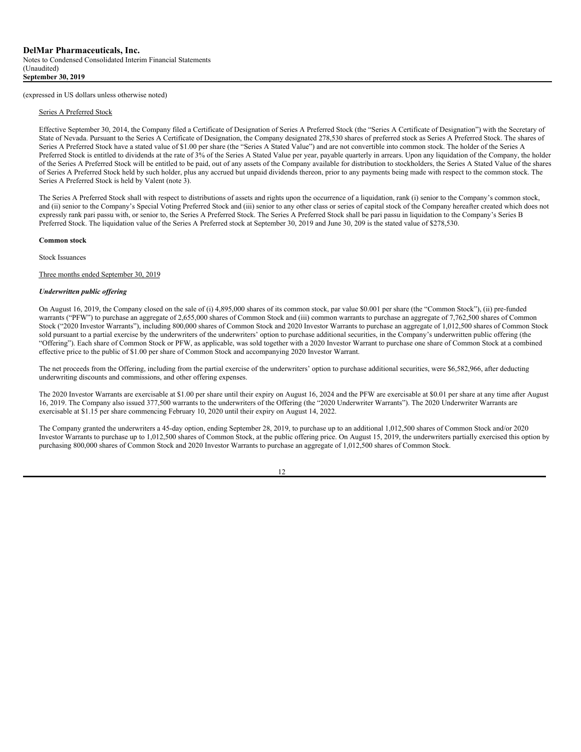(expressed in US dollars unless otherwise noted)

Series A Preferred Stock

Effective September 30, 2014, the Company filed a Certificate of Designation of Series A Preferred Stock (the "Series A Certificate of Designation") with the Secretary of State of Nevada. Pursuant to the Series A Certificate of Designation, the Company designated 278,530 shares of preferred stock as Series A Preferred Stock. The shares of Series A Preferred Stock have a stated value of $1.00 per share (the "Series A Stated Value") and are not convertible into common stock. The holder of the Series A Preferred Stock is entitled to dividends at the rate of 3% of the Series A Stated Value per year, payable quarterly in arrears. Upon any liquidation of the Company, the holder of the Series A Preferred Stock will be entitled to be paid, out of any assets of the Company available for distribution to stockholders, the Series A Stated Value of the shares of Series A Preferred Stock held by such holder, plus any accrued but unpaid dividends thereon, prior to any payments being made with respect to the common stock. The Series A Preferred Stock is held by Valent (note 3).

The Series A Preferred Stock shall with respect to distributions of assets and rights upon the occurrence of a liquidation, rank (i) senior to the Company's common stock, and (ii) senior to the Company's Special Voting Preferred Stock and (iii) senior to any other class or series of capital stock of the Company hereafter created which does not expressly rank pari passu with, or senior to, the Series A Preferred Stock. The Series A Preferred Stock shall be pari passu in liquidation to the Company's Series B Preferred Stock. The liquidation value of the Series A Preferred stock at September 30, 2019 and June 30, 209 is the stated value of $278,530.

**Common stock**

Stock Issuances

Three months ended September 30, 2019

***Underwritten public offering***

On August 16, 2019, the Company closed on the sale of (i) 4,895,000 shares of its common stock, par value $0.001 per share (the "Common Stock"), (ii) pre-funded warrants ("PFW") to purchase an aggregate of 2,655,000 shares of Common Stock and (iii) common warrants to purchase an aggregate of 7,762,500 shares of Common Stock ("2020 Investor Warrants"), including 800,000 shares of Common Stock and 2020 Investor Warrants to purchase an aggregate of 1,012,500 shares of Common Stock sold pursuant to a partial exercise by the underwriters of the underwriters' option to purchase additional securities, in the Company's underwritten public offering (the "Offering"). Each share of Common Stock or PFW, as applicable, was sold together with a 2020 Investor Warrant to purchase one share of Common Stock at a combined effective price to the public of $1.00 per share of Common Stock and accompanying 2020 Investor Warrant.

The net proceeds from the Offering, including from the partial exercise of the underwriters' option to purchase additional securities, were $6,582,966, after deducting underwriting discounts and commissions, and other offering expenses.

The 2020 Investor Warrants are exercisable at $1.00 per share until their expiry on August 16, 2024 and the PFW are exercisable at $0.01 per share at any time after August 16, 2019. The Company also issued 377,500 warrants to the underwriters of the Offering (the "2020 Underwriter Warrants"). The 2020 Underwriter Warrants are exercisable at $1.15 per share commencing February 10, 2020 until their expiry on August 14, 2022.

The Company granted the underwriters a 45-day option, ending September 28, 2019, to purchase up to an additional 1,012,500 shares of Common Stock and/or 2020 Investor Warrants to purchase up to 1,012,500 shares of Common Stock, at the public offering price. On August 15, 2019, the underwriters partially exercised this option by purchasing 800,000 shares of Common Stock and 2020 Investor Warrants to purchase an aggregate of 1,012,500 shares of Common Stock.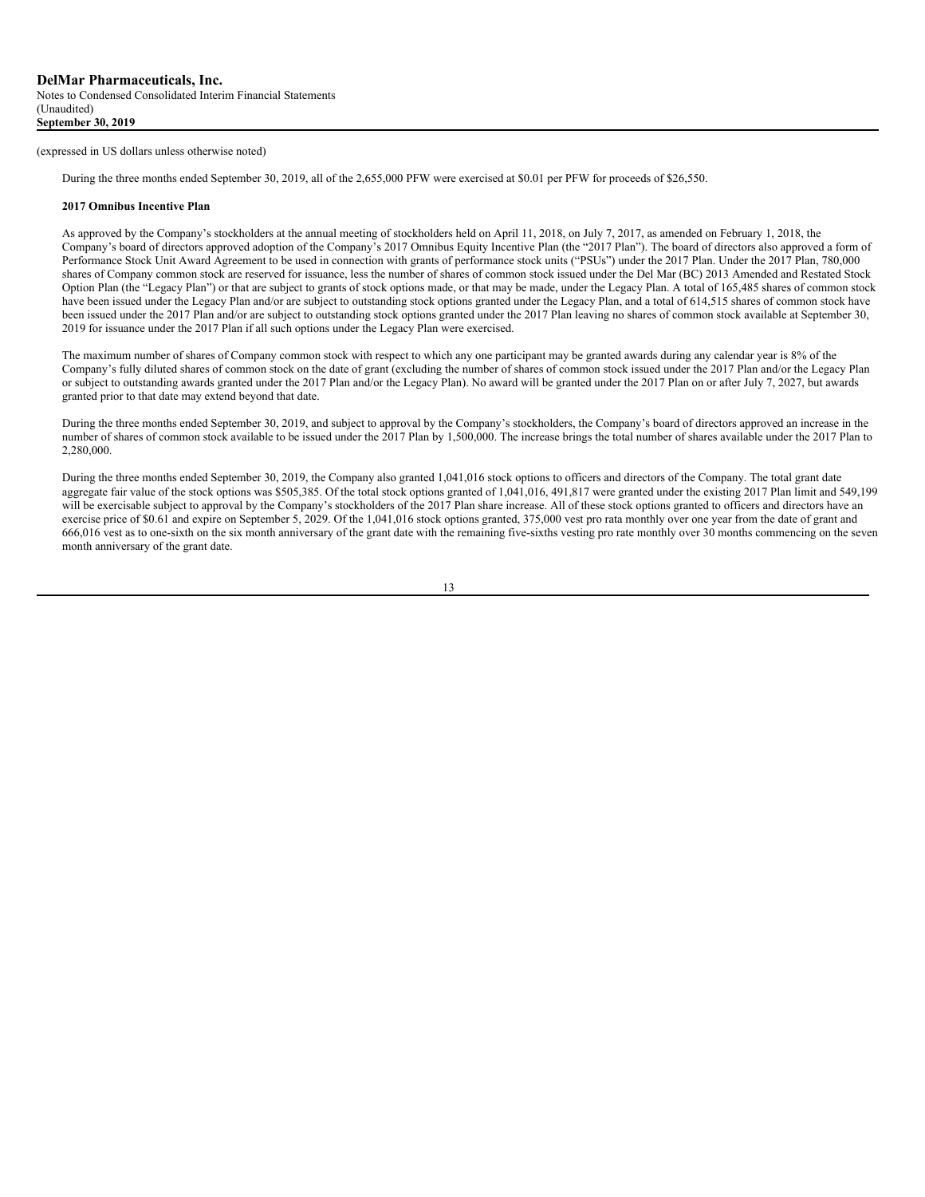(expressed in US dollars unless otherwise noted)

During the three months ended September 30, 2019, all of the 2,655,000 PFW were exercised at $0.01 per PFW for proceeds of $26,550.

**2017 Omnibus Incentive Plan**

As approved by the Company's stockholders at the annual meeting of stockholders held on April 11, 2018, on July 7, 2017, as amended on February 1, 2018, the Company's board of directors approved adoption of the Company's 2017 Omnibus Equity Incentive Plan (the "2017 Plan"). The board of directors also approved a form of Performance Stock Unit Award Agreement to be used in connection with grants of performance stock units ("PSUs") under the 2017 Plan. Under the 2017 Plan, 780,000 shares of Company common stock are reserved for issuance, less the number of shares of common stock issued under the Del Mar (BC) 2013 Amended and Restated Stock Option Plan (the "Legacy Plan") or that are subject to grants of stock options made, or that may be made, under the Legacy Plan. A total of 165,485 shares of common stock have been issued under the Legacy Plan and/or are subject to outstanding stock options granted under the Legacy Plan, and a total of 614,515 shares of common stock have been issued under the 2017 Plan and/or are subject to outstanding stock options granted under the 2017 Plan leaving no shares of common stock available at September 30, 2019 for issuance under the 2017 Plan if all such options under the Legacy Plan were exercised.

The maximum number of shares of Company common stock with respect to which any one participant may be granted awards during any calendar year is 8% of the Company's fully diluted shares of common stock on the date of grant (excluding the number of shares of common stock issued under the 2017 Plan and/or the Legacy Plan or subject to outstanding awards granted under the 2017 Plan and/or the Legacy Plan). No award will be granted under the 2017 Plan on or after July 7, 2027, but awards granted prior to that date may extend beyond that date.

During the three months ended September 30, 2019, and subject to approval by the Company's stockholders, the Company's board of directors approved an increase in the number of shares of common stock available to be issued under the 2017 Plan by 1,500,000. The increase brings the total number of shares available under the 2017 Plan to 2,280,000.

During the three months ended September 30, 2019, the Company also granted 1,041,016 stock options to officers and directors of the Company. The total grant date aggregate fair value of the stock options was $505,385. Of the total stock options granted of 1,041,016, 491,817 were granted under the existing 2017 Plan limit and 549,199 will be exercisable subject to approval by the Company's stockholders of the 2017 Plan share increase. All of these stock options granted to officers and directors have an exercise price of $0.61 and expire on September 5, 2029. Of the 1,041,016 stock options granted, 375,000 vest pro rata monthly over one year from the date of grant and 666,016 vest as to one-sixth on the six month anniversary of the grant date with the remaining five-sixths vesting pro rate monthly over 30 months commencing on the seven month anniversary of the grant date.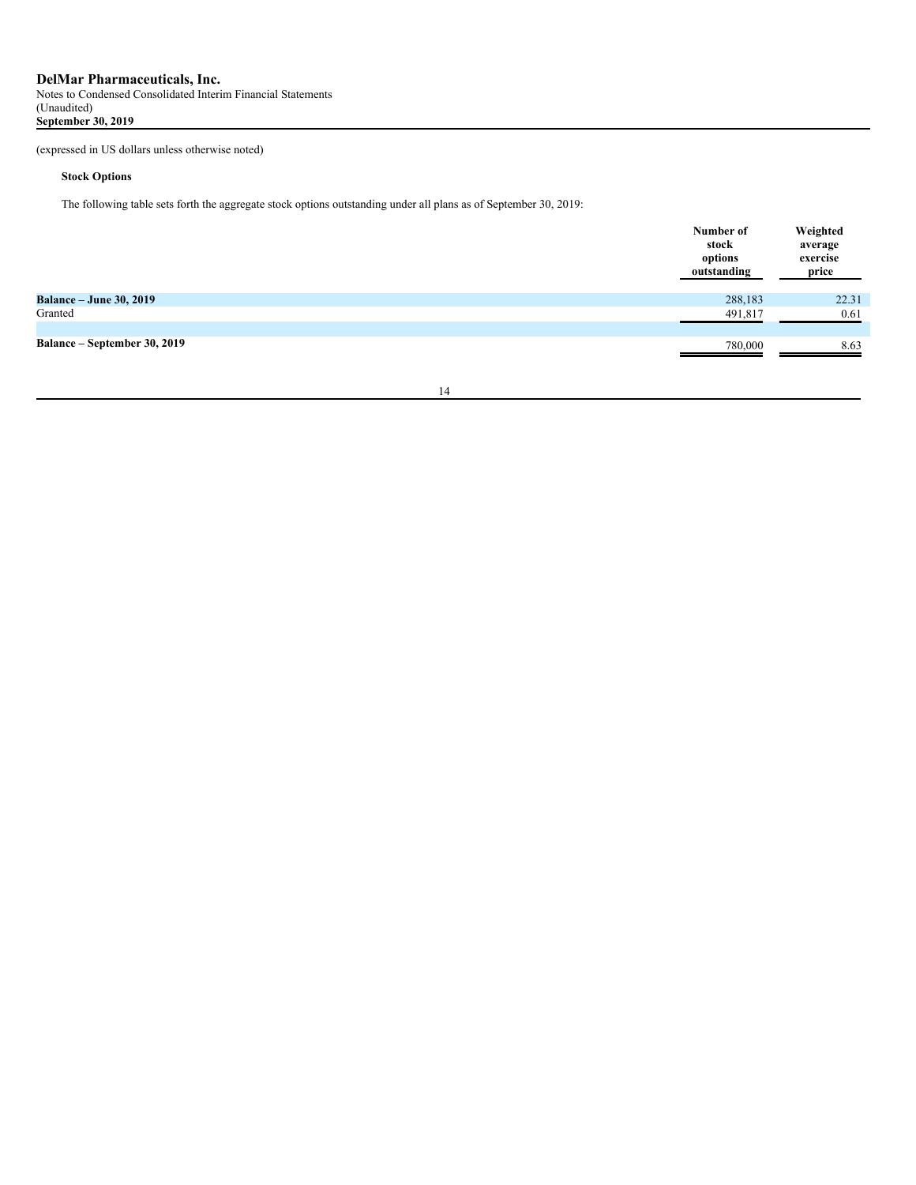(expressed in US dollars unless otherwise noted)

**Stock Options**

The following table sets forth the aggregate stock options outstanding under all plans as of September 30, 2019:

| | Number of stock options outstanding | Weighted average exercise price |
|---|---|---|
| **Balance – June 30, 2019** | 288,183 | 22.31 |
| Granted | 491,817 | 0.61 |
| **Balance – September 30, 2019** | 780,000 | 8.63 |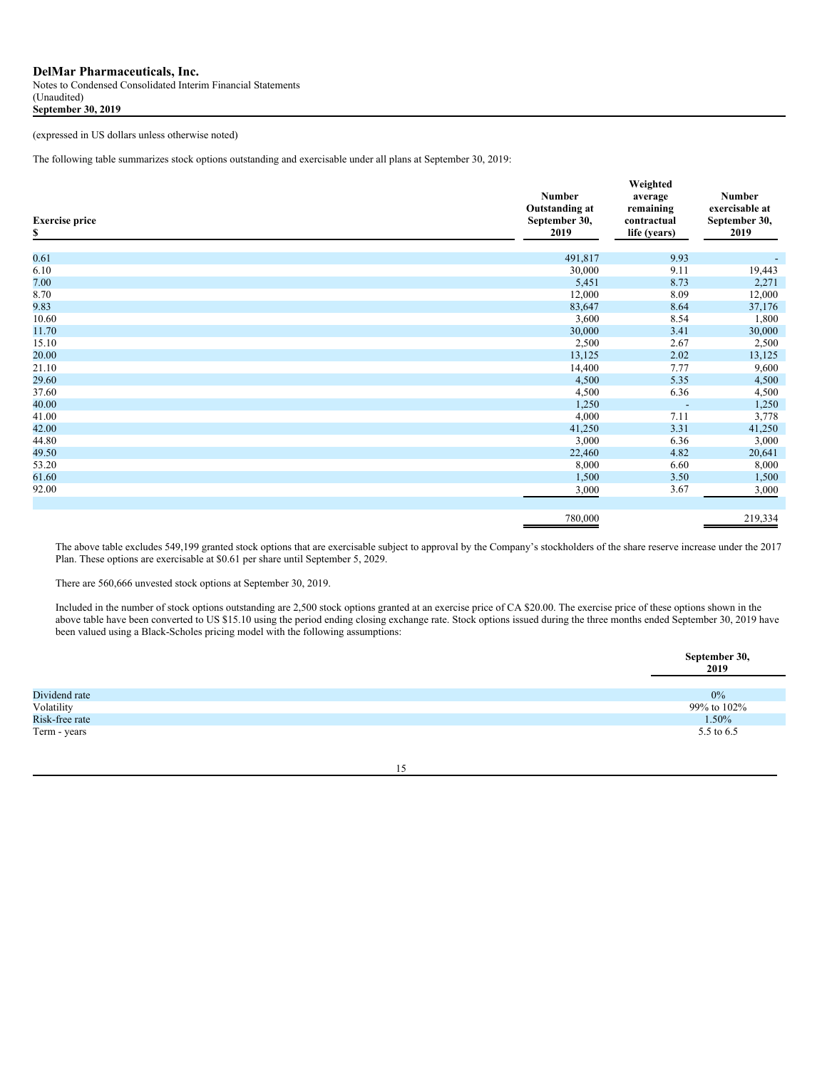(expressed in US dollars unless otherwise noted)

The following table summarizes stock options outstanding and exercisable under all plans at September 30, 2019:

| Exercise price $ | Number Outstanding at September 30, 2019 | Weighted average remaining contractual life (years) | Number exercisable at September 30, 2019 |
|---|---|---|---|
| 0.61 | 491,817 | 9.93 | - |
| 6.10 | 30,000 | 9.11 | 19,443 |
| 7.00 | 5,451 | 8.73 | 2,271 |
| 8.70 | 12,000 | 8.09 | 12,000 |
| 9.83 | 83,647 | 8.64 | 37,176 |
| 10.60 | 3,600 | 8.54 | 1,800 |
| 11.70 | 30,000 | 3.41 | 30,000 |
| 15.10 | 2,500 | 2.67 | 2,500 |
| 20.00 | 13,125 | 2.02 | 13,125 |
| 21.10 | 14,400 | 7.77 | 9,600 |
| 29.60 | 4,500 | 5.35 | 4,500 |
| 37.60 | 4,500 | 6.36 | 4,500 |
| 40.00 | 1,250 | - | 1,250 |
| 41.00 | 4,000 | 7.11 | 3,778 |
| 42.00 | 41,250 | 3.31 | 41,250 |
| 44.80 | 3,000 | 6.36 | 3,000 |
| 49.50 | 22,460 | 4.82 | 20,641 |
| 53.20 | 8,000 | 6.60 | 8,000 |
| 61.60 | 1,500 | 3.50 | 1,500 |
| 92.00 | 3,000 | 3.67 | 3,000 |
| | 780,000 | | 219,334 |

The above table excludes 549,199 granted stock options that are exercisable subject to approval by the Company's stockholders of the share reserve increase under the 2017 Plan. These options are exercisable at $0.61 per share until September 5, 2029.

There are 560,666 unvested stock options at September 30, 2019.

Included in the number of stock options outstanding are 2,500 stock options granted at an exercise price of CA $20.00. The exercise price of these options shown in the above table have been converted to US $15.10 using the period ending closing exchange rate. Stock options issued during the three months ended September 30, 2019 have been valued using a Black-Scholes pricing model with the following assumptions:

| | September 30, 2019 |
|---|---|
| Dividend rate | 0% |
| Volatility | 99% to 102% |
| Risk-free rate | 1.50% |
| Term - years | 5.5 to 6.5 |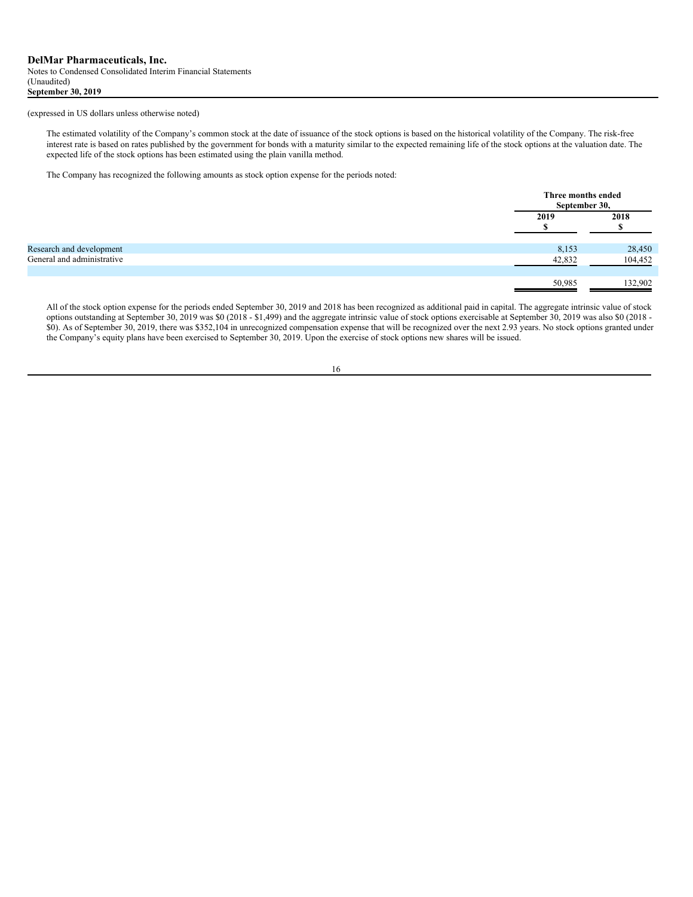(expressed in US dollars unless otherwise noted)

The estimated volatility of the Company's common stock at the date of issuance of the stock options is based on the historical volatility of the Company. The risk-free interest rate is based on rates published by the government for bonds with a maturity similar to the expected remaining life of the stock options at the valuation date. The expected life of the stock options has been estimated using the plain vanilla method.

The Company has recognized the following amounts as stock option expense for the periods noted:

| | Three months ended September 30, | |
|---|---|---|
| | 2019<br>$ | 2018<br>$ |
| Research and development | 8,153 | 28,450 |
| General and administrative | 42,832 | 104,452 |
| | 50,985 | 132,902 |

All of the stock option expense for the periods ended September 30, 2019 and 2018 has been recognized as additional paid in capital. The aggregate intrinsic value of stock options outstanding at September 30, 2019 was $0 (2018 - $1,499) and the aggregate intrinsic value of stock options exercisable at September 30, 2019 was also $0 (2018 - $0). As of September 30, 2019, there was $352,104 in unrecognized compensation expense that will be recognized over the next 2.93 years. No stock options granted under the Company's equity plans have been exercised to September 30, 2019. Upon the exercise of stock options new shares will be issued.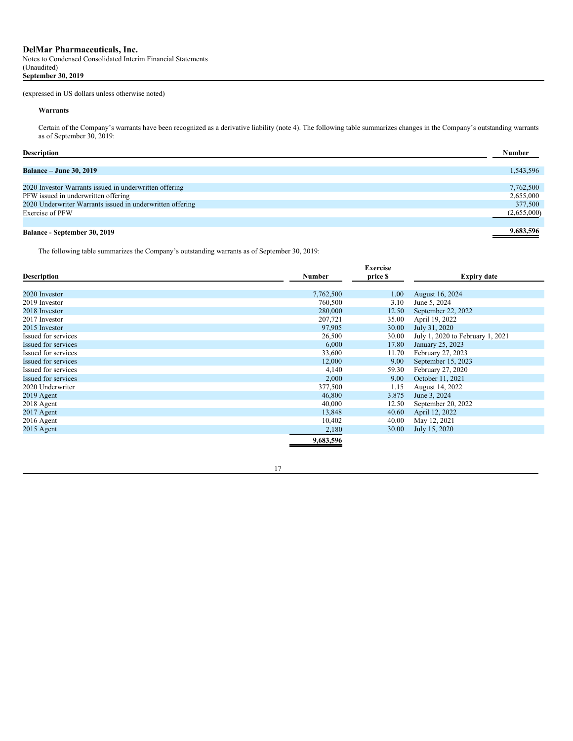(expressed in US dollars unless otherwise noted)

**Warrants**

Certain of the Company's warrants have been recognized as a derivative liability (note 4). The following table summarizes changes in the Company's outstanding warrants as of September 30, 2019:

| Description | Number |
|---|---|
| **Balance – June 30, 2019** | 1,543,596 |
| 2020 Investor Warrants issued in underwritten offering | 7,762,500 |
| PFW issued in underwritten offering | 2,655,000 |
| 2020 Underwriter Warrants issued in underwritten offering | 377,500 |
| Exercise of PFW | (2,655,000) |
| **Balance - September 30, 2019** | **9,683,596** |

The following table summarizes the Company's outstanding warrants as of September 30, 2019:

| Description | Number | Exercise price $ | Expiry date |
|---|---|---|---|
| 2020 Investor | 7,762,500 | 1.00 | August 16, 2024 |
| 2019 Investor | 760,500 | 3.10 | June 5, 2024 |
| 2018 Investor | 280,000 | 12.50 | September 22, 2022 |
| 2017 Investor | 207,721 | 35.00 | April 19, 2022 |
| 2015 Investor | 97,905 | 30.00 | July 31, 2020 |
| Issued for services | 26,500 | 30.00 | July 1, 2020 to February 1, 2021 |
| Issued for services | 6,000 | 17.80 | January 25, 2023 |
| Issued for services | 33,600 | 11.70 | February 27, 2023 |
| Issued for services | 12,000 | 9.00 | September 15, 2023 |
| Issued for services | 4,140 | 59.30 | February 27, 2020 |
| Issued for services | 2,000 | 9.00 | October 11, 2021 |
| 2020 Underwriter | 377,500 | 1.15 | August 14, 2022 |
| 2019 Agent | 46,800 | 3.875 | June 3, 2024 |
| 2018 Agent | 40,000 | 12.50 | September 20, 2022 |
| 2017 Agent | 13,848 | 40.60 | April 12, 2022 |
| 2016 Agent | 10,402 | 40.00 | May 12, 2021 |
| 2015 Agent | 2,180 | 30.00 | July 15, 2020 |
| | **9,683,596** | | |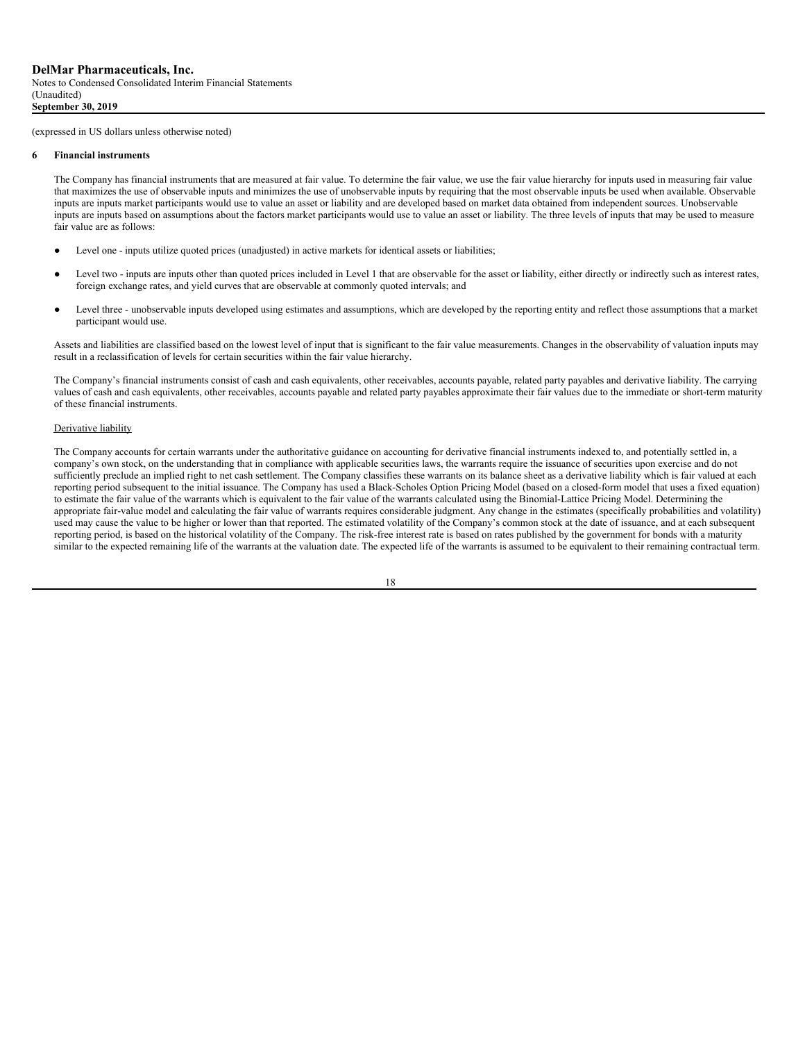(expressed in US dollars unless otherwise noted)

## 6 Financial instruments

The Company has financial instruments that are measured at fair value. To determine the fair value, we use the fair value hierarchy for inputs used in measuring fair value that maximizes the use of observable inputs and minimizes the use of unobservable inputs by requiring that the most observable inputs be used when available. Observable inputs are inputs market participants would use to value an asset or liability and are developed based on market data obtained from independent sources. Unobservable inputs are inputs based on assumptions about the factors market participants would use to value an asset or liability. The three levels of inputs that may be used to measure fair value are as follows:

- Level one - inputs utilize quoted prices (unadjusted) in active markets for identical assets or liabilities;
- Level two - inputs are inputs other than quoted prices included in Level 1 that are observable for the asset or liability, either directly or indirectly such as interest rates, foreign exchange rates, and yield curves that are observable at commonly quoted intervals; and
- Level three - unobservable inputs developed using estimates and assumptions, which are developed by the reporting entity and reflect those assumptions that a market participant would use.

Assets and liabilities are classified based on the lowest level of input that is significant to the fair value measurements. Changes in the observability of valuation inputs may result in a reclassification of levels for certain securities within the fair value hierarchy.

The Company's financial instruments consist of cash and cash equivalents, other receivables, accounts payable, related party payables and derivative liability. The carrying values of cash and cash equivalents, other receivables, accounts payable and related party payables approximate their fair values due to the immediate or short-term maturity of these financial instruments.

Derivative liability

The Company accounts for certain warrants under the authoritative guidance on accounting for derivative financial instruments indexed to, and potentially settled in, a company's own stock, on the understanding that in compliance with applicable securities laws, the warrants require the issuance of securities upon exercise and do not sufficiently preclude an implied right to net cash settlement. The Company classifies these warrants on its balance sheet as a derivative liability which is fair valued at each reporting period subsequent to the initial issuance. The Company has used a Black-Scholes Option Pricing Model (based on a closed-form model that uses a fixed equation) to estimate the fair value of the warrants which is equivalent to the fair value of the warrants calculated using the Binomial-Lattice Pricing Model. Determining the appropriate fair-value model and calculating the fair value of warrants requires considerable judgment. Any change in the estimates (specifically probabilities and volatility) used may cause the value to be higher or lower than that reported. The estimated volatility of the Company's common stock at the date of issuance, and at each subsequent reporting period, is based on the historical volatility of the Company. The risk-free interest rate is based on rates published by the government for bonds with a maturity similar to the expected remaining life of the warrants at the valuation date. The expected life of the warrants is assumed to be equivalent to their remaining contractual term.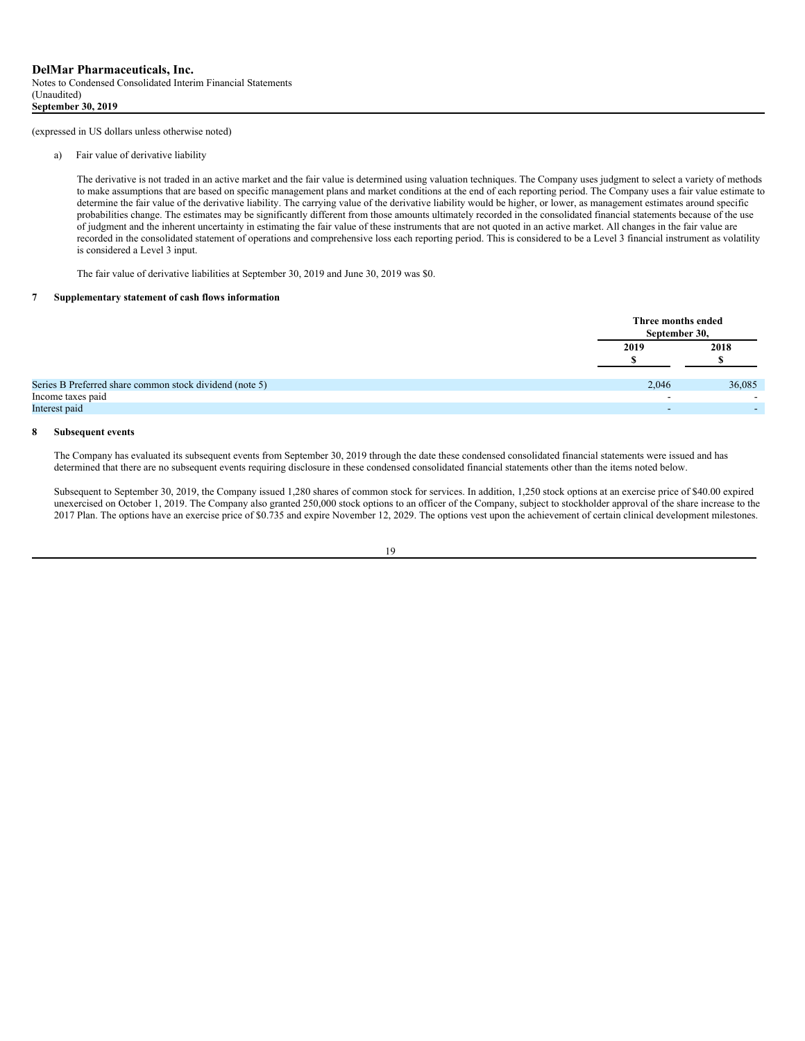(expressed in US dollars unless otherwise noted)

a) Fair value of derivative liability

The derivative is not traded in an active market and the fair value is determined using valuation techniques. The Company uses judgment to select a variety of methods to make assumptions that are based on specific management plans and market conditions at the end of each reporting period. The Company uses a fair value estimate to determine the fair value of the derivative liability. The carrying value of the derivative liability would be higher, or lower, as management estimates around specific probabilities change. The estimates may be significantly different from those amounts ultimately recorded in the consolidated financial statements because of the use of judgment and the inherent uncertainty in estimating the fair value of these instruments that are not quoted in an active market. All changes in the fair value are recorded in the consolidated statement of operations and comprehensive loss each reporting period. This is considered to be a Level 3 financial instrument as volatility is considered a Level 3 input.

The fair value of derivative liabilities at September 30, 2019 and June 30, 2019 was $0.

## 7 Supplementary statement of cash flows information

| | Three months ended September 30, | |
|---|---|---|
| | 2019<br>$ | 2018<br>$ |
| Series B Preferred share common stock dividend (note 5) | 2,046 | 36,085 |
| Income taxes paid | - | - |
| Interest paid | - | - |

## 8 Subsequent events

The Company has evaluated its subsequent events from September 30, 2019 through the date these condensed consolidated financial statements were issued and has determined that there are no subsequent events requiring disclosure in these condensed consolidated financial statements other than the items noted below.

Subsequent to September 30, 2019, the Company issued 1,280 shares of common stock for services. In addition, 1,250 stock options at an exercise price of $40.00 expired unexercised on October 1, 2019. The Company also granted 250,000 stock options to an officer of the Company, subject to stockholder approval of the share increase to the 2017 Plan. The options have an exercise price of $0.735 and expire November 12, 2029. The options vest upon the achievement of certain clinical development milestones.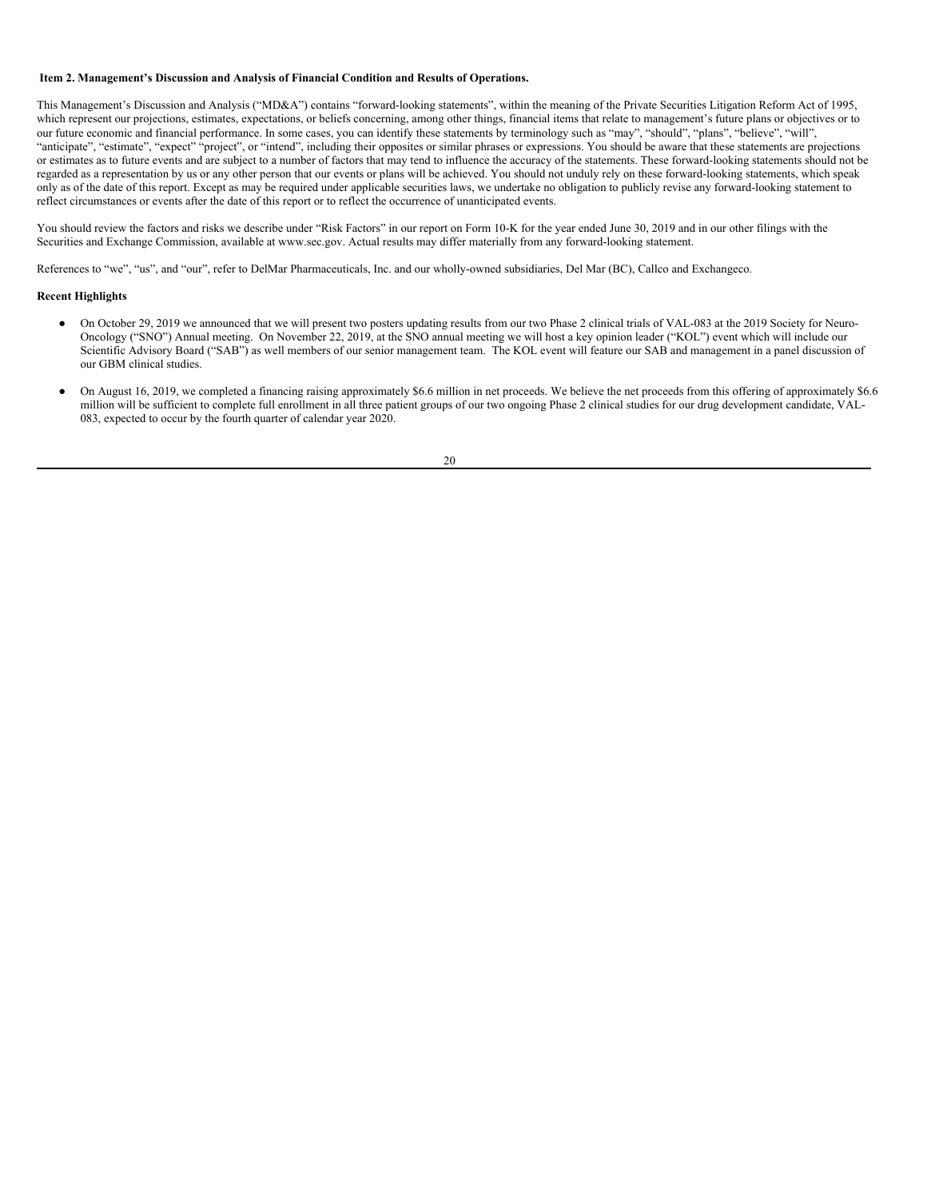## Item 2. Management's Discussion and Analysis of Financial Condition and Results of Operations.

This Management's Discussion and Analysis ("MD&A") contains "forward-looking statements", within the meaning of the Private Securities Litigation Reform Act of 1995, which represent our projections, estimates, expectations, or beliefs concerning, among other things, financial items that relate to management's future plans or objectives or to our future economic and financial performance. In some cases, you can identify these statements by terminology such as "may", "should", "plans", "believe", "will", "anticipate", "estimate", "expect" "project", or "intend", including their opposites or similar phrases or expressions. You should be aware that these statements are projections or estimates as to future events and are subject to a number of factors that may tend to influence the accuracy of the statements. These forward-looking statements should not be regarded as a representation by us or any other person that our events or plans will be achieved. You should not unduly rely on these forward-looking statements, which speak only as of the date of this report. Except as may be required under applicable securities laws, we undertake no obligation to publicly revise any forward-looking statement to reflect circumstances or events after the date of this report or to reflect the occurrence of unanticipated events.

You should review the factors and risks we describe under "Risk Factors" in our report on Form 10-K for the year ended June 30, 2019 and in our other filings with the Securities and Exchange Commission, available at www.sec.gov. Actual results may differ materially from any forward-looking statement.

References to "we", "us", and "our", refer to DelMar Pharmaceuticals, Inc. and our wholly-owned subsidiaries, Del Mar (BC), Callco and Exchangeco.

### Recent Highlights

- On October 29, 2019 we announced that we will present two posters updating results from our two Phase 2 clinical trials of VAL-083 at the 2019 Society for Neuro-Oncology ("SNO") Annual meeting. On November 22, 2019, at the SNO annual meeting we will host a key opinion leader ("KOL") event which will include our Scientific Advisory Board ("SAB") as well members of our senior management team. The KOL event will feature our SAB and management in a panel discussion of our GBM clinical studies.

- On August 16, 2019, we completed a financing raising approximately $6.6 million in net proceeds. We believe the net proceeds from this offering of approximately $6.6 million will be sufficient to complete full enrollment in all three patient groups of our two ongoing Phase 2 clinical studies for our drug development candidate, VAL-083, expected to occur by the fourth quarter of calendar year 2020.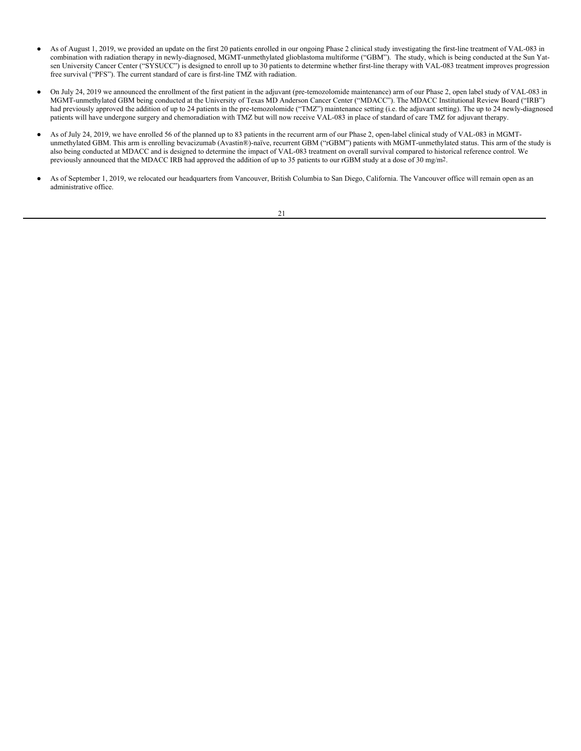- As of August 1, 2019, we provided an update on the first 20 patients enrolled in our ongoing Phase 2 clinical study investigating the first-line treatment of VAL-083 in combination with radiation therapy in newly-diagnosed, MGMT-unmethylated glioblastoma multiforme ("GBM"). The study, which is being conducted at the Sun Yat-sen University Cancer Center ("SYSUCC") is designed to enroll up to 30 patients to determine whether first-line therapy with VAL-083 treatment improves progression free survival ("PFS"). The current standard of care is first-line TMZ with radiation.

- On July 24, 2019 we announced the enrollment of the first patient in the adjuvant (pre-temozolomide maintenance) arm of our Phase 2, open label study of VAL-083 in MGMT-unmethylated GBM being conducted at the University of Texas MD Anderson Cancer Center ("MDACC"). The MDACC Institutional Review Board ("IRB") had previously approved the addition of up to 24 patients in the pre-temozolomide ("TMZ") maintenance setting (i.e. the adjuvant setting). The up to 24 newly-diagnosed patients will have undergone surgery and chemoradiation with TMZ but will now receive VAL-083 in place of standard of care TMZ for adjuvant therapy.

- As of July 24, 2019, we have enrolled 56 of the planned up to 83 patients in the recurrent arm of our Phase 2, open-label clinical study of VAL-083 in MGMT-unmethylated GBM. This arm is enrolling bevacizumab (Avastin®)-naïve, recurrent GBM ("rGBM") patients with MGMT-unmethylated status. This arm of the study is also being conducted at MDACC and is designed to determine the impact of VAL-083 treatment on overall survival compared to historical reference control. We previously announced that the MDACC IRB had approved the addition of up to 35 patients to our rGBM study at a dose of 30 mg/m$^2$.

- As of September 1, 2019, we relocated our headquarters from Vancouver, British Columbia to San Diego, California. The Vancouver office will remain open as an administrative office.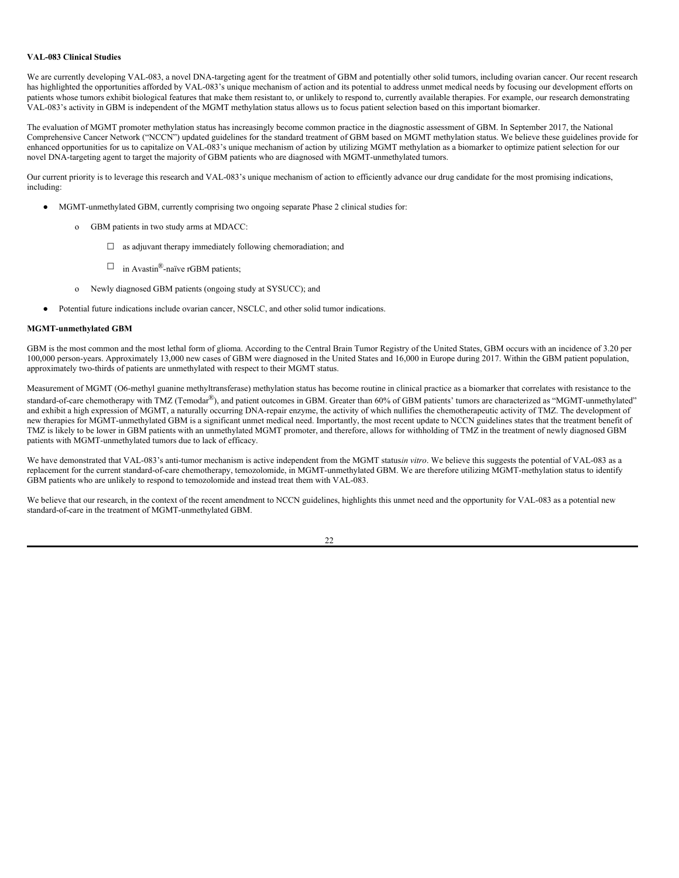**VAL-083 Clinical Studies**

We are currently developing VAL-083, a novel DNA-targeting agent for the treatment of GBM and potentially other solid tumors, including ovarian cancer. Our recent research has highlighted the opportunities afforded by VAL-083's unique mechanism of action and its potential to address unmet medical needs by focusing our development efforts on patients whose tumors exhibit biological features that make them resistant to, or unlikely to respond to, currently available therapies. For example, our research demonstrating VAL-083's activity in GBM is independent of the MGMT methylation status allows us to focus patient selection based on this important biomarker.

The evaluation of MGMT promoter methylation status has increasingly become common practice in the diagnostic assessment of GBM. In September 2017, the National Comprehensive Cancer Network ("NCCN") updated guidelines for the standard treatment of GBM based on MGMT methylation status. We believe these guidelines provide for enhanced opportunities for us to capitalize on VAL-083's unique mechanism of action by utilizing MGMT methylation as a biomarker to optimize patient selection for our novel DNA-targeting agent to target the majority of GBM patients who are diagnosed with MGMT-unmethylated tumors.

Our current priority is to leverage this research and VAL-083's unique mechanism of action to efficiently advance our drug candidate for the most promising indications, including:

- MGMT-unmethylated GBM, currently comprising two ongoing separate Phase 2 clinical studies for:
  - GBM patients in two study arms at MDACC:
    - as adjuvant therapy immediately following chemoradiation; and
    - in Avastin®-naïve rGBM patients;
  - Newly diagnosed GBM patients (ongoing study at SYSUCC); and
- Potential future indications include ovarian cancer, NSCLC, and other solid tumor indications.

**MGMT-unmethylated GBM**

GBM is the most common and the most lethal form of glioma. According to the Central Brain Tumor Registry of the United States, GBM occurs with an incidence of 3.20 per 100,000 person-years. Approximately 13,000 new cases of GBM were diagnosed in the United States and 16,000 in Europe during 2017. Within the GBM patient population, approximately two-thirds of patients are unmethylated with respect to their MGMT status.

Measurement of MGMT (O6-methyl guanine methyltransferase) methylation status has become routine in clinical practice as a biomarker that correlates with resistance to the standard-of-care chemotherapy with TMZ (Temodar®), and patient outcomes in GBM. Greater than 60% of GBM patients' tumors are characterized as "MGMT-unmethylated" and exhibit a high expression of MGMT, a naturally occurring DNA-repair enzyme, the activity of which nullifies the chemotherapeutic activity of TMZ. The development of new therapies for MGMT-unmethylated GBM is a significant unmet medical need. Importantly, the most recent update to NCCN guidelines states that the treatment benefit of TMZ is likely to be lower in GBM patients with an unmethylated MGMT promoter, and therefore, allows for withholding of TMZ in the treatment of newly diagnosed GBM patients with MGMT-unmethylated tumors due to lack of efficacy.

We have demonstrated that VAL-083's anti-tumor mechanism is active independent from the MGMT status *in vitro*. We believe this suggests the potential of VAL-083 as a replacement for the current standard-of-care chemotherapy, temozolomide, in MGMT-unmethylated GBM. We are therefore utilizing MGMT-methylation status to identify GBM patients who are unlikely to respond to temozolomide and instead treat them with VAL-083.

We believe that our research, in the context of the recent amendment to NCCN guidelines, highlights this unmet need and the opportunity for VAL-083 as a potential new standard-of-care in the treatment of MGMT-unmethylated GBM.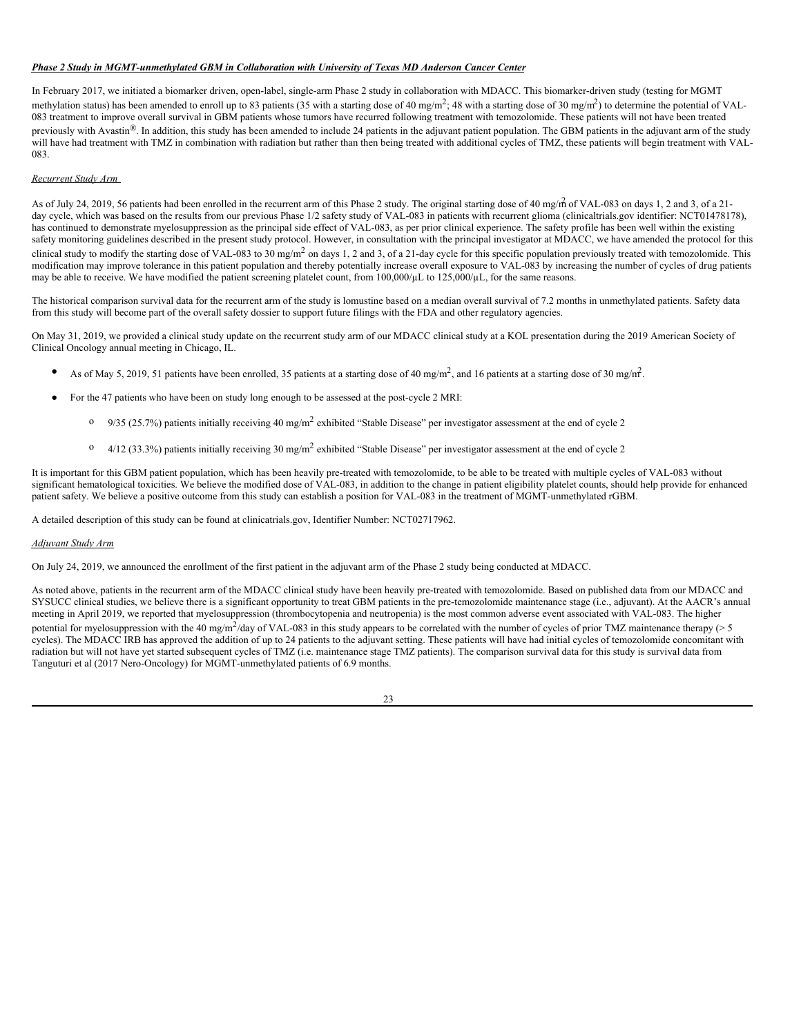***Phase 2 Study in MGMT-unmethylated GBM in Collaboration with University of Texas MD Anderson Cancer Center***

In February 2017, we initiated a biomarker driven, open-label, single-arm Phase 2 study in collaboration with MDACC. This biomarker-driven study (testing for MGMT methylation status) has been amended to enroll up to 83 patients (35 with a starting dose of 40 mg/$m^2$; 48 with a starting dose of 30 mg/$m^2$) to determine the potential of VAL-083 treatment to improve overall survival in GBM patients whose tumors have recurred following treatment with temozolomide. These patients will not have been treated previously with Avastin®. In addition, this study has been amended to include 24 patients in the adjuvant patient population. The GBM patients in the adjuvant arm of the study will have had treatment with TMZ in combination with radiation but rather than then being treated with additional cycles of TMZ, these patients will begin treatment with VAL-083.

*Recurrent Study Arm*

As of July 24, 2019, 56 patients had been enrolled in the recurrent arm of this Phase 2 study. The original starting dose of 40 mg/$m^2$ of VAL-083 on days 1, 2 and 3, of a 21-day cycle, which was based on the results from our previous Phase 1/2 safety study of VAL-083 in patients with recurrent glioma (clinicaltrials.gov identifier: NCT01478178), has continued to demonstrate myelosuppression as the principal side effect of VAL-083, as per prior clinical experience. The safety profile has been well within the existing safety monitoring guidelines described in the present study protocol. However, in consultation with the principal investigator at MDACC, we have amended the protocol for this clinical study to modify the starting dose of VAL-083 to 30 mg/$m^2$ on days 1, 2 and 3, of a 21-day cycle for this specific population previously treated with temozolomide. This modification may improve tolerance in this patient population and thereby potentially increase overall exposure to VAL-083 by increasing the number of cycles of drug patients may be able to receive. We have modified the patient screening platelet count, from 100,000/µL to 125,000/µL, for the same reasons.

The historical comparison survival data for the recurrent arm of the study is lomustine based on a median overall survival of 7.2 months in unmethylated patients. Safety data from this study will become part of the overall safety dossier to support future filings with the FDA and other regulatory agencies.

On May 31, 2019, we provided a clinical study update on the recurrent study arm of our MDACC clinical study at a KOL presentation during the 2019 American Society of Clinical Oncology annual meeting in Chicago, IL.

- As of May 5, 2019, 51 patients have been enrolled, 35 patients at a starting dose of 40 mg/$m^2$, and 16 patients at a starting dose of 30 mg/$m^2$.
- For the 47 patients who have been on study long enough to be assessed at the post-cycle 2 MRI:
  - 9/35 (25.7%) patients initially receiving 40 mg/$m^2$ exhibited "Stable Disease" per investigator assessment at the end of cycle 2
  - 4/12 (33.3%) patients initially receiving 30 mg/$m^2$ exhibited "Stable Disease" per investigator assessment at the end of cycle 2

It is important for this GBM patient population, which has been heavily pre-treated with temozolomide, to be able to be treated with multiple cycles of VAL-083 without significant hematological toxicities. We believe the modified dose of VAL-083, in addition to the change in patient eligibility platelet counts, should help provide for enhanced patient safety. We believe a positive outcome from this study can establish a position for VAL-083 in the treatment of MGMT-unmethylated rGBM.

A detailed description of this study can be found at clinicatrials.gov, Identifier Number: NCT02717962.

*Adjuvant Study Arm*

On July 24, 2019, we announced the enrollment of the first patient in the adjuvant arm of the Phase 2 study being conducted at MDACC.

As noted above, patients in the recurrent arm of the MDACC clinical study have been heavily pre-treated with temozolomide. Based on published data from our MDACC and SYSUCC clinical studies, we believe there is a significant opportunity to treat GBM patients in the pre-temozolomide maintenance stage (i.e., adjuvant). At the AACR's annual meeting in April 2019, we reported that myelosuppression (thrombocytopenia and neutropenia) is the most common adverse event associated with VAL-083. The higher potential for myelosuppression with the 40 mg/$m^2$/day of VAL-083 in this study appears to be correlated with the number of cycles of prior TMZ maintenance therapy (> 5 cycles). The MDACC IRB has approved the addition of up to 24 patients to the adjuvant setting. These patients will have had initial cycles of temozolomide concomitant with radiation but will not have yet started subsequent cycles of TMZ (i.e. maintenance stage TMZ patients). The comparison survival data for this study is survival data from Tanguturi et al (2017 Nero-Oncology) for MGMT-unmethylated patients of 6.9 months.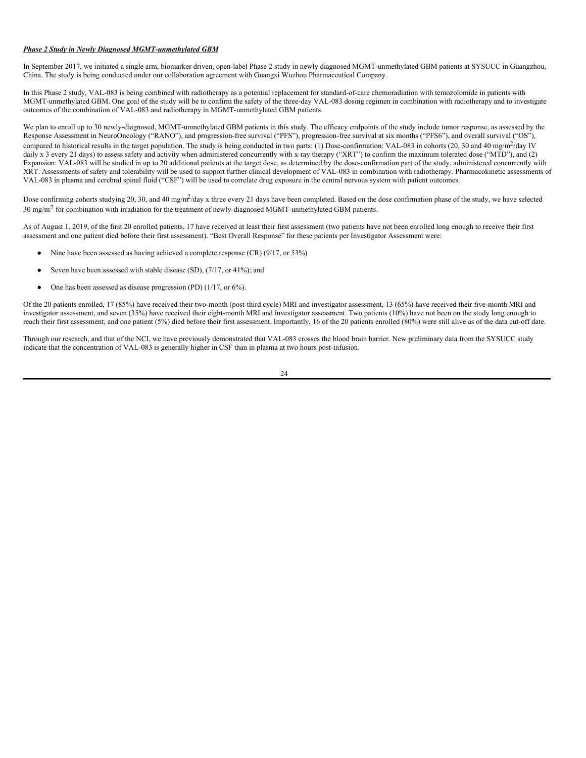***Phase 2 Study in Newly Diagnosed MGMT-unmethylated GBM***

In September 2017, we initiated a single arm, biomarker driven, open-label Phase 2 study in newly diagnosed MGMT-unmethylated GBM patients at SYSUCC in Guangzhou, China. The study is being conducted under our collaboration agreement with Guangxi Wuzhou Pharmaceutical Company.

In this Phase 2 study, VAL-083 is being combined with radiotherapy as a potential replacement for standard-of-care chemoradiation with temozolomide in patients with MGMT-unmethylated GBM. One goal of the study will be to confirm the safety of the three-day VAL-083 dosing regimen in combination with radiotherapy and to investigate outcomes of the combination of VAL-083 and radiotherapy in MGMT-unmethylated GBM patients.

We plan to enroll up to 30 newly-diagnosed, MGMT-unmethylated GBM patients in this study. The efficacy endpoints of the study include tumor response, as assessed by the Response Assessment in NeuroOncology ("RANO"), and progression-free survival ("PFS"), progression-free survival at six months ("PFS6"), and overall survival ("OS"), compared to historical results in the target population. The study is being conducted in two parts: (1) Dose-confirmation: VAL-083 in cohorts (20, 30 and 40 mg/m$^2$/day IV daily x 3 every 21 days) to assess safety and activity when administered concurrently with x-ray therapy ("XRT") to confirm the maximum tolerated dose ("MTD"), and (2) Expansion: VAL-083 will be studied in up to 20 additional patients at the target dose, as determined by the dose-confirmation part of the study, administered concurrently with XRT. Assessments of safety and tolerability will be used to support further clinical development of VAL-083 in combination with radiotherapy. Pharmacokinetic assessments of VAL-083 in plasma and cerebral spinal fluid ("CSF") will be used to correlate drug exposure in the central nervous system with patient outcomes.

Dose confirming cohorts studying 20, 30, and 40 mg/m$^2$/day x three every 21 days have been completed. Based on the dose confirmation phase of the study, we have selected 30 mg/m$^2$ for combination with irradiation for the treatment of newly-diagnosed MGMT-unmethylated GBM patients.

As of August 1, 2019, of the first 20 enrolled patients, 17 have received at least their first assessment (two patients have not been enrolled long enough to receive their first assessment and one patient died before their first assessment). "Best Overall Response" for these patients per Investigator Assessment were:

- Nine have been assessed as having achieved a complete response (CR) (9/17, or 53%)
- Seven have been assessed with stable disease (SD), (7/17, or 41%); and
- One has been assessed as disease progression (PD) (1/17, or 6%).

Of the 20 patients enrolled, 17 (85%) have received their two-month (post-third cycle) MRI and investigator assessment, 13 (65%) have received their five-month MRI and investigator assessment, and seven (35%) have received their eight-month MRI and investigator assessment. Two patients (10%) have not been on the study long enough to reach their first assessment, and one patient (5%) died before their first assessment. Importantly, 16 of the 20 patients enrolled (80%) were still alive as of the data cut-off date.

Through our research, and that of the NCI, we have previously demonstrated that VAL-083 crosses the blood brain barrier. New preliminary data from the SYSUCC study indicate that the concentration of VAL-083 is generally higher in CSF than in plasma at two hours post-infusion.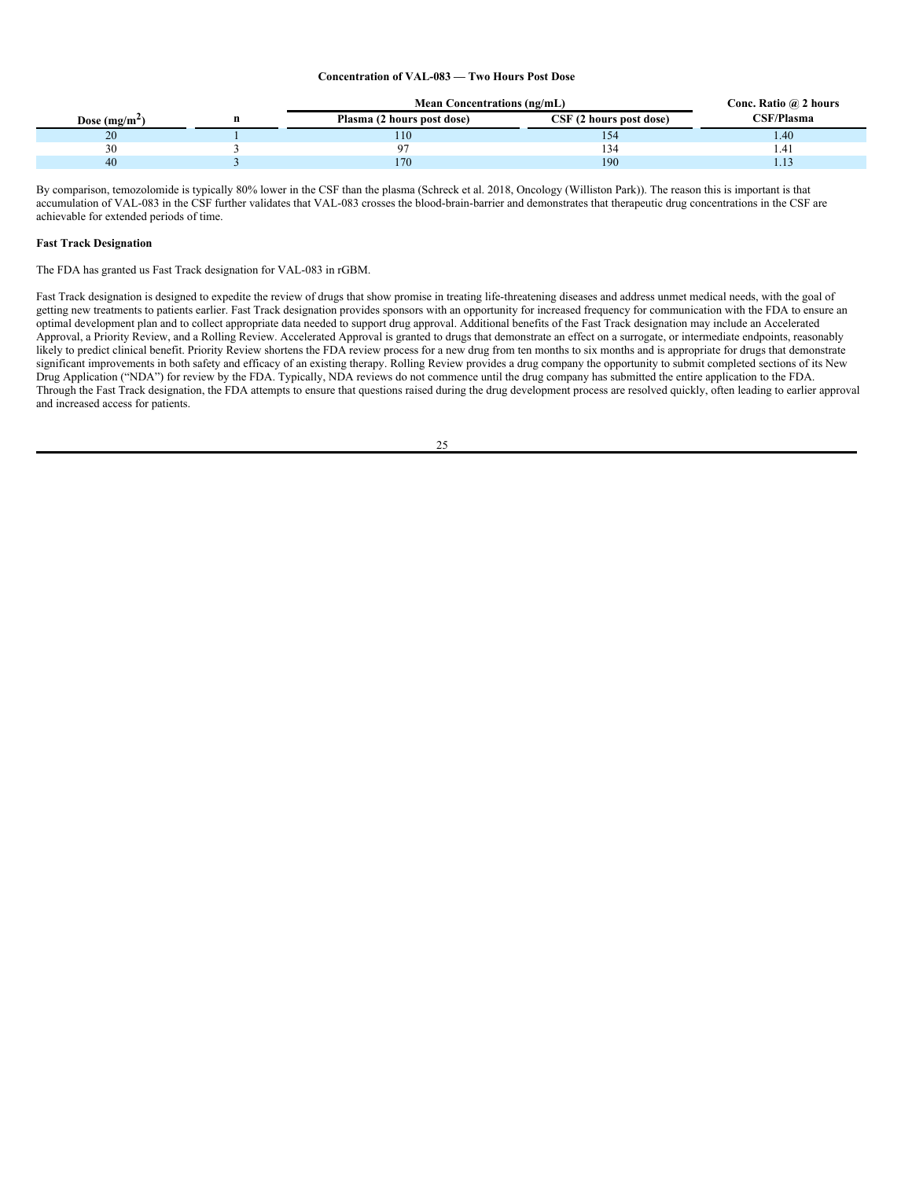**Concentration of VAL-083 — Two Hours Post Dose**

| Dose (mg/m$^2$) | n | Mean Concentrations (ng/mL) | | Conc. Ratio @ 2 hours |
|---|---|---|---|---|
| | | Plasma (2 hours post dose) | CSF (2 hours post dose) | CSF/Plasma |
| 20 | 1 | 110 | 154 | 1.40 |
| 30 | 3 | 97 | 134 | 1.41 |
| 40 | 3 | 170 | 190 | 1.13 |

By comparison, temozolomide is typically 80% lower in the CSF than the plasma (Schreck et al. 2018, Oncology (Williston Park)). The reason this is important is that accumulation of VAL-083 in the CSF further validates that VAL-083 crosses the blood-brain-barrier and demonstrates that therapeutic drug concentrations in the CSF are achievable for extended periods of time.

**Fast Track Designation**

The FDA has granted us Fast Track designation for VAL-083 in rGBM.

Fast Track designation is designed to expedite the review of drugs that show promise in treating life-threatening diseases and address unmet medical needs, with the goal of getting new treatments to patients earlier. Fast Track designation provides sponsors with an opportunity for increased frequency for communication with the FDA to ensure an optimal development plan and to collect appropriate data needed to support drug approval. Additional benefits of the Fast Track designation may include an Accelerated Approval, a Priority Review, and a Rolling Review. Accelerated Approval is granted to drugs that demonstrate an effect on a surrogate, or intermediate endpoints, reasonably likely to predict clinical benefit. Priority Review shortens the FDA review process for a new drug from ten months to six months and is appropriate for drugs that demonstrate significant improvements in both safety and efficacy of an existing therapy. Rolling Review provides a drug company the opportunity to submit completed sections of its New Drug Application ("NDA") for review by the FDA. Typically, NDA reviews do not commence until the drug company has submitted the entire application to the FDA. Through the Fast Track designation, the FDA attempts to ensure that questions raised during the drug development process are resolved quickly, often leading to earlier approval and increased access for patients.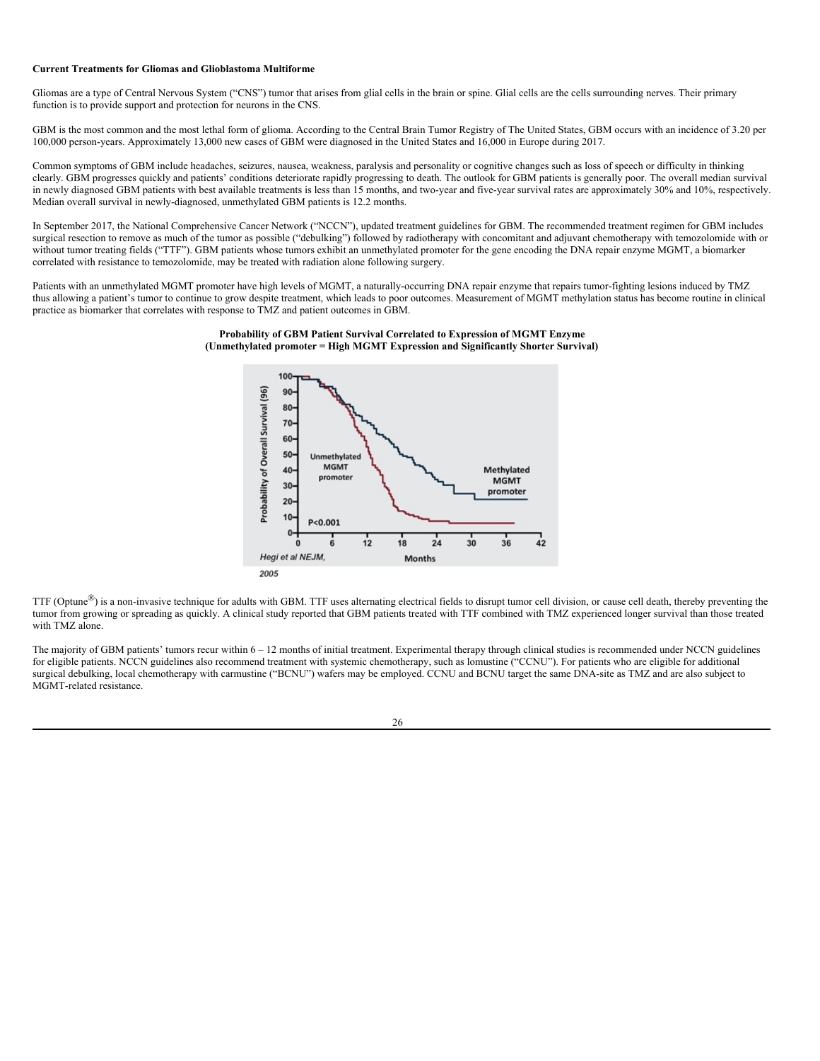**Current Treatments for Gliomas and Glioblastoma Multiforme**

Gliomas are a type of Central Nervous System ("CNS") tumor that arises from glial cells in the brain or spine. Glial cells are the cells surrounding nerves. Their primary function is to provide support and protection for neurons in the CNS.

GBM is the most common and the most lethal form of glioma. According to the Central Brain Tumor Registry of The United States, GBM occurs with an incidence of 3.20 per 100,000 person-years. Approximately 13,000 new cases of GBM were diagnosed in the United States and 16,000 in Europe during 2017.

Common symptoms of GBM include headaches, seizures, nausea, weakness, paralysis and personality or cognitive changes such as loss of speech or difficulty in thinking clearly. GBM progresses quickly and patients' conditions deteriorate rapidly progressing to death. The outlook for GBM patients is generally poor. The overall median survival in newly diagnosed GBM patients with best available treatments is less than 15 months, and two-year and five-year survival rates are approximately 30% and 10%, respectively. Median overall survival in newly-diagnosed, unmethylated GBM patients is 12.2 months.

In September 2017, the National Comprehensive Cancer Network ("NCCN"), updated treatment guidelines for GBM. The recommended treatment regimen for GBM includes surgical resection to remove as much of the tumor as possible ("debulking") followed by radiotherapy with concomitant and adjuvant chemotherapy with temozolomide with or without tumor treating fields ("TTF"). GBM patients whose tumors exhibit an unmethylated promoter for the gene encoding the DNA repair enzyme MGMT, a biomarker correlated with resistance to temozolomide, may be treated with radiation alone following surgery.

Patients with an unmethylated MGMT promoter have high levels of MGMT, a naturally-occurring DNA repair enzyme that repairs tumor-fighting lesions induced by TMZ thus allowing a patient's tumor to continue to grow despite treatment, which leads to poor outcomes. Measurement of MGMT methylation status has become routine in clinical practice as biomarker that correlates with response to TMZ and patient outcomes in GBM.

**Probability of GBM Patient Survival Correlated to Expression of MGMT Enzyme**
**(Unmethylated promoter = High MGMT Expression and Significantly Shorter Survival)**

TTF (Optune®) is a non-invasive technique for adults with GBM. TTF uses alternating electrical fields to disrupt tumor cell division, or cause cell death, thereby preventing the tumor from growing or spreading as quickly. A clinical study reported that GBM patients treated with TTF combined with TMZ experienced longer survival than those treated with TMZ alone.

The majority of GBM patients' tumors recur within 6 – 12 months of initial treatment. Experimental therapy through clinical studies is recommended under NCCN guidelines for eligible patients. NCCN guidelines also recommend treatment with systemic chemotherapy, such as lomustine ("CCNU"). For patients who are eligible for additional surgical debulking, local chemotherapy with carmustine ("BCNU") wafers may be employed. CCNU and BCNU target the same DNA-site as TMZ and are also subject to MGMT-related resistance.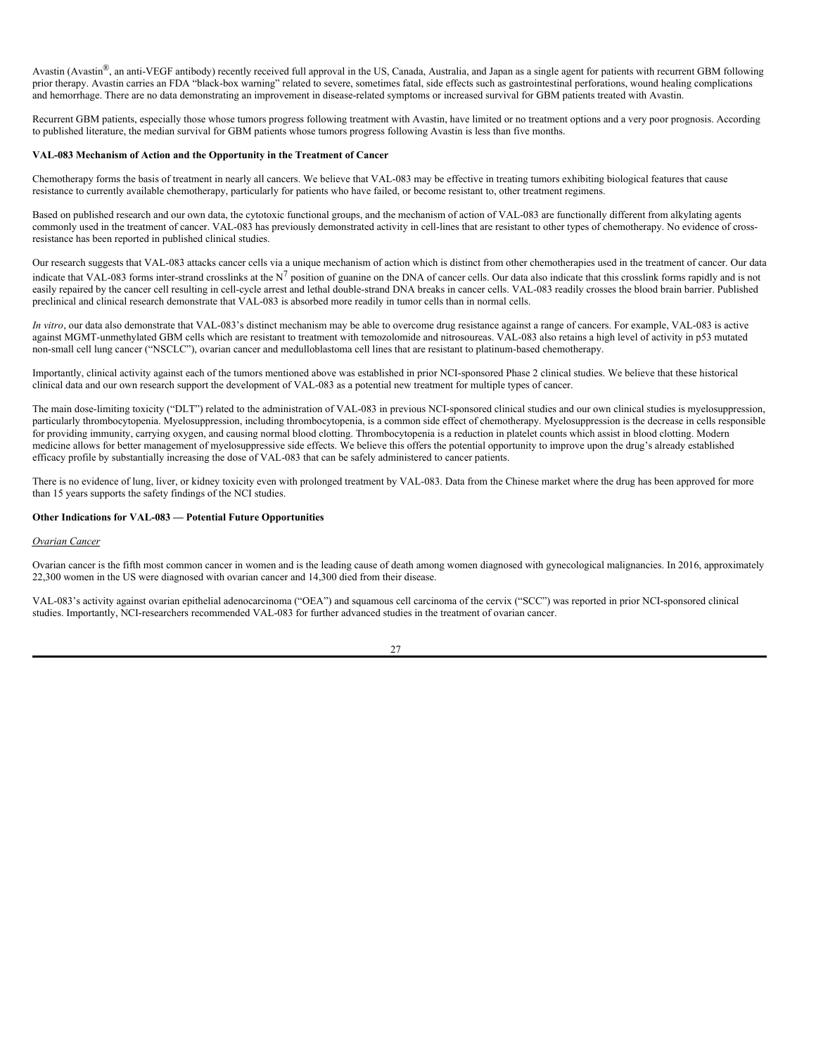Avastin (Avastin®, an anti-VEGF antibody) recently received full approval in the US, Canada, Australia, and Japan as a single agent for patients with recurrent GBM following prior therapy. Avastin carries an FDA "black-box warning" related to severe, sometimes fatal, side effects such as gastrointestinal perforations, wound healing complications and hemorrhage. There are no data demonstrating an improvement in disease-related symptoms or increased survival for GBM patients treated with Avastin.

Recurrent GBM patients, especially those whose tumors progress following treatment with Avastin, have limited or no treatment options and a very poor prognosis. According to published literature, the median survival for GBM patients whose tumors progress following Avastin is less than five months.

**VAL-083 Mechanism of Action and the Opportunity in the Treatment of Cancer**

Chemotherapy forms the basis of treatment in nearly all cancers. We believe that VAL-083 may be effective in treating tumors exhibiting biological features that cause resistance to currently available chemotherapy, particularly for patients who have failed, or become resistant to, other treatment regimens.

Based on published research and our own data, the cytotoxic functional groups, and the mechanism of action of VAL-083 are functionally different from alkylating agents commonly used in the treatment of cancer. VAL-083 has previously demonstrated activity in cell-lines that are resistant to other types of chemotherapy. No evidence of cross-resistance has been reported in published clinical studies.

Our research suggests that VAL-083 attacks cancer cells via a unique mechanism of action which is distinct from other chemotherapies used in the treatment of cancer. Our data indicate that VAL-083 forms inter-strand crosslinks at the $N^7$ position of guanine on the DNA of cancer cells. Our data also indicate that this crosslink forms rapidly and is not easily repaired by the cancer cell resulting in cell-cycle arrest and lethal double-strand DNA breaks in cancer cells. VAL-083 readily crosses the blood brain barrier. Published preclinical and clinical research demonstrate that VAL-083 is absorbed more readily in tumor cells than in normal cells.

*In vitro*, our data also demonstrate that VAL-083's distinct mechanism may be able to overcome drug resistance against a range of cancers. For example, VAL-083 is active against MGMT-unmethylated GBM cells which are resistant to treatment with temozolomide and nitrosoureas. VAL-083 also retains a high level of activity in p53 mutated non-small cell lung cancer ("NSCLC"), ovarian cancer and medulloblastoma cell lines that are resistant to platinum-based chemotherapy.

Importantly, clinical activity against each of the tumors mentioned above was established in prior NCI-sponsored Phase 2 clinical studies. We believe that these historical clinical data and our own research support the development of VAL-083 as a potential new treatment for multiple types of cancer.

The main dose-limiting toxicity ("DLT") related to the administration of VAL-083 in previous NCI-sponsored clinical studies and our own clinical studies is myelosuppression, particularly thrombocytopenia. Myelosuppression, including thrombocytopenia, is a common side effect of chemotherapy. Myelosuppression is the decrease in cells responsible for providing immunity, carrying oxygen, and causing normal blood clotting. Thrombocytopenia is a reduction in platelet counts which assist in blood clotting. Modern medicine allows for better management of myelosuppressive side effects. We believe this offers the potential opportunity to improve upon the drug's already established efficacy profile by substantially increasing the dose of VAL-083 that can be safely administered to cancer patients.

There is no evidence of lung, liver, or kidney toxicity even with prolonged treatment by VAL-083. Data from the Chinese market where the drug has been approved for more than 15 years supports the safety findings of the NCI studies.

**Other Indications for VAL-083 — Potential Future Opportunities**

*Ovarian Cancer*

Ovarian cancer is the fifth most common cancer in women and is the leading cause of death among women diagnosed with gynecological malignancies. In 2016, approximately 22,300 women in the US were diagnosed with ovarian cancer and 14,300 died from their disease.

VAL-083's activity against ovarian epithelial adenocarcinoma ("OEA") and squamous cell carcinoma of the cervix ("SCC") was reported in prior NCI-sponsored clinical studies. Importantly, NCI-researchers recommended VAL-083 for further advanced studies in the treatment of ovarian cancer.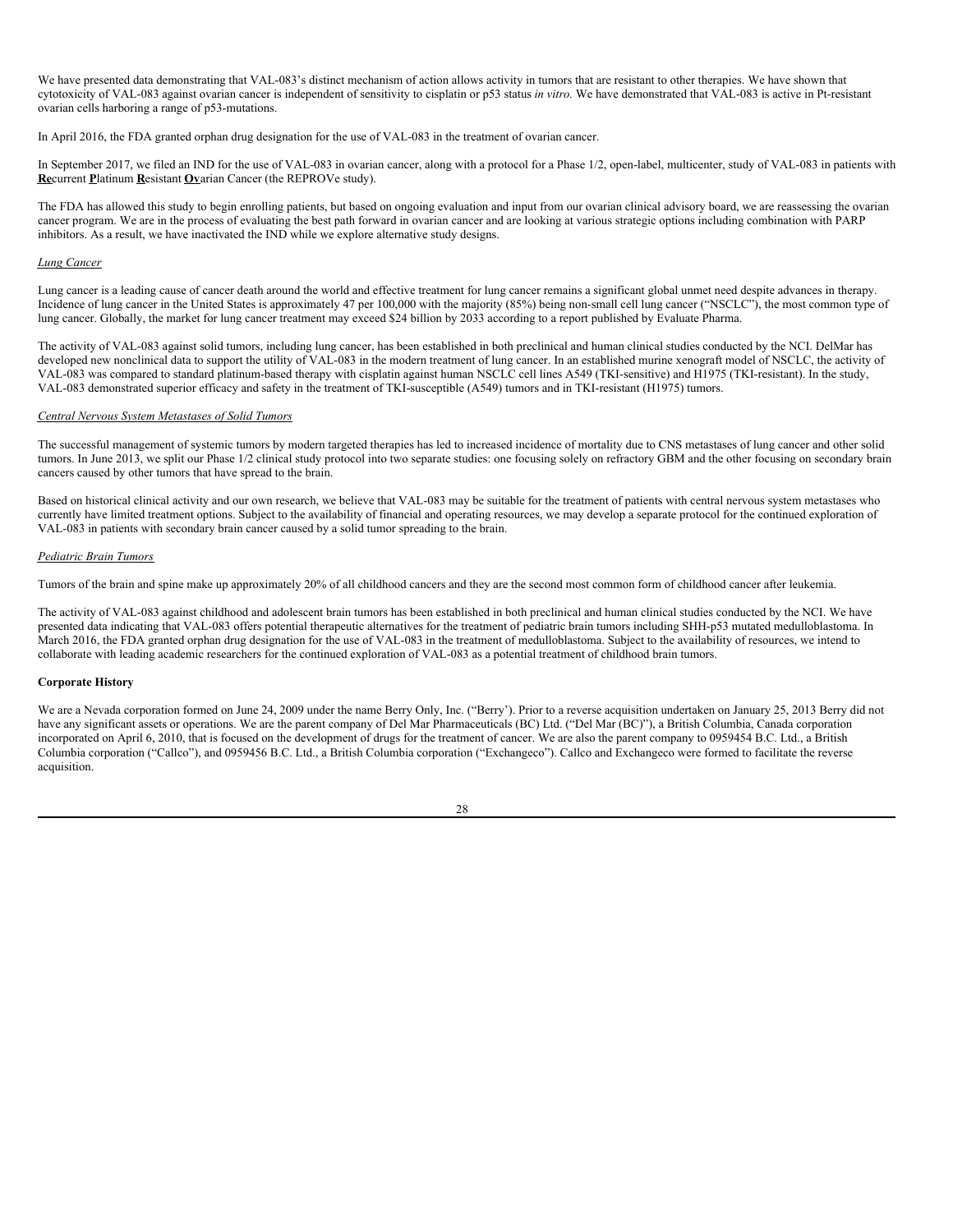We have presented data demonstrating that VAL-083's distinct mechanism of action allows activity in tumors that are resistant to other therapies. We have shown that cytotoxicity of VAL-083 against ovarian cancer is independent of sensitivity to cisplatin or p53 status *in vitro.* We have demonstrated that VAL-083 is active in Pt-resistant ovarian cells harboring a range of p53-mutations.

In April 2016, the FDA granted orphan drug designation for the use of VAL-083 in the treatment of ovarian cancer.

In September 2017, we filed an IND for the use of VAL-083 in ovarian cancer, along with a protocol for a Phase 1/2, open-label, multicenter, study of VAL-083 in patients with **Re**current **P**latinum **R**esistant **Ov**arian Cancer (the REPROVe study).

The FDA has allowed this study to begin enrolling patients, but based on ongoing evaluation and input from our ovarian clinical advisory board, we are reassessing the ovarian cancer program. We are in the process of evaluating the best path forward in ovarian cancer and are looking at various strategic options including combination with PARP inhibitors. As a result, we have inactivated the IND while we explore alternative study designs.

*Lung Cancer*

Lung cancer is a leading cause of cancer death around the world and effective treatment for lung cancer remains a significant global unmet need despite advances in therapy. Incidence of lung cancer in the United States is approximately 47 per 100,000 with the majority (85%) being non-small cell lung cancer ("NSCLC"), the most common type of lung cancer. Globally, the market for lung cancer treatment may exceed $24 billion by 2033 according to a report published by Evaluate Pharma.

The activity of VAL-083 against solid tumors, including lung cancer, has been established in both preclinical and human clinical studies conducted by the NCI. DelMar has developed new nonclinical data to support the utility of VAL-083 in the modern treatment of lung cancer. In an established murine xenograft model of NSCLC, the activity of VAL-083 was compared to standard platinum-based therapy with cisplatin against human NSCLC cell lines A549 (TKI-sensitive) and H1975 (TKI-resistant). In the study, VAL-083 demonstrated superior efficacy and safety in the treatment of TKI-susceptible (A549) tumors and in TKI-resistant (H1975) tumors.

*Central Nervous System Metastases of Solid Tumors*

The successful management of systemic tumors by modern targeted therapies has led to increased incidence of mortality due to CNS metastases of lung cancer and other solid tumors. In June 2013, we split our Phase 1/2 clinical study protocol into two separate studies: one focusing solely on refractory GBM and the other focusing on secondary brain cancers caused by other tumors that have spread to the brain.

Based on historical clinical activity and our own research, we believe that VAL-083 may be suitable for the treatment of patients with central nervous system metastases who currently have limited treatment options. Subject to the availability of financial and operating resources, we may develop a separate protocol for the continued exploration of VAL-083 in patients with secondary brain cancer caused by a solid tumor spreading to the brain.

*Pediatric Brain Tumors*

Tumors of the brain and spine make up approximately 20% of all childhood cancers and they are the second most common form of childhood cancer after leukemia.

The activity of VAL-083 against childhood and adolescent brain tumors has been established in both preclinical and human clinical studies conducted by the NCI. We have presented data indicating that VAL-083 offers potential therapeutic alternatives for the treatment of pediatric brain tumors including SHH-p53 mutated medulloblastoma. In March 2016, the FDA granted orphan drug designation for the use of VAL-083 in the treatment of medulloblastoma. Subject to the availability of resources, we intend to collaborate with leading academic researchers for the continued exploration of VAL-083 as a potential treatment of childhood brain tumors.

**Corporate History**

We are a Nevada corporation formed on June 24, 2009 under the name Berry Only, Inc. ("Berry'). Prior to a reverse acquisition undertaken on January 25, 2013 Berry did not have any significant assets or operations. We are the parent company of Del Mar Pharmaceuticals (BC) Ltd. ("Del Mar (BC)"), a British Columbia, Canada corporation incorporated on April 6, 2010, that is focused on the development of drugs for the treatment of cancer. We are also the parent company to 0959454 B.C. Ltd., a British Columbia corporation ("Callco"), and 0959456 B.C. Ltd., a British Columbia corporation ("Exchangeco"). Callco and Exchangeco were formed to facilitate the reverse acquisition.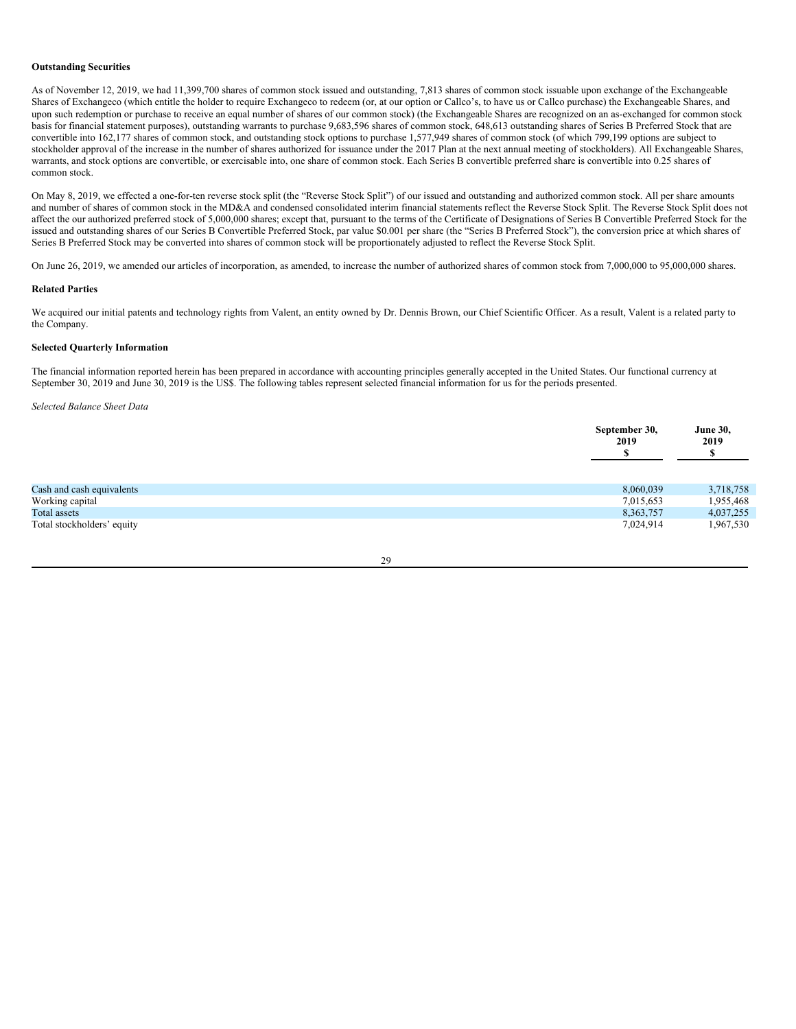**Outstanding Securities**

As of November 12, 2019, we had 11,399,700 shares of common stock issued and outstanding, 7,813 shares of common stock issuable upon exchange of the Exchangeable Shares of Exchangeco (which entitle the holder to require Exchangeco to redeem (or, at our option or Callco's, to have us or Callco purchase) the Exchangeable Shares, and upon such redemption or purchase to receive an equal number of shares of our common stock) (the Exchangeable Shares are recognized on an as-exchanged for common stock basis for financial statement purposes), outstanding warrants to purchase 9,683,596 shares of common stock, 648,613 outstanding shares of Series B Preferred Stock that are convertible into 162,177 shares of common stock, and outstanding stock options to purchase 1,577,949 shares of common stock (of which 799,199 options are subject to stockholder approval of the increase in the number of shares authorized for issuance under the 2017 Plan at the next annual meeting of stockholders). All Exchangeable Shares, warrants, and stock options are convertible, or exercisable into, one share of common stock. Each Series B convertible preferred share is convertible into 0.25 shares of common stock.

On May 8, 2019, we effected a one-for-ten reverse stock split (the "Reverse Stock Split") of our issued and outstanding and authorized common stock. All per share amounts and number of shares of common stock in the MD&A and condensed consolidated interim financial statements reflect the Reverse Stock Split. The Reverse Stock Split does not affect the our authorized preferred stock of 5,000,000 shares; except that, pursuant to the terms of the Certificate of Designations of Series B Convertible Preferred Stock for the issued and outstanding shares of our Series B Convertible Preferred Stock, par value $0.001 per share (the "Series B Preferred Stock"), the conversion price at which shares of Series B Preferred Stock may be converted into shares of common stock will be proportionately adjusted to reflect the Reverse Stock Split.

On June 26, 2019, we amended our articles of incorporation, as amended, to increase the number of authorized shares of common stock from 7,000,000 to 95,000,000 shares.

**Related Parties**

We acquired our initial patents and technology rights from Valent, an entity owned by Dr. Dennis Brown, our Chief Scientific Officer. As a result, Valent is a related party to the Company.

**Selected Quarterly Information**

The financial information reported herein has been prepared in accordance with accounting principles generally accepted in the United States. Our functional currency at September 30, 2019 and June 30, 2019 is the US$. The following tables represent selected financial information for us for the periods presented.

*Selected Balance Sheet Data*

| | September 30, 2019 $ | June 30, 2019 $ |
|---|---|---|
| Cash and cash equivalents | 8,060,039 | 3,718,758 |
| Working capital | 7,015,653 | 1,955,468 |
| Total assets | 8,363,757 | 4,037,255 |
| Total stockholders' equity | 7,024,914 | 1,967,530 |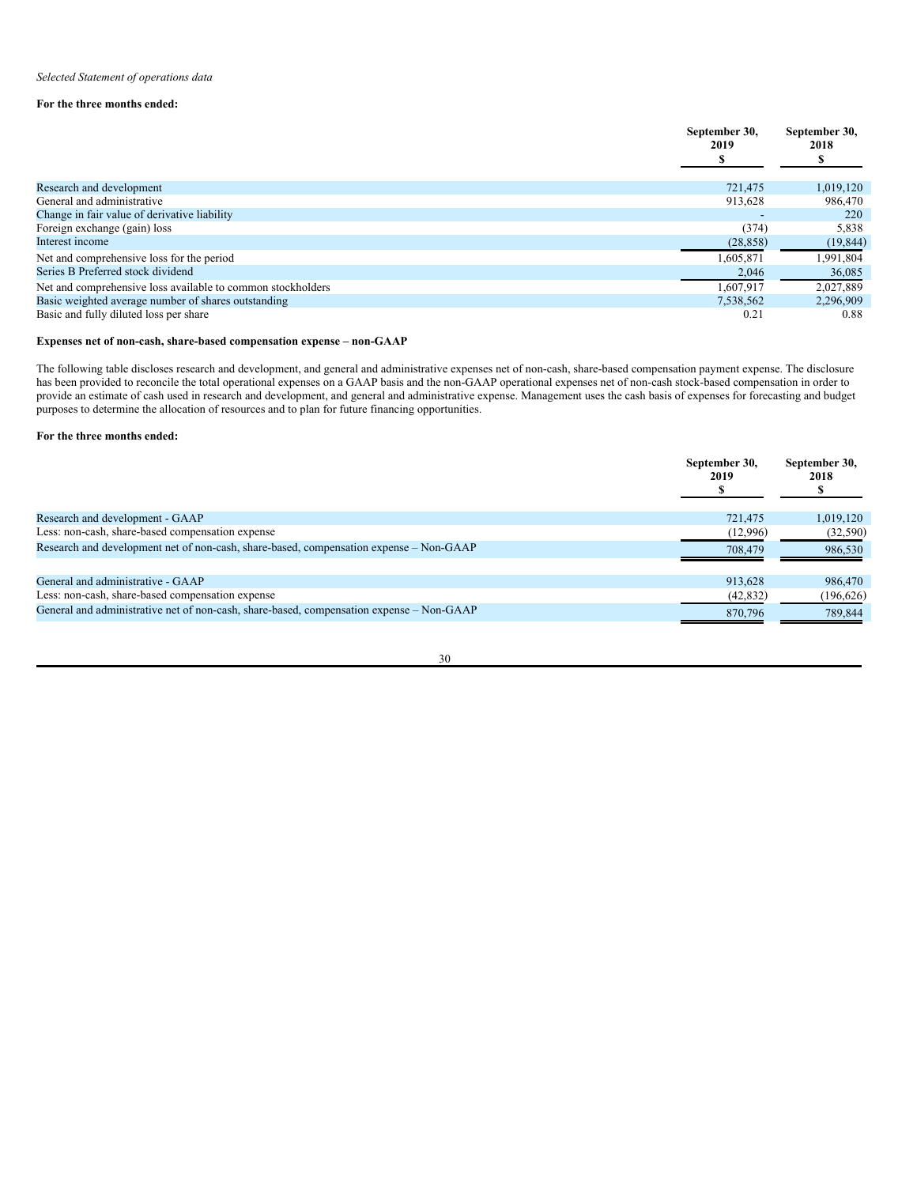*Selected Statement of operations data*

**For the three months ended:**

| | September 30, 2019 $ | September 30, 2018 $ |
|---|---|---|
| Research and development | 721,475 | 1,019,120 |
| General and administrative | 913,628 | 986,470 |
| Change in fair value of derivative liability | - | 220 |
| Foreign exchange (gain) loss | (374) | 5,838 |
| Interest income | (28,858) | (19,844) |
| Net and comprehensive loss for the period | 1,605,871 | 1,991,804 |
| Series B Preferred stock dividend | 2,046 | 36,085 |
| Net and comprehensive loss available to common stockholders | 1,607,917 | 2,027,889 |
| Basic weighted average number of shares outstanding | 7,538,562 | 2,296,909 |
| Basic and fully diluted loss per share | 0.21 | 0.88 |

**Expenses net of non-cash, share-based compensation expense – non-GAAP**

The following table discloses research and development, and general and administrative expenses net of non-cash, share-based compensation payment expense. The disclosure has been provided to reconcile the total operational expenses on a GAAP basis and the non-GAAP operational expenses net of non-cash stock-based compensation in order to provide an estimate of cash used in research and development, and general and administrative expense. Management uses the cash basis of expenses for forecasting and budget purposes to determine the allocation of resources and to plan for future financing opportunities.

**For the three months ended:**

| | September 30, 2019 $ | September 30, 2018 $ |
|---|---|---|
| Research and development - GAAP | 721,475 | 1,019,120 |
| Less: non-cash, share-based compensation expense | (12,996) | (32,590) |
| Research and development net of non-cash, share-based, compensation expense – Non-GAAP | 708,479 | 986,530 |
| | | |
| General and administrative - GAAP | 913,628 | 986,470 |
| Less: non-cash, share-based compensation expense | (42,832) | (196,626) |
| General and administrative net of non-cash, share-based, compensation expense – Non-GAAP | 870,796 | 789,844 |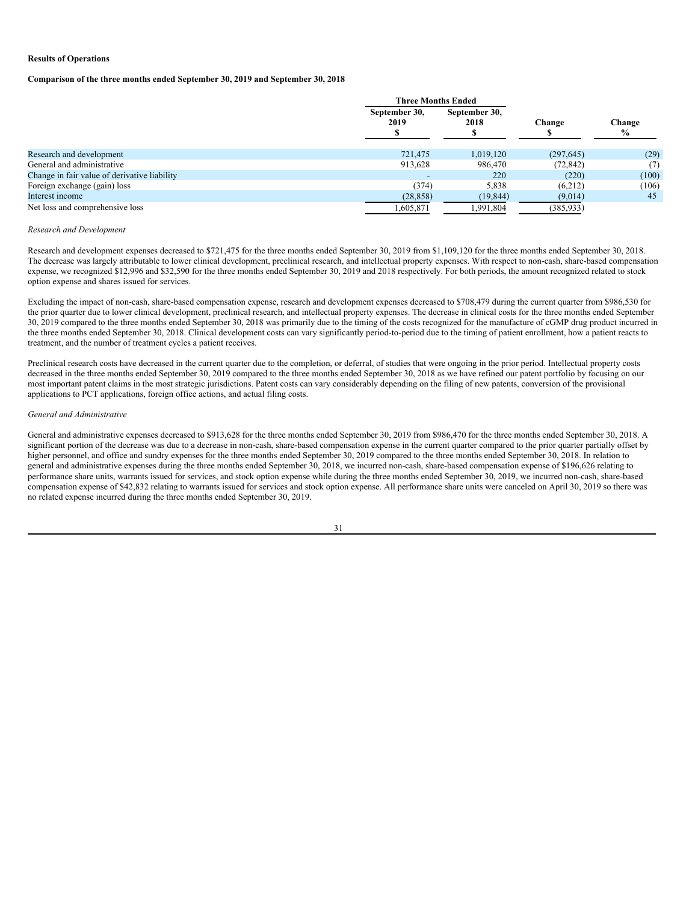**Results of Operations**

**Comparison of the three months ended September 30, 2019 and September 30, 2018**

| | Three Months Ended | | | |
|---|---|---|---|---|
| | September 30, 2019 $ | September 30, 2018 $ | Change $ | Change % |
| Research and development | 721,475 | 1,019,120 | (297,645) | (29) |
| General and administrative | 913,628 | 986,470 | (72,842) | (7) |
| Change in fair value of derivative liability | - | 220 | (220) | (100) |
| Foreign exchange (gain) loss | (374) | 5,838 | (6,212) | (106) |
| Interest income | (28,858) | (19,844) | (9,014) | 45 |
| Net loss and comprehensive loss | 1,605,871 | 1,991,804 | (385,933) | |

*Research and Development*

Research and development expenses decreased to $721,475 for the three months ended September 30, 2019 from $1,109,120 for the three months ended September 30, 2018. The decrease was largely attributable to lower clinical development, preclinical research, and intellectual property expenses. With respect to non-cash, share-based compensation expense, we recognized $12,996 and $32,590 for the three months ended September 30, 2019 and 2018 respectively. For both periods, the amount recognized related to stock option expense and shares issued for services.

Excluding the impact of non-cash, share-based compensation expense, research and development expenses decreased to $708,479 during the current quarter from $986,530 for the prior quarter due to lower clinical development, preclinical research, and intellectual property expenses. The decrease in clinical costs for the three months ended September 30, 2019 compared to the three months ended September 30, 2018 was primarily due to the timing of the costs recognized for the manufacture of cGMP drug product incurred in the three months ended September 30, 2018. Clinical development costs can vary significantly period-to-period due to the timing of patient enrollment, how a patient reacts to treatment, and the number of treatment cycles a patient receives.

Preclinical research costs have decreased in the current quarter due to the completion, or deferral, of studies that were ongoing in the prior period. Intellectual property costs decreased in the three months ended September 30, 2019 compared to the three months ended September 30, 2018 as we have refined our patent portfolio by focusing on our most important patent claims in the most strategic jurisdictions. Patent costs can vary considerably depending on the filing of new patents, conversion of the provisional applications to PCT applications, foreign office actions, and actual filing costs.

*General and Administrative*

General and administrative expenses decreased to $913,628 for the three months ended September 30, 2019 from $986,470 for the three months ended September 30, 2018. A significant portion of the decrease was due to a decrease in non-cash, share-based compensation expense in the current quarter compared to the prior quarter partially offset by higher personnel, and office and sundry expenses for the three months ended September 30, 2019 compared to the three months ended September 30, 2018. In relation to general and administrative expenses during the three months ended September 30, 2018, we incurred non-cash, share-based compensation expense of $196,626 relating to performance share units, warrants issued for services, and stock option expense while during the three months ended September 30, 2019, we incurred non-cash, share-based compensation expense of $42,832 relating to warrants issued for services and stock option expense. All performance share units were canceled on April 30, 2019 so there was no related expense incurred during the three months ended September 30, 2019.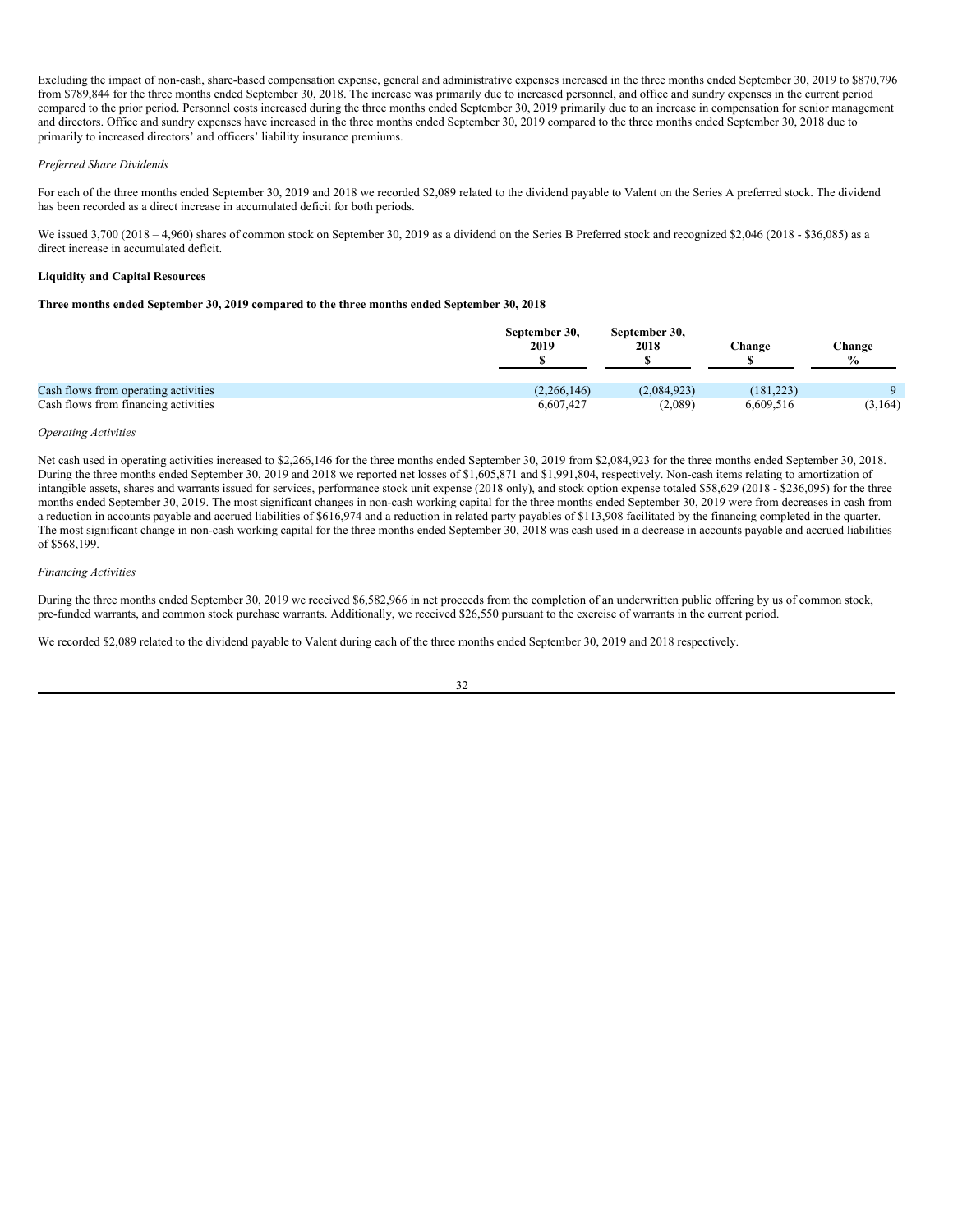Excluding the impact of non-cash, share-based compensation expense, general and administrative expenses increased in the three months ended September 30, 2019 to $870,796 from $789,844 for the three months ended September 30, 2018. The increase was primarily due to increased personnel, and office and sundry expenses in the current period compared to the prior period. Personnel costs increased during the three months ended September 30, 2019 primarily due to an increase in compensation for senior management and directors. Office and sundry expenses have increased in the three months ended September 30, 2019 compared to the three months ended September 30, 2018 due to primarily to increased directors' and officers' liability insurance premiums.

*Preferred Share Dividends*

For each of the three months ended September 30, 2019 and 2018 we recorded $2,089 related to the dividend payable to Valent on the Series A preferred stock. The dividend has been recorded as a direct increase in accumulated deficit for both periods.

We issued 3,700 (2018 – 4,960) shares of common stock on September 30, 2019 as a dividend on the Series B Preferred stock and recognized $2,046 (2018 - $36,085) as a direct increase in accumulated deficit.

**Liquidity and Capital Resources**

**Three months ended September 30, 2019 compared to the three months ended September 30, 2018**

| | September 30, 2019 $ | September 30, 2018 $ | Change $ | Change % |
|---|---|---|---|---|
| Cash flows from operating activities | (2,266,146) | (2,084,923) | (181,223) | 9 |
| Cash flows from financing activities | 6,607,427 | (2,089) | 6,609,516 | (3,164) |

*Operating Activities*

Net cash used in operating activities increased to $2,266,146 for the three months ended September 30, 2019 from $2,084,923 for the three months ended September 30, 2018. During the three months ended September 30, 2019 and 2018 we reported net losses of $1,605,871 and $1,991,804, respectively. Non-cash items relating to amortization of intangible assets, shares and warrants issued for services, performance stock unit expense (2018 only), and stock option expense totaled $58,629 (2018 - $236,095) for the three months ended September 30, 2019. The most significant changes in non-cash working capital for the three months ended September 30, 2019 were from decreases in cash from a reduction in accounts payable and accrued liabilities of $616,974 and a reduction in related party payables of $113,908 facilitated by the financing completed in the quarter. The most significant change in non-cash working capital for the three months ended September 30, 2018 was cash used in a decrease in accounts payable and accrued liabilities of $568,199.

*Financing Activities*

During the three months ended September 30, 2019 we received $6,582,966 in net proceeds from the completion of an underwritten public offering by us of common stock, pre-funded warrants, and common stock purchase warrants. Additionally, we received $26,550 pursuant to the exercise of warrants in the current period.

We recorded $2,089 related to the dividend payable to Valent during each of the three months ended September 30, 2019 and 2018 respectively.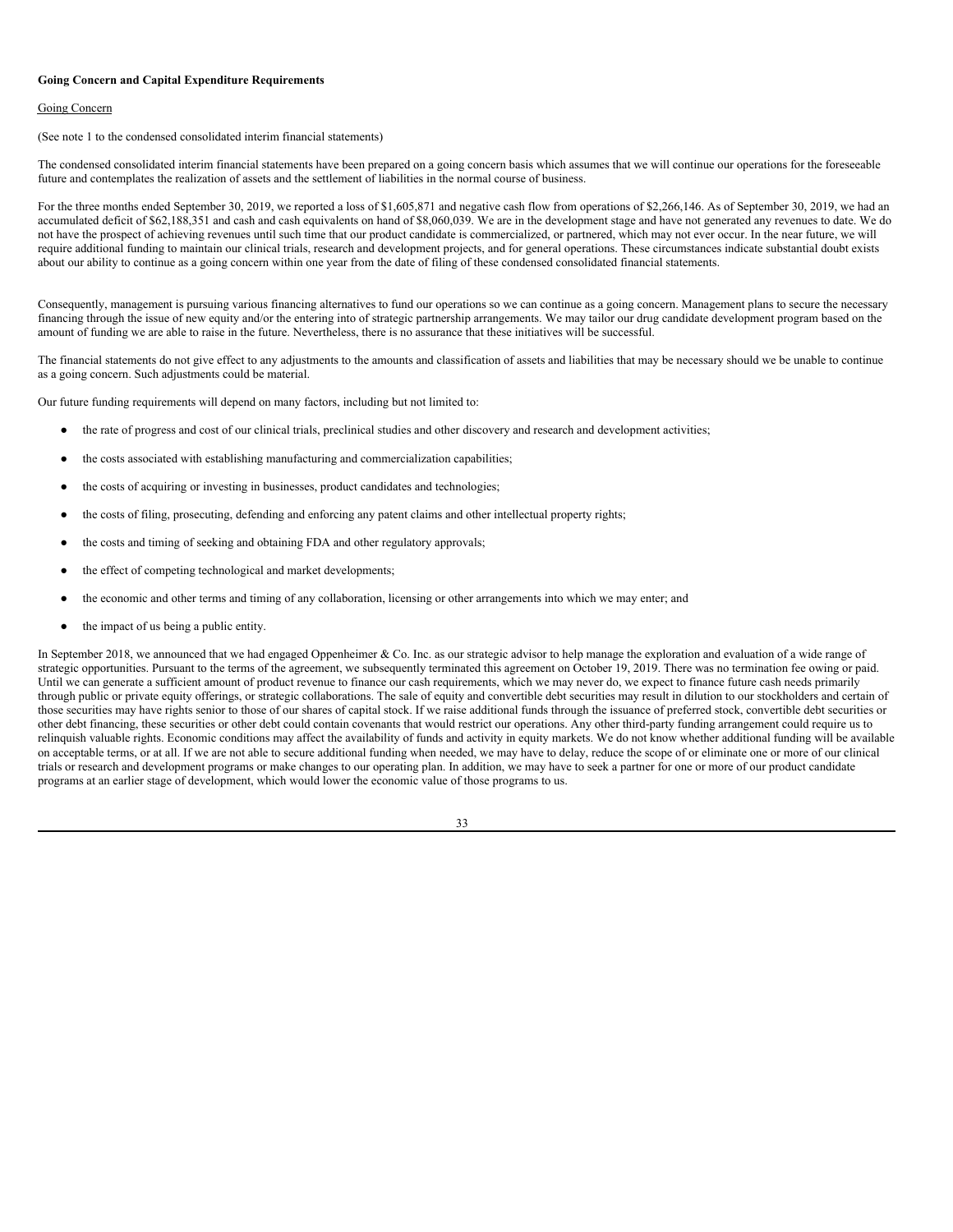**Going Concern and Capital Expenditure Requirements**

Going Concern

(See note 1 to the condensed consolidated interim financial statements)

The condensed consolidated interim financial statements have been prepared on a going concern basis which assumes that we will continue our operations for the foreseeable future and contemplates the realization of assets and the settlement of liabilities in the normal course of business.

For the three months ended September 30, 2019, we reported a loss of $1,605,871 and negative cash flow from operations of $2,266,146. As of September 30, 2019, we had an accumulated deficit of $62,188,351 and cash and cash equivalents on hand of $8,060,039. We are in the development stage and have not generated any revenues to date. We do not have the prospect of achieving revenues until such time that our product candidate is commercialized, or partnered, which may not ever occur. In the near future, we will require additional funding to maintain our clinical trials, research and development projects, and for general operations. These circumstances indicate substantial doubt exists about our ability to continue as a going concern within one year from the date of filing of these condensed consolidated financial statements.

Consequently, management is pursuing various financing alternatives to fund our operations so we can continue as a going concern. Management plans to secure the necessary financing through the issue of new equity and/or the entering into of strategic partnership arrangements. We may tailor our drug candidate development program based on the amount of funding we are able to raise in the future. Nevertheless, there is no assurance that these initiatives will be successful.

The financial statements do not give effect to any adjustments to the amounts and classification of assets and liabilities that may be necessary should we be unable to continue as a going concern. Such adjustments could be material.

Our future funding requirements will depend on many factors, including but not limited to:

- the rate of progress and cost of our clinical trials, preclinical studies and other discovery and research and development activities;
- the costs associated with establishing manufacturing and commercialization capabilities;
- the costs of acquiring or investing in businesses, product candidates and technologies;
- the costs of filing, prosecuting, defending and enforcing any patent claims and other intellectual property rights;
- the costs and timing of seeking and obtaining FDA and other regulatory approvals;
- the effect of competing technological and market developments;
- the economic and other terms and timing of any collaboration, licensing or other arrangements into which we may enter; and
- the impact of us being a public entity.

In September 2018, we announced that we had engaged Oppenheimer & Co. Inc. as our strategic advisor to help manage the exploration and evaluation of a wide range of strategic opportunities. Pursuant to the terms of the agreement, we subsequently terminated this agreement on October 19, 2019. There was no termination fee owing or paid. Until we can generate a sufficient amount of product revenue to finance our cash requirements, which we may never do, we expect to finance future cash needs primarily through public or private equity offerings, or strategic collaborations. The sale of equity and convertible debt securities may result in dilution to our stockholders and certain of those securities may have rights senior to those of our shares of capital stock. If we raise additional funds through the issuance of preferred stock, convertible debt securities or other debt financing, these securities or other debt could contain covenants that would restrict our operations. Any other third-party funding arrangement could require us to relinquish valuable rights. Economic conditions may affect the availability of funds and activity in equity markets. We do not know whether additional funding will be available on acceptable terms, or at all. If we are not able to secure additional funding when needed, we may have to delay, reduce the scope of or eliminate one or more of our clinical trials or research and development programs or make changes to our operating plan. In addition, we may have to seek a partner for one or more of our product candidate programs at an earlier stage of development, which would lower the economic value of those programs to us.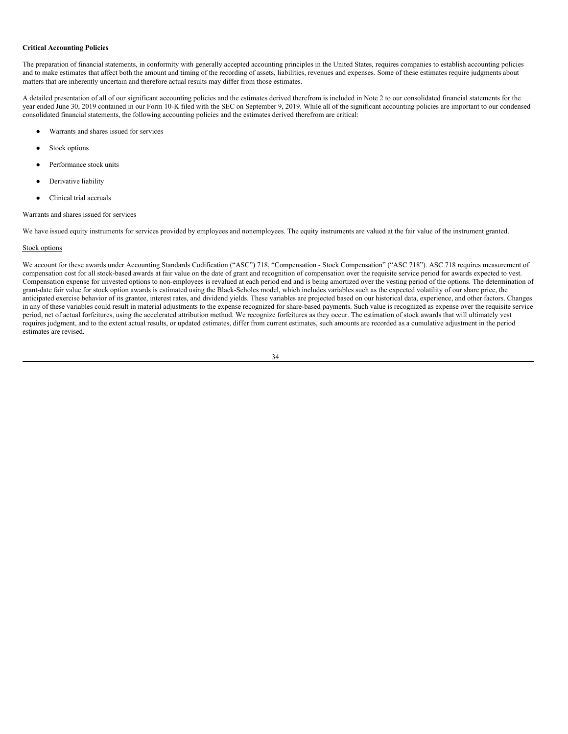**Critical Accounting Policies**

The preparation of financial statements, in conformity with generally accepted accounting principles in the United States, requires companies to establish accounting policies and to make estimates that affect both the amount and timing of the recording of assets, liabilities, revenues and expenses. Some of these estimates require judgments about matters that are inherently uncertain and therefore actual results may differ from those estimates.

A detailed presentation of all of our significant accounting policies and the estimates derived therefrom is included in Note 2 to our consolidated financial statements for the year ended June 30, 2019 contained in our Form 10-K filed with the SEC on September 9, 2019. While all of the significant accounting policies are important to our condensed consolidated financial statements, the following accounting policies and the estimates derived therefrom are critical:

- Warrants and shares issued for services
- Stock options
- Performance stock units
- Derivative liability
- Clinical trial accruals

Warrants and shares issued for services

We have issued equity instruments for services provided by employees and nonemployees. The equity instruments are valued at the fair value of the instrument granted.

Stock options

We account for these awards under Accounting Standards Codification ("ASC") 718, "Compensation - Stock Compensation" ("ASC 718"). ASC 718 requires measurement of compensation cost for all stock-based awards at fair value on the date of grant and recognition of compensation over the requisite service period for awards expected to vest. Compensation expense for unvested options to non-employees is revalued at each period end and is being amortized over the vesting period of the options. The determination of grant-date fair value for stock option awards is estimated using the Black-Scholes model, which includes variables such as the expected volatility of our share price, the anticipated exercise behavior of its grantee, interest rates, and dividend yields. These variables are projected based on our historical data, experience, and other factors. Changes in any of these variables could result in material adjustments to the expense recognized for share-based payments. Such value is recognized as expense over the requisite service period, net of actual forfeitures, using the accelerated attribution method. We recognize forfeitures as they occur. The estimation of stock awards that will ultimately vest requires judgment, and to the extent actual results, or updated estimates, differ from current estimates, such amounts are recorded as a cumulative adjustment in the period estimates are revised.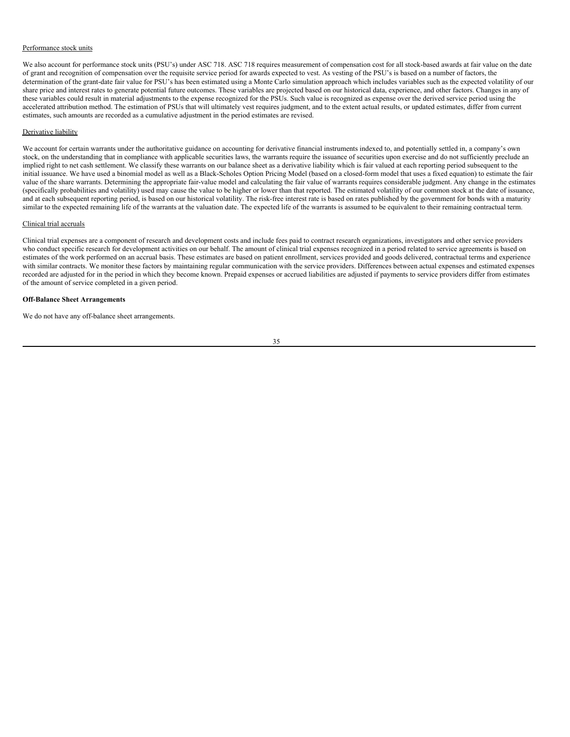Performance stock units

We also account for performance stock units (PSU's) under ASC 718. ASC 718 requires measurement of compensation cost for all stock-based awards at fair value on the date of grant and recognition of compensation over the requisite service period for awards expected to vest. As vesting of the PSU's is based on a number of factors, the determination of the grant-date fair value for PSU's has been estimated using a Monte Carlo simulation approach which includes variables such as the expected volatility of our share price and interest rates to generate potential future outcomes. These variables are projected based on our historical data, experience, and other factors. Changes in any of these variables could result in material adjustments to the expense recognized for the PSUs. Such value is recognized as expense over the derived service period using the accelerated attribution method. The estimation of PSUs that will ultimately vest requires judgment, and to the extent actual results, or updated estimates, differ from current estimates, such amounts are recorded as a cumulative adjustment in the period estimates are revised.

Derivative liability

We account for certain warrants under the authoritative guidance on accounting for derivative financial instruments indexed to, and potentially settled in, a company's own stock, on the understanding that in compliance with applicable securities laws, the warrants require the issuance of securities upon exercise and do not sufficiently preclude an implied right to net cash settlement. We classify these warrants on our balance sheet as a derivative liability which is fair valued at each reporting period subsequent to the initial issuance. We have used a binomial model as well as a Black-Scholes Option Pricing Model (based on a closed-form model that uses a fixed equation) to estimate the fair value of the share warrants. Determining the appropriate fair-value model and calculating the fair value of warrants requires considerable judgment. Any change in the estimates (specifically probabilities and volatility) used may cause the value to be higher or lower than that reported. The estimated volatility of our common stock at the date of issuance, and at each subsequent reporting period, is based on our historical volatility. The risk-free interest rate is based on rates published by the government for bonds with a maturity similar to the expected remaining life of the warrants at the valuation date. The expected life of the warrants is assumed to be equivalent to their remaining contractual term.

Clinical trial accruals

Clinical trial expenses are a component of research and development costs and include fees paid to contract research organizations, investigators and other service providers who conduct specific research for development activities on our behalf. The amount of clinical trial expenses recognized in a period related to service agreements is based on estimates of the work performed on an accrual basis. These estimates are based on patient enrollment, services provided and goods delivered, contractual terms and experience with similar contracts. We monitor these factors by maintaining regular communication with the service providers. Differences between actual expenses and estimated expenses recorded are adjusted for in the period in which they become known. Prepaid expenses or accrued liabilities are adjusted if payments to service providers differ from estimates of the amount of service completed in a given period.

**Off-Balance Sheet Arrangements**

We do not have any off-balance sheet arrangements.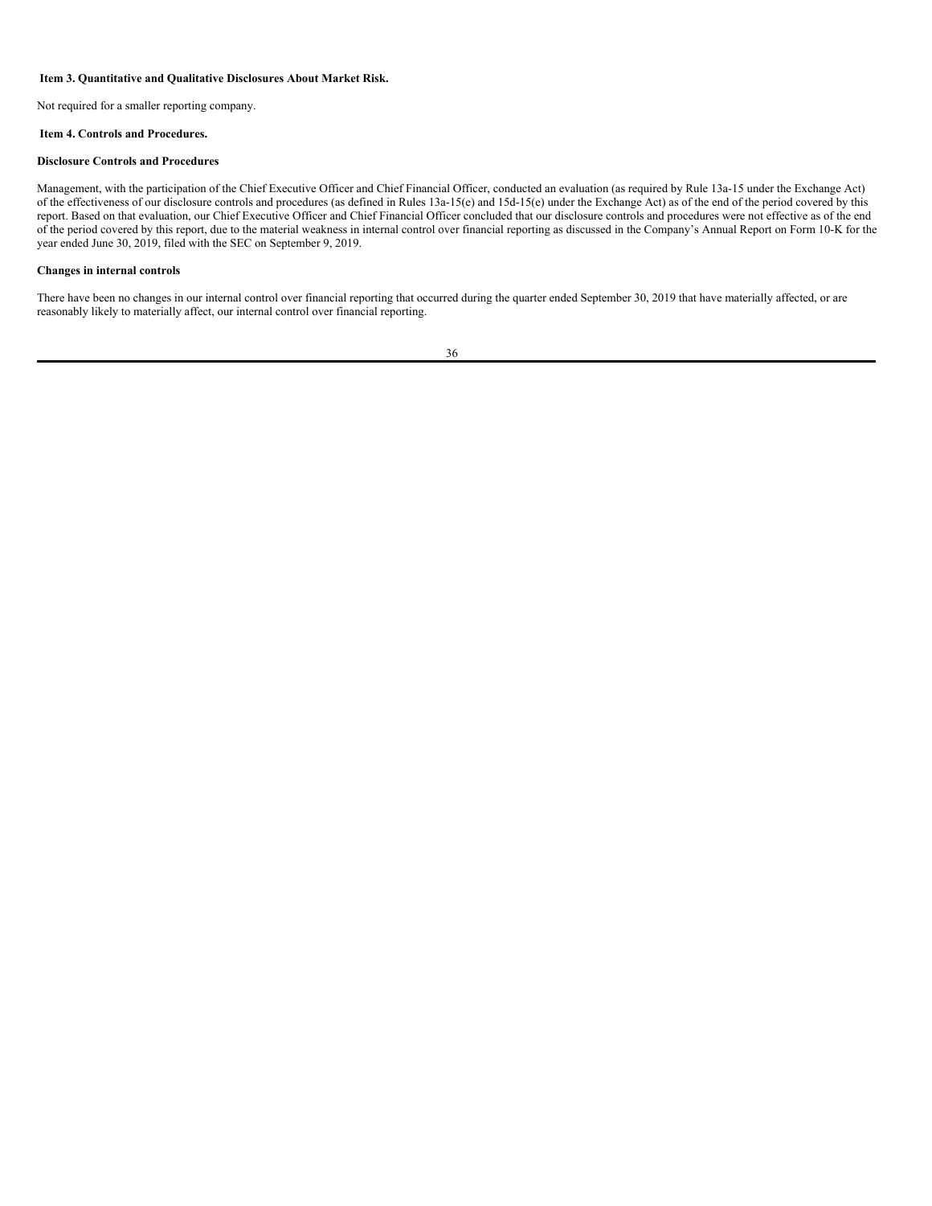### Item 3. Quantitative and Qualitative Disclosures About Market Risk.

Not required for a smaller reporting company.

### Item 4. Controls and Procedures.

**Disclosure Controls and Procedures**

Management, with the participation of the Chief Executive Officer and Chief Financial Officer, conducted an evaluation (as required by Rule 13a-15 under the Exchange Act) of the effectiveness of our disclosure controls and procedures (as defined in Rules 13a-15(e) and 15d-15(e) under the Exchange Act) as of the end of the period covered by this report. Based on that evaluation, our Chief Executive Officer and Chief Financial Officer concluded that our disclosure controls and procedures were not effective as of the end of the period covered by this report, due to the material weakness in internal control over financial reporting as discussed in the Company's Annual Report on Form 10-K for the year ended June 30, 2019, filed with the SEC on September 9, 2019.

**Changes in internal controls**

There have been no changes in our internal control over financial reporting that occurred during the quarter ended September 30, 2019 that have materially affected, or are reasonably likely to materially affect, our internal control over financial reporting.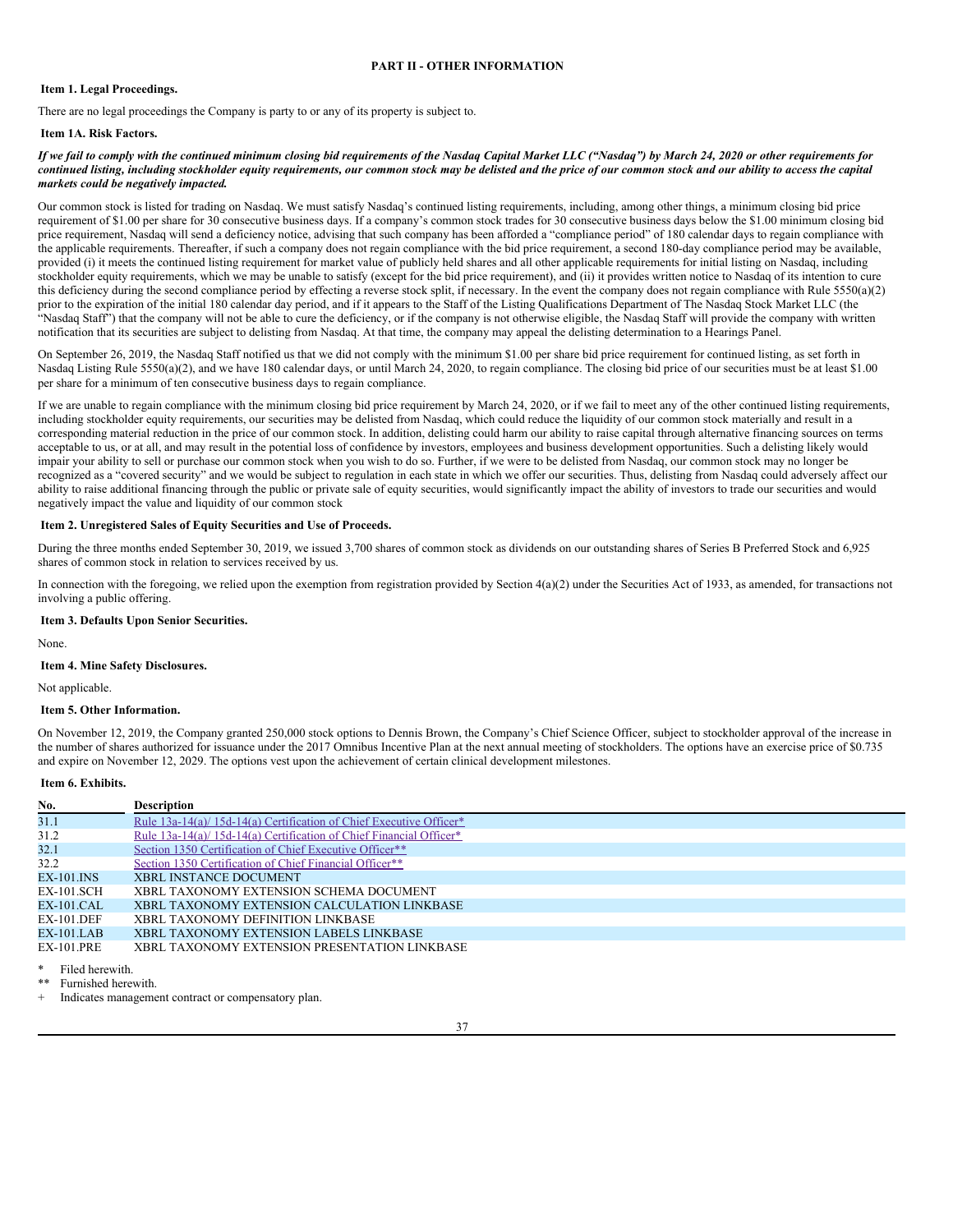## PART II - OTHER INFORMATION

### Item 1. Legal Proceedings.

There are no legal proceedings the Company is party to or any of its property is subject to.

### Item 1A. Risk Factors.

***If we fail to comply with the continued minimum closing bid requirements of the Nasdaq Capital Market LLC ("Nasdaq") by March 24, 2020 or other requirements for continued listing, including stockholder equity requirements, our common stock may be delisted and the price of our common stock and our ability to access the capital markets could be negatively impacted.***

Our common stock is listed for trading on Nasdaq. We must satisfy Nasdaq's continued listing requirements, including, among other things, a minimum closing bid price requirement of $1.00 per share for 30 consecutive business days. If a company's common stock trades for 30 consecutive business days below the $1.00 minimum closing bid price requirement, Nasdaq will send a deficiency notice, advising that such company has been afforded a "compliance period" of 180 calendar days to regain compliance with the applicable requirements. Thereafter, if such a company does not regain compliance with the bid price requirement, a second 180-day compliance period may be available, provided (i) it meets the continued listing requirement for market value of publicly held shares and all other applicable requirements for initial listing on Nasdaq, including stockholder equity requirements, which we may be unable to satisfy (except for the bid price requirement), and (ii) it provides written notice to Nasdaq of its intention to cure this deficiency during the second compliance period by effecting a reverse stock split, if necessary. In the event the company does not regain compliance with Rule 5550(a)(2) prior to the expiration of the initial 180 calendar day period, and if it appears to the Staff of the Listing Qualifications Department of The Nasdaq Stock Market LLC (the "Nasdaq Staff") that the company will not be able to cure the deficiency, or if the company is not otherwise eligible, the Nasdaq Staff will provide the company with written notification that its securities are subject to delisting from Nasdaq. At that time, the company may appeal the delisting determination to a Hearings Panel.

On September 26, 2019, the Nasdaq Staff notified us that we did not comply with the minimum $1.00 per share bid price requirement for continued listing, as set forth in Nasdaq Listing Rule 5550(a)(2), and we have 180 calendar days, or until March 24, 2020, to regain compliance. The closing bid price of our securities must be at least $1.00 per share for a minimum of ten consecutive business days to regain compliance.

If we are unable to regain compliance with the minimum closing bid price requirement by March 24, 2020, or if we fail to meet any of the other continued listing requirements, including stockholder equity requirements, our securities may be delisted from Nasdaq, which could reduce the liquidity of our common stock materially and result in a corresponding material reduction in the price of our common stock. In addition, delisting could harm our ability to raise capital through alternative financing sources on terms acceptable to us, or at all, and may result in the potential loss of confidence by investors, employees and business development opportunities. Such a delisting likely would impair your ability to sell or purchase our common stock when you wish to do so. Further, if we were to be delisted from Nasdaq, our common stock may no longer be recognized as a "covered security" and we would be subject to regulation in each state in which we offer our securities. Thus, delisting from Nasdaq could adversely affect our ability to raise additional financing through the public or private sale of equity securities, would significantly impact the ability of investors to trade our securities and would negatively impact the value and liquidity of our common stock

### Item 2. Unregistered Sales of Equity Securities and Use of Proceeds.

During the three months ended September 30, 2019, we issued 3,700 shares of common stock as dividends on our outstanding shares of Series B Preferred Stock and 6,925 shares of common stock in relation to services received by us.

In connection with the foregoing, we relied upon the exemption from registration provided by Section 4(a)(2) under the Securities Act of 1933, as amended, for transactions not involving a public offering.

### Item 3. Defaults Upon Senior Securities.

None.

### Item 4. Mine Safety Disclosures.

Not applicable.

### Item 5. Other Information.

On November 12, 2019, the Company granted 250,000 stock options to Dennis Brown, the Company's Chief Science Officer, subject to stockholder approval of the increase in the number of shares authorized for issuance under the 2017 Omnibus Incentive Plan at the next annual meeting of stockholders. The options have an exercise price of $0.735 and expire on November 12, 2029. The options vest upon the achievement of certain clinical development milestones.

### Item 6. Exhibits.

| No. | Description |
|---|---|
| 31.1 | Rule 13a-14(a)/ 15d-14(a) Certification of Chief Executive Officer* |
| 31.2 | Rule 13a-14(a)/ 15d-14(a) Certification of Chief Financial Officer* |
| 32.1 | Section 1350 Certification of Chief Executive Officer** |
| 32.2 | Section 1350 Certification of Chief Financial Officer** |
| EX-101.INS | XBRL INSTANCE DOCUMENT |
| EX-101.SCH | XBRL TAXONOMY EXTENSION SCHEMA DOCUMENT |
| EX-101.CAL | XBRL TAXONOMY EXTENSION CALCULATION LINKBASE |
| EX-101.DEF | XBRL TAXONOMY DEFINITION LINKBASE |
| EX-101.LAB | XBRL TAXONOMY EXTENSION LABELS LINKBASE |
| EX-101.PRE | XBRL TAXONOMY EXTENSION PRESENTATION LINKBASE |

\* Filed herewith.

\** Furnished herewith.

\+ Indicates management contract or compensatory plan.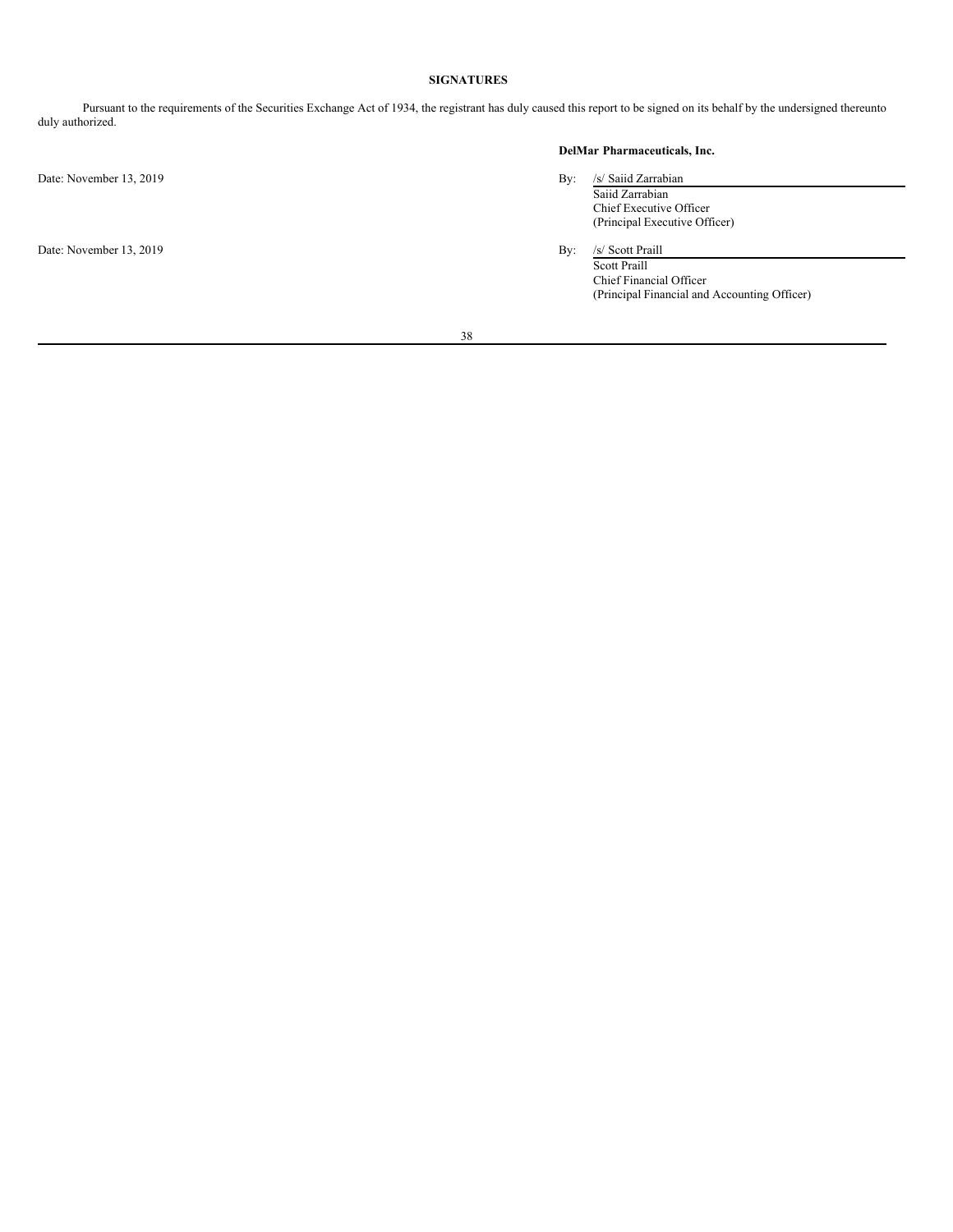## SIGNATURES

Pursuant to the requirements of the Securities Exchange Act of 1934, the registrant has duly caused this report to be signed on its behalf by the undersigned thereunto duly authorized.

**DelMar Pharmaceuticals, Inc.**

Date: November 13, 2019

By: /s/ Saiid Zarrabian
Saiid Zarrabian
Chief Executive Officer
(Principal Executive Officer)

Date: November 13, 2019

By: /s/ Scott Praill
Scott Praill
Chief Financial Officer
(Principal Financial and Accounting Officer)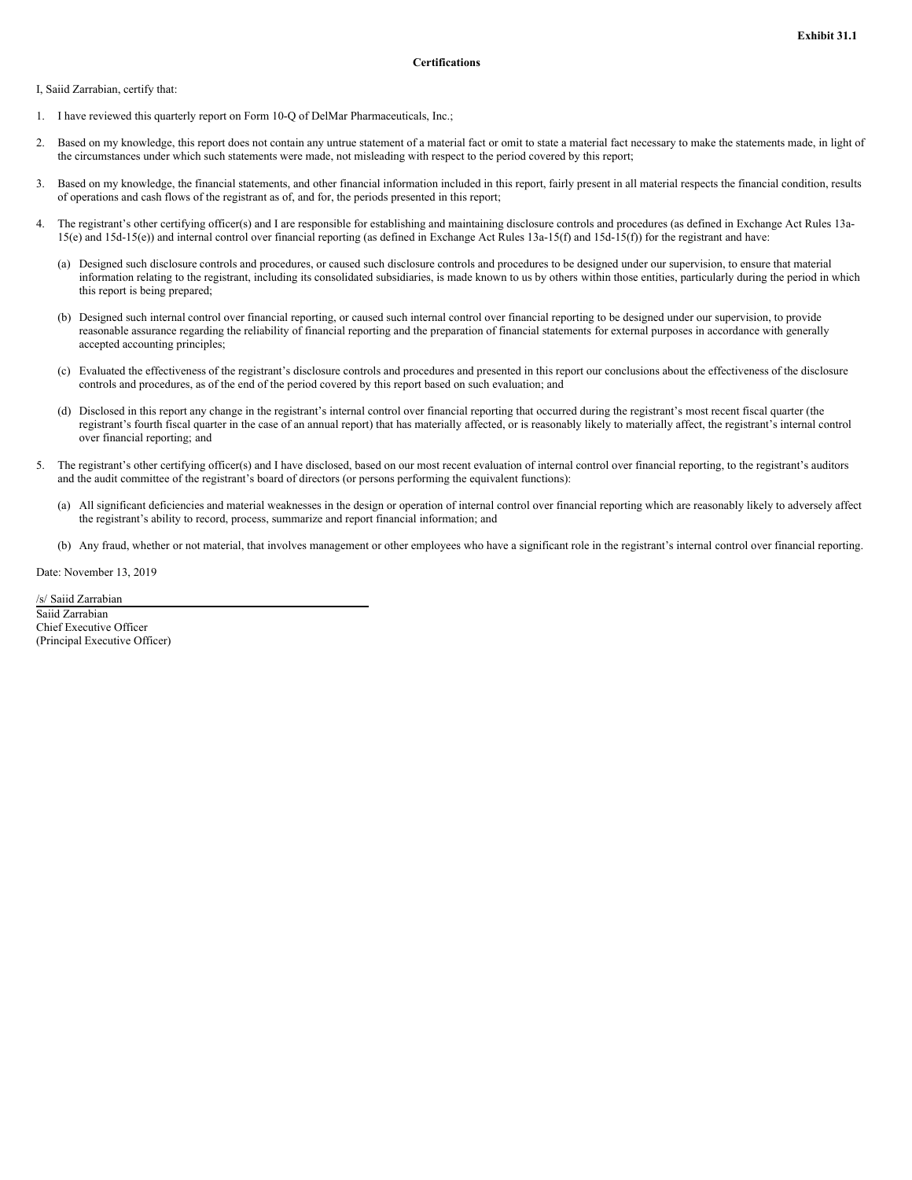**Exhibit 31.1**

**Certifications**

I, Saiid Zarrabian, certify that:

1. I have reviewed this quarterly report on Form 10-Q of DelMar Pharmaceuticals, Inc.;

2. Based on my knowledge, this report does not contain any untrue statement of a material fact or omit to state a material fact necessary to make the statements made, in light of the circumstances under which such statements were made, not misleading with respect to the period covered by this report;

3. Based on my knowledge, the financial statements, and other financial information included in this report, fairly present in all material respects the financial condition, results of operations and cash flows of the registrant as of, and for, the periods presented in this report;

4. The registrant's other certifying officer(s) and I are responsible for establishing and maintaining disclosure controls and procedures (as defined in Exchange Act Rules 13a-15(e) and 15d-15(e)) and internal control over financial reporting (as defined in Exchange Act Rules 13a-15(f) and 15d-15(f)) for the registrant and have:

   (a) Designed such disclosure controls and procedures, or caused such disclosure controls and procedures to be designed under our supervision, to ensure that material information relating to the registrant, including its consolidated subsidiaries, is made known to us by others within those entities, particularly during the period in which this report is being prepared;

   (b) Designed such internal control over financial reporting, or caused such internal control over financial reporting to be designed under our supervision, to provide reasonable assurance regarding the reliability of financial reporting and the preparation of financial statements for external purposes in accordance with generally accepted accounting principles;

   (c) Evaluated the effectiveness of the registrant's disclosure controls and procedures and presented in this report our conclusions about the effectiveness of the disclosure controls and procedures, as of the end of the period covered by this report based on such evaluation; and

   (d) Disclosed in this report any change in the registrant's internal control over financial reporting that occurred during the registrant's most recent fiscal quarter (the registrant's fourth fiscal quarter in the case of an annual report) that has materially affected, or is reasonably likely to materially affect, the registrant's internal control over financial reporting; and

5. The registrant's other certifying officer(s) and I have disclosed, based on our most recent evaluation of internal control over financial reporting, to the registrant's auditors and the audit committee of the registrant's board of directors (or persons performing the equivalent functions):

   (a) All significant deficiencies and material weaknesses in the design or operation of internal control over financial reporting which are reasonably likely to adversely affect the registrant's ability to record, process, summarize and report financial information; and

   (b) Any fraud, whether or not material, that involves management or other employees who have a significant role in the registrant's internal control over financial reporting.

Date: November 13, 2019

/s/ Saiid Zarrabian
Saiid Zarrabian
Chief Executive Officer
(Principal Executive Officer)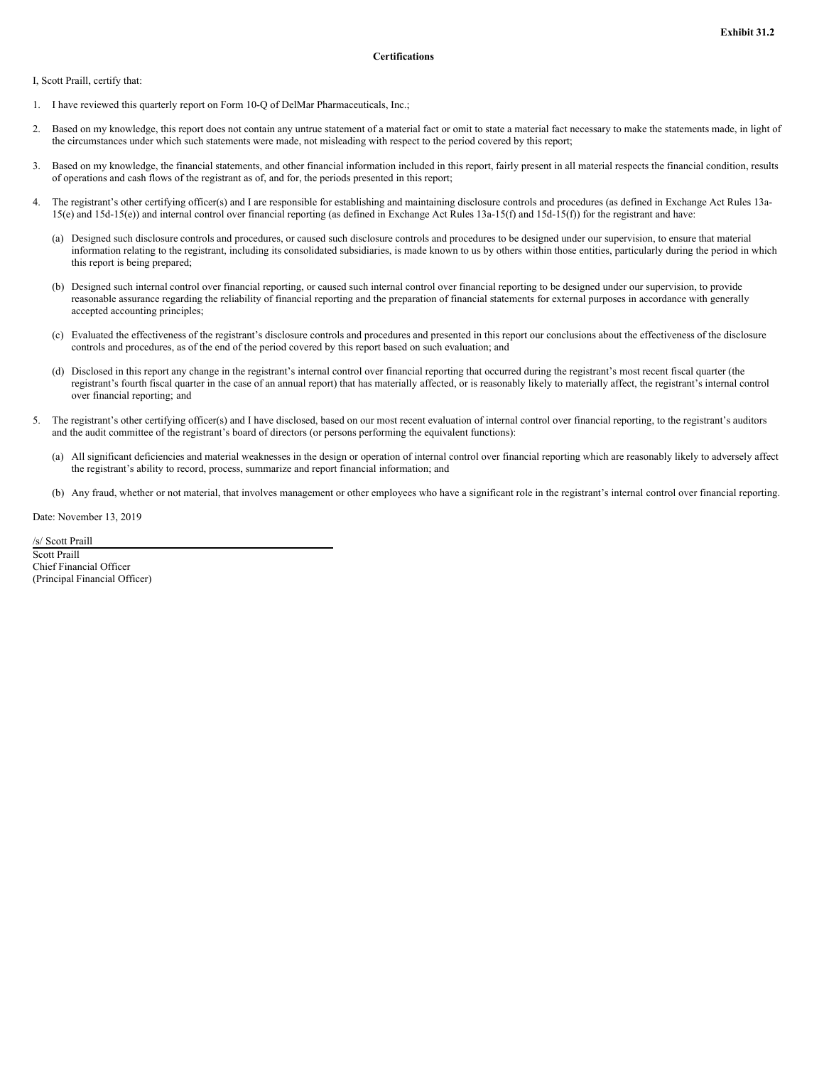**Exhibit 31.2**

**Certifications**

I, Scott Praill, certify that:

1. I have reviewed this quarterly report on Form 10-Q of DelMar Pharmaceuticals, Inc.;

2. Based on my knowledge, this report does not contain any untrue statement of a material fact or omit to state a material fact necessary to make the statements made, in light of the circumstances under which such statements were made, not misleading with respect to the period covered by this report;

3. Based on my knowledge, the financial statements, and other financial information included in this report, fairly present in all material respects the financial condition, results of operations and cash flows of the registrant as of, and for, the periods presented in this report;

4. The registrant's other certifying officer(s) and I are responsible for establishing and maintaining disclosure controls and procedures (as defined in Exchange Act Rules 13a-15(e) and 15d-15(e)) and internal control over financial reporting (as defined in Exchange Act Rules 13a-15(f) and 15d-15(f)) for the registrant and have:

   (a) Designed such disclosure controls and procedures, or caused such disclosure controls and procedures to be designed under our supervision, to ensure that material information relating to the registrant, including its consolidated subsidiaries, is made known to us by others within those entities, particularly during the period in which this report is being prepared;

   (b) Designed such internal control over financial reporting, or caused such internal control over financial reporting to be designed under our supervision, to provide reasonable assurance regarding the reliability of financial reporting and the preparation of financial statements for external purposes in accordance with generally accepted accounting principles;

   (c) Evaluated the effectiveness of the registrant's disclosure controls and procedures and presented in this report our conclusions about the effectiveness of the disclosure controls and procedures, as of the end of the period covered by this report based on such evaluation; and

   (d) Disclosed in this report any change in the registrant's internal control over financial reporting that occurred during the registrant's most recent fiscal quarter (the registrant's fourth fiscal quarter in the case of an annual report) that has materially affected, or is reasonably likely to materially affect, the registrant's internal control over financial reporting; and

5. The registrant's other certifying officer(s) and I have disclosed, based on our most recent evaluation of internal control over financial reporting, to the registrant's auditors and the audit committee of the registrant's board of directors (or persons performing the equivalent functions):

   (a) All significant deficiencies and material weaknesses in the design or operation of internal control over financial reporting which are reasonably likely to adversely affect the registrant's ability to record, process, summarize and report financial information; and

   (b) Any fraud, whether or not material, that involves management or other employees who have a significant role in the registrant's internal control over financial reporting.

Date: November 13, 2019

/s/ Scott Praill

Scott Praill
Chief Financial Officer
(Principal Financial Officer)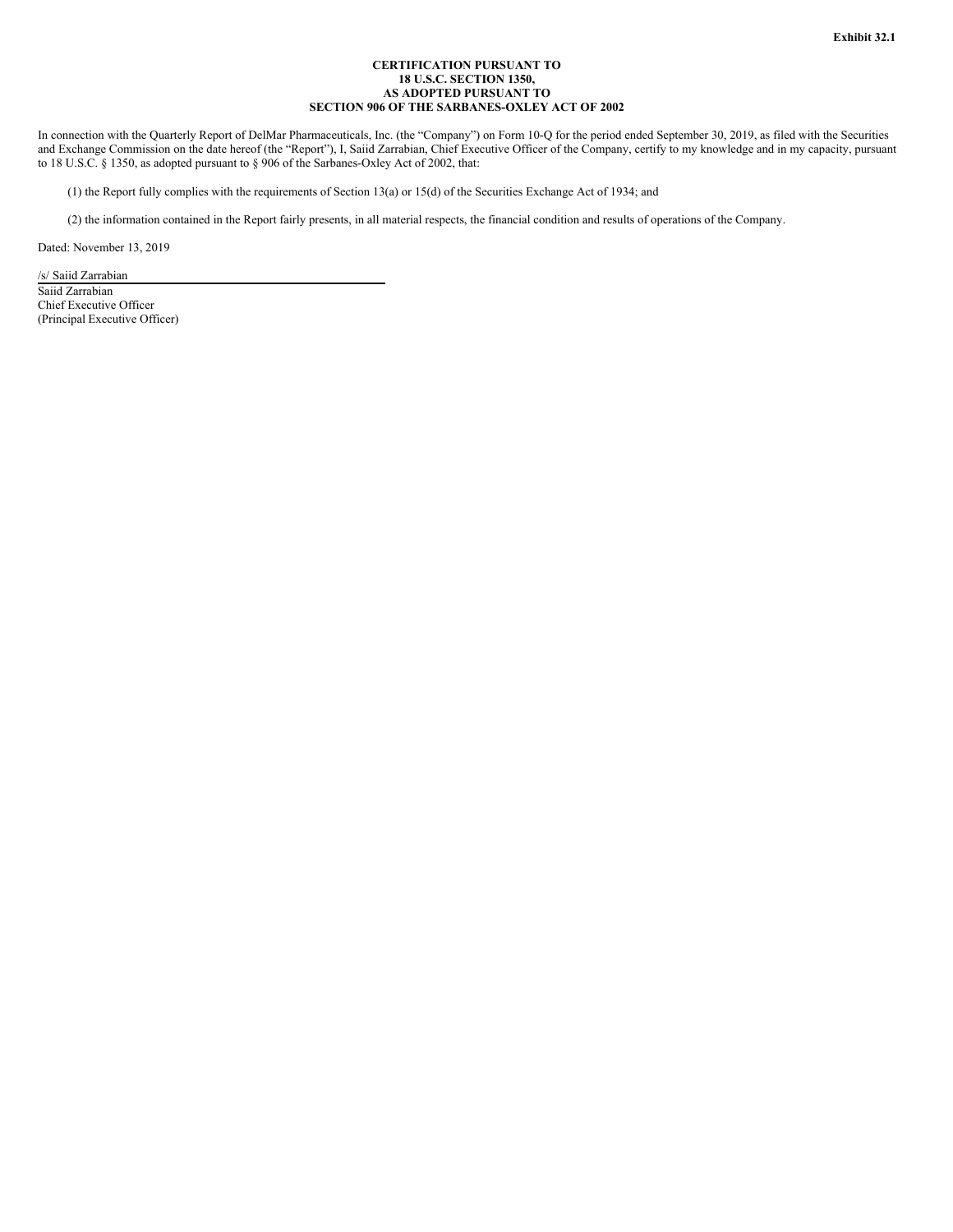**Exhibit 32.1**

**CERTIFICATION PURSUANT TO
18 U.S.C. SECTION 1350,
AS ADOPTED PURSUANT TO
SECTION 906 OF THE SARBANES-OXLEY ACT OF 2002**

In connection with the Quarterly Report of DelMar Pharmaceuticals, Inc. (the "Company") on Form 10-Q for the period ended September 30, 2019, as filed with the Securities and Exchange Commission on the date hereof (the "Report"), I, Saiid Zarrabian, Chief Executive Officer of the Company, certify to my knowledge and in my capacity, pursuant to 18 U.S.C. § 1350, as adopted pursuant to § 906 of the Sarbanes-Oxley Act of 2002, that:

(1) the Report fully complies with the requirements of Section 13(a) or 15(d) of the Securities Exchange Act of 1934; and

(2) the information contained in the Report fairly presents, in all material respects, the financial condition and results of operations of the Company.

Dated: November 13, 2019

/s/ Saiid Zarrabian

Saiid Zarrabian
Chief Executive Officer
(Principal Executive Officer)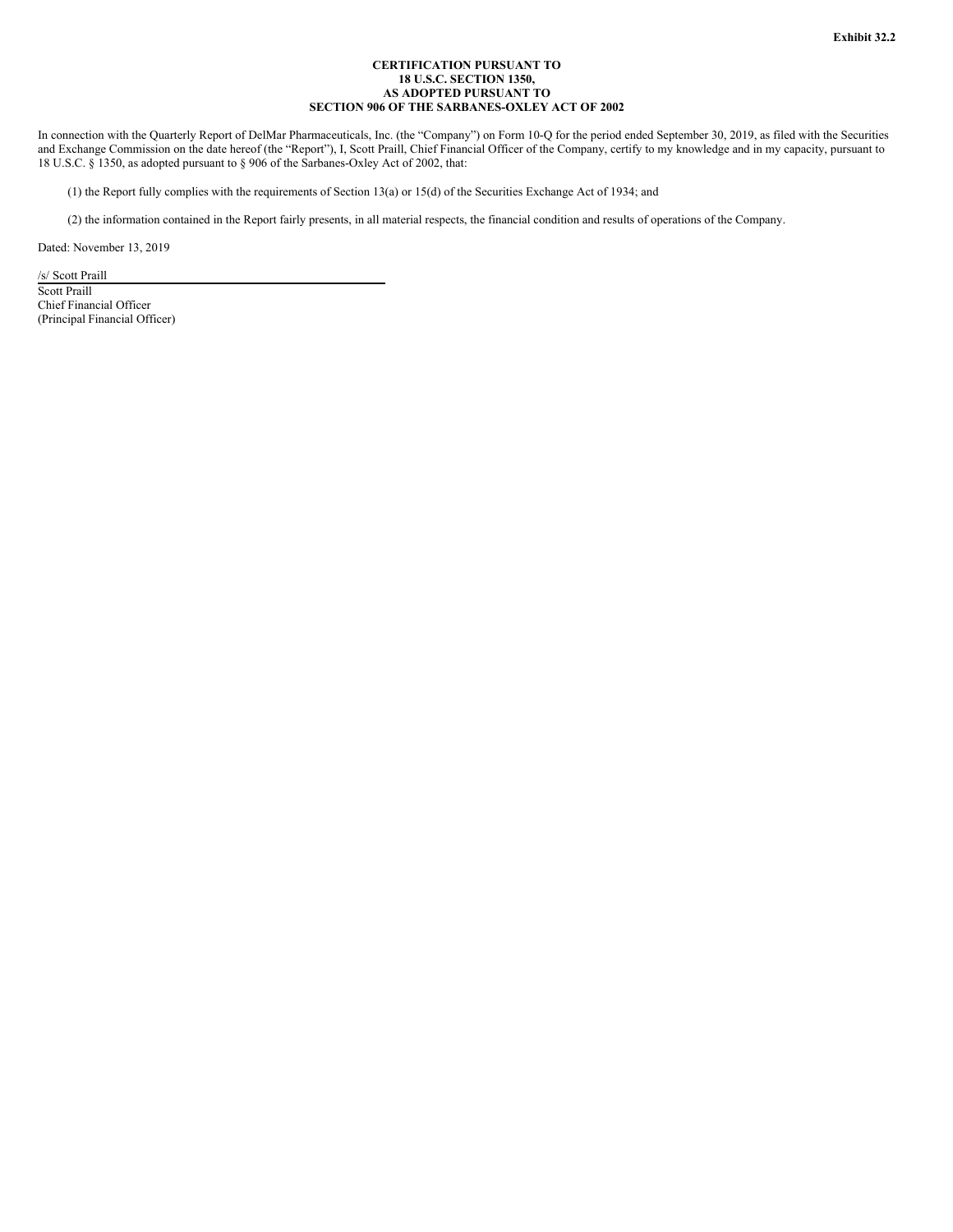**Exhibit 32.2**

**CERTIFICATION PURSUANT TO**
**18 U.S.C. SECTION 1350,**
**AS ADOPTED PURSUANT TO**
**SECTION 906 OF THE SARBANES-OXLEY ACT OF 2002**

In connection with the Quarterly Report of DelMar Pharmaceuticals, Inc. (the "Company") on Form 10-Q for the period ended September 30, 2019, as filed with the Securities and Exchange Commission on the date hereof (the "Report"), I, Scott Praill, Chief Financial Officer of the Company, certify to my knowledge and in my capacity, pursuant to 18 U.S.C. § 1350, as adopted pursuant to § 906 of the Sarbanes-Oxley Act of 2002, that:

(1) the Report fully complies with the requirements of Section 13(a) or 15(d) of the Securities Exchange Act of 1934; and

(2) the information contained in the Report fairly presents, in all material respects, the financial condition and results of operations of the Company.

Dated: November 13, 2019

/s/ Scott Praill

Scott Praill
Chief Financial Officer
(Principal Financial Officer)